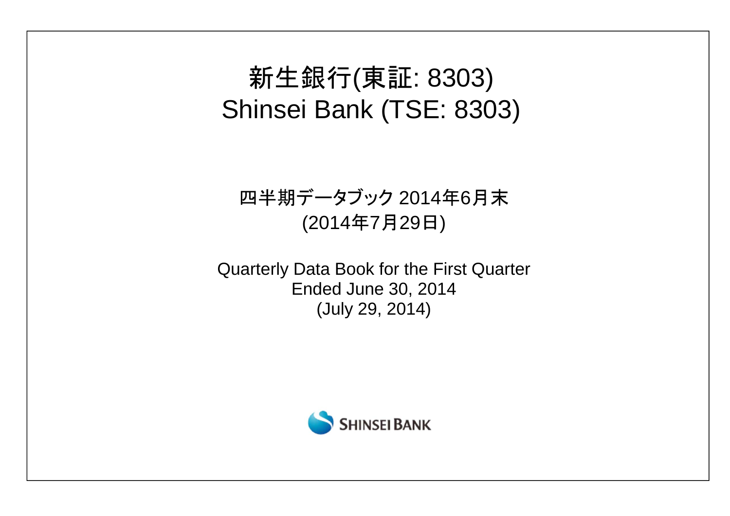# 新生銀行(東証: 8303)
# Shinsei Bank (TSE: 8303)

四半期データブック 2014年6月末
(2014年7月29日)

Quarterly Data Book for the First Quarter
Ended June 30, 2014
(July 29, 2014)

SHINSEI BANK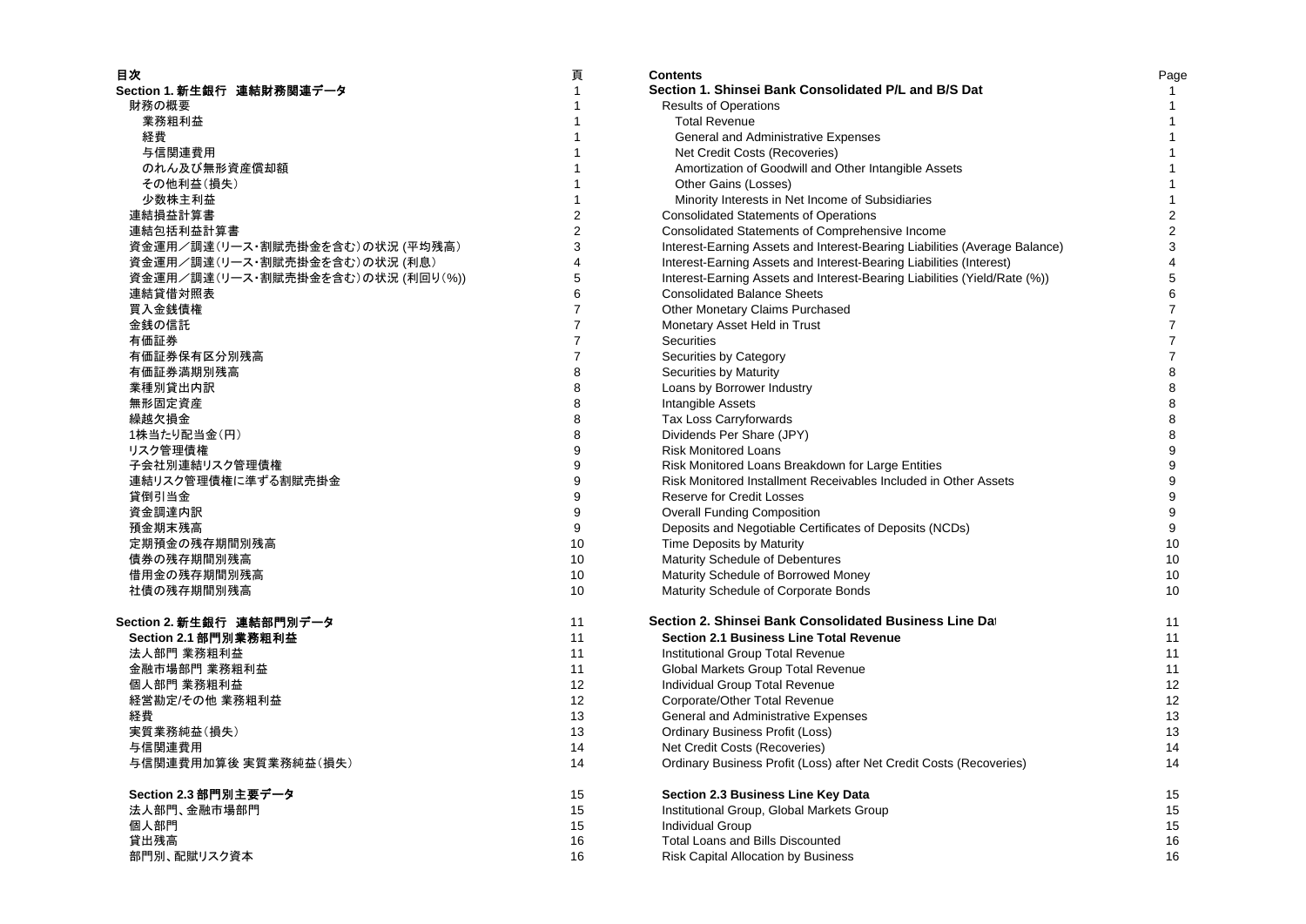| 目次 | 頁 | Contents | Page |
|---|---|---|---|
| **Section 1. 新生銀行 連結財務関連データ** | 1 | **Section 1. Shinsei Bank Consolidated P/L and B/S Dat** | 1 |
| 財務の概要 | 1 | Results of Operations | 1 |
| 業務粗利益 | 1 | Total Revenue | 1 |
| 経費 | 1 | General and Administrative Expenses | 1 |
| 与信関連費用 | 1 | Net Credit Costs (Recoveries) | 1 |
| のれん及び無形資産償却額 | 1 | Amortization of Goodwill and Other Intangible Assets | 1 |
| その他利益（損失） | 1 | Other Gains (Losses) | 1 |
| 少数株主利益 | 1 | Minority Interests in Net Income of Subsidiaries | 1 |
| 連結損益計算書 | 2 | Consolidated Statements of Operations | 2 |
| 連結包括利益計算書 | 2 | Consolidated Statements of Comprehensive Income | 2 |
| 資金運用／調達（リース・割賦売掛金を含む）の状況 (平均残高) | 3 | Interest-Earning Assets and Interest-Bearing Liabilities (Average Balance) | 3 |
| 資金運用／調達（リース・割賦売掛金を含む）の状況 (利息) | 4 | Interest-Earning Assets and Interest-Bearing Liabilities (Interest) | 4 |
| 資金運用／調達（リース・割賦売掛金を含む）の状況 (利回り(%)) | 5 | Interest-Earning Assets and Interest-Bearing Liabilities (Yield/Rate (%)) | 5 |
| 連結貸借対照表 | 6 | Consolidated Balance Sheets | 6 |
| 買入金銭債権 | 7 | Other Monetary Claims Purchased | 7 |
| 金銭の信託 | 7 | Monetary Asset Held in Trust | 7 |
| 有価証券 | 7 | Securities | 7 |
| 有価証券保有区分別残高 | 7 | Securities by Category | 7 |
| 有価証券満期別残高 | 8 | Securities by Maturity | 8 |
| 業種別貸出内訳 | 8 | Loans by Borrower Industry | 8 |
| 無形固定資産 | 8 | Intangible Assets | 8 |
| 繰越欠損金 | 8 | Tax Loss Carryforwards | 8 |
| 1株当たり配当金（円） | 8 | Dividends Per Share (JPY) | 8 |
| リスク管理債権 | 9 | Risk Monitored Loans | 9 |
| 子会社別連結リスク管理債権 | 9 | Risk Monitored Loans Breakdown for Large Entities | 9 |
| 連結リスク管理債権に準ずる割賦売掛金 | 9 | Risk Monitored Installment Receivables Included in Other Assets | 9 |
| 貸倒引当金 | 9 | Reserve for Credit Losses | 9 |
| 資金調達内訳 | 9 | Overall Funding Composition | 9 |
| 預金期末残高 | 9 | Deposits and Negotiable Certificates of Deposits (NCDs) | 9 |
| 定期預金の残存期間別残高 | 10 | Time Deposits by Maturity | 10 |
| 債券の残存期間別残高 | 10 | Maturity Schedule of Debentures | 10 |
| 借用金の残存期間別残高 | 10 | Maturity Schedule of Borrowed Money | 10 |
| 社債の残存期間別残高 | 10 | Maturity Schedule of Corporate Bonds | 10 |
| | | | |
| **Section 2. 新生銀行 連結部門別データ** | 11 | **Section 2. Shinsei Bank Consolidated Business Line Dat** | 11 |
| **Section 2.1 部門別業務粗利益** | 11 | **Section 2.1 Business Line Total Revenue** | 11 |
| 法人部門 業務粗利益 | 11 | Institutional Group Total Revenue | 11 |
| 金融市場部門 業務粗利益 | 11 | Global Markets Group Total Revenue | 11 |
| 個人部門 業務粗利益 | 12 | Individual Group Total Revenue | 12 |
| 経営勘定/その他 業務粗利益 | 12 | Corporate/Other Total Revenue | 12 |
| 経費 | 13 | General and Administrative Expenses | 13 |
| 実質業務純益（損失） | 13 | Ordinary Business Profit (Loss) | 13 |
| 与信関連費用 | 14 | Net Credit Costs (Recoveries) | 14 |
| 与信関連費用加算後 実質業務純益（損失） | 14 | Ordinary Business Profit (Loss) after Net Credit Costs (Recoveries) | 14 |
| | | | |
| **Section 2.3 部門別主要データ** | 15 | **Section 2.3 Business Line Key Data** | 15 |
| 法人部門、金融市場部門 | 15 | Institutional Group, Global Markets Group | 15 |
| 個人部門 | 15 | Individual Group | 15 |
| 貸出残高 | 16 | Total Loans and Bills Discounted | 16 |
| 部門別、配賦リスク資本 | 16 | Risk Capital Allocation by Business | 16 |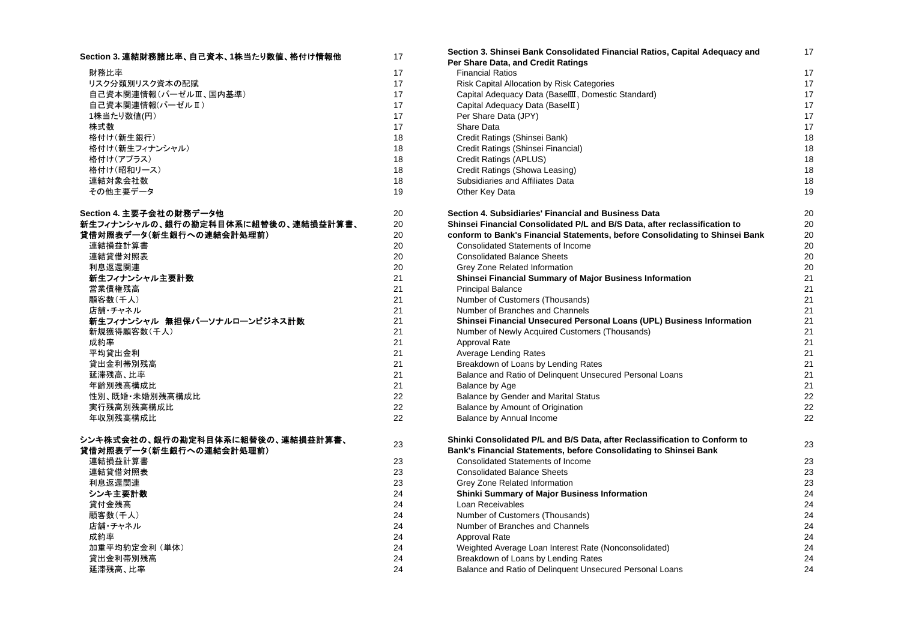| | | | |
|---|---|---|---|
| **Section 3. 連結財務諸比率、自己資本、1株当たり数値、格付け情報他** | 17 | **Section 3. Shinsei Bank Consolidated Financial Ratios, Capital Adequacy and Per Share Data, and Credit Ratings** | 17 |
| 財務比率 | 17 | Financial Ratios | 17 |
| リスク分類別リスク資本の配賦 | 17 | Risk Capital Allocation by Risk Categories | 17 |
| 自己資本関連情報（バーゼルⅢ、国内基準） | 17 | Capital Adequacy Data (BaselⅢ, Domestic Standard) | 17 |
| 自己資本関連情報(バーゼルⅡ） | 17 | Capital Adequacy Data (BaselⅡ) | 17 |
| 1株当たり数値(円） | 17 | Per Share Data (JPY) | 17 |
| 株式数 | 17 | Share Data | 17 |
| 格付け（新生銀行） | 18 | Credit Ratings (Shinsei Bank) | 18 |
| 格付け（新生フィナンシャル） | 18 | Credit Ratings (Shinsei Financial) | 18 |
| 格付け（アプラス） | 18 | Credit Ratings (APLUS) | 18 |
| 格付け（昭和リース） | 18 | Credit Ratings (Showa Leasing) | 18 |
| 連結対象会社数 | 18 | Subsidiaries and Affiliates Data | 18 |
| その他主要データ | 19 | Other Key Data | 19 |
| **Section 4. 主要子会社の財務データ他** | 20 | **Section 4. Subsidiaries' Financial and Business Data** | 20 |
| **新生フィナンシャルの、銀行の勘定科目体系に組替後の、連結損益計算書、貸借対照表データ(新生銀行への連結会計処理前)** | 20 | **Shinsei Financial Consolidated P/L and B/S Data, after reclassification to conform to Bank's Financial Statements, before Consolidating to Shinsei Bank** | 20 |
| 連結損益計算書 | 20 | Consolidated Statements of Income | 20 |
| 連結貸借対照表 | 20 | Consolidated Balance Sheets | 20 |
| 利息返還関連 | 20 | Grey Zone Related Information | 20 |
| **新生フィナンシャル主要計数** | 21 | **Shinsei Financial Summary of Major Business Information** | 21 |
| 営業債権残高 | 21 | Principal Balance | 21 |
| 顧客数（千人） | 21 | Number of Customers (Thousands) | 21 |
| 店舗・チャネル | 21 | Number of Branches and Channels | 21 |
| **新生フィナンシャル　無担保パーソナルローンビジネス計数** | 21 | **Shinsei Financial Unsecured Personal Loans (UPL) Business Information** | 21 |
| 新規獲得顧客数（千人） | 21 | Number of Newly Acquired Customers (Thousands) | 21 |
| 成約率 | 21 | Approval Rate | 21 |
| 平均貸出金利 | 21 | Average Lending Rates | 21 |
| 貸出金利帯別残高 | 21 | Breakdown of Loans by Lending Rates | 21 |
| 延滞残高、比率 | 21 | Balance and Ratio of Delinquent Unsecured Personal Loans | 21 |
| 年齢別残高構成比 | 21 | Balance by Age | 21 |
| 性別、既婚・未婚別残高構成比 | 22 | Balance by Gender and Marital Status | 22 |
| 実行残高別残高構成比 | 22 | Balance by Amount of Origination | 22 |
| 年収別残高構成比 | 22 | Balance by Annual Income | 22 |
| **シンキ株式会社の、銀行の勘定科目体系に組替後の、連結損益計算書、貸借対照表データ(新生銀行への連結会計処理前)** | 23 | **Shinki Consolidated P/L and B/S Data, after Reclassification to Conform to Bank's Financial Statements, before Consolidating to Shinsei Bank** | 23 |
| 連結損益計算書 | 23 | Consolidated Statements of Income | 23 |
| 連結貸借対照表 | 23 | Consolidated Balance Sheets | 23 |
| 利息返還関連 | 23 | Grey Zone Related Information | 23 |
| **シンキ主要計数** | 24 | **Shinki Summary of Major Business Information** | 24 |
| 貸付金残高 | 24 | Loan Receivables | 24 |
| 顧客数（千人） | 24 | Number of Customers (Thousands) | 24 |
| 店舗・チャネル | 24 | Number of Branches and Channels | 24 |
| 成約率 | 24 | Approval Rate | 24 |
| 加重平均約定金利（単体） | 24 | Weighted Average Loan Interest Rate (Nonconsolidated) | 24 |
| 貸出金利帯別残高 | 24 | Breakdown of Loans by Lending Rates | 24 |
| 延滞残高、比率 | 24 | Balance and Ratio of Delinquent Unsecured Personal Loans | 24 |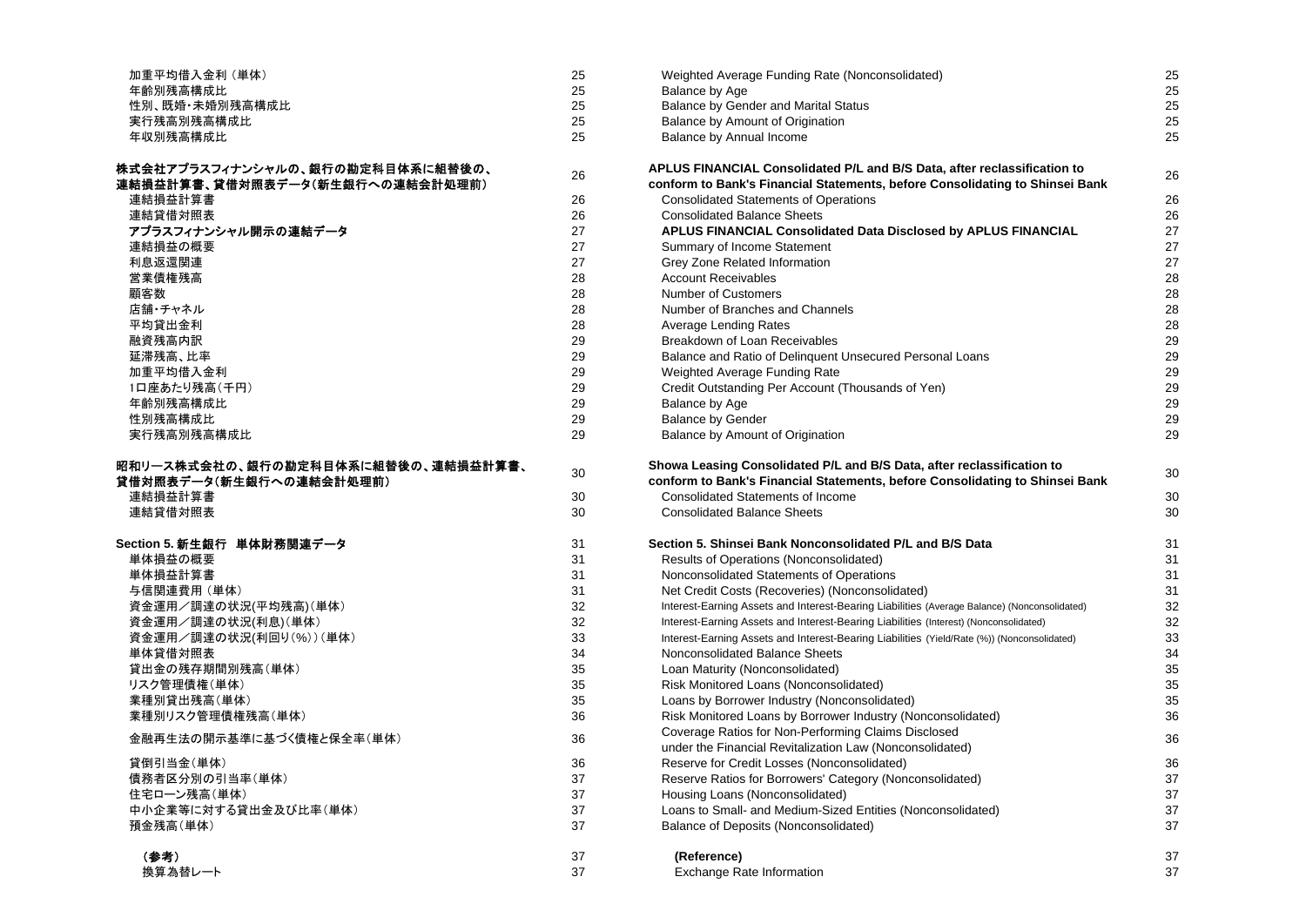| | | | |
|---|---|---|---|
| 加重平均借入金利（単体） | 25 | Weighted Average Funding Rate (Nonconsolidated) | 25 |
| 年齢別残高構成比 | 25 | Balance by Age | 25 |
| 性別、既婚・未婚別残高構成比 | 25 | Balance by Gender and Marital Status | 25 |
| 実行残高別残高構成比 | 25 | Balance by Amount of Origination | 25 |
| 年収別残高構成比 | 25 | Balance by Annual Income | 25 |
| **株式会社アプラスフィナンシャルの、銀行の勘定科目体系に組替後の、連結損益計算書、貸借対照表データ(新生銀行への連結会計処理前)** | 26 | **APLUS FINANCIAL Consolidated P/L and B/S Data, after reclassification to conform to Bank's Financial Statements, before Consolidating to Shinsei Bank** | 26 |
| 連結損益計算書 | 26 | Consolidated Statements of Operations | 26 |
| 連結貸借対照表 | 26 | Consolidated Balance Sheets | 26 |
| **アプラスフィナンシャル開示の連結データ** | 27 | **APLUS FINANCIAL Consolidated Data Disclosed by APLUS FINANCIAL** | 27 |
| 連結損益の概要 | 27 | Summary of Income Statement | 27 |
| 利息返還関連 | 27 | Grey Zone Related Information | 27 |
| 営業債権残高 | 28 | Account Receivables | 28 |
| 顧客数 | 28 | Number of Customers | 28 |
| 店舗・チャネル | 28 | Number of Branches and Channels | 28 |
| 平均貸出金利 | 28 | Average Lending Rates | 28 |
| 融資残高内訳 | 29 | Breakdown of Loan Receivables | 29 |
| 延滞残高、比率 | 29 | Balance and Ratio of Delinquent Unsecured Personal Loans | 29 |
| 加重平均借入金利 | 29 | Weighted Average Funding Rate | 29 |
| 1口座あたり残高(千円) | 29 | Credit Outstanding Per Account (Thousands of Yen) | 29 |
| 年齢別残高構成比 | 29 | Balance by Age | 29 |
| 性別残高構成比 | 29 | Balance by Gender | 29 |
| 実行残高別残高構成比 | 29 | Balance by Amount of Origination | 29 |
| **昭和リース株式会社の、銀行の勘定科目体系に組替後の、連結損益計算書、貸借対照表データ(新生銀行への連結会計処理前)** | 30 | **Showa Leasing Consolidated P/L and B/S Data, after reclassification to conform to Bank's Financial Statements, before Consolidating to Shinsei Bank** | 30 |
| 連結損益計算書 | 30 | Consolidated Statements of Income | 30 |
| 連結貸借対照表 | 30 | Consolidated Balance Sheets | 30 |
| **Section 5. 新生銀行　単体財務関連データ** | 31 | **Section 5. Shinsei Bank Nonconsolidated P/L and B/S Data** | 31 |
| 単体損益の概要 | 31 | Results of Operations (Nonconsolidated) | 31 |
| 単体損益計算書 | 31 | Nonconsolidated Statements of Operations | 31 |
| 与信関連費用（単体） | 31 | Net Credit Costs (Recoveries) (Nonconsolidated) | 31 |
| 資金運用／調達の状況(平均残高)(単体) | 32 | Interest-Earning Assets and Interest-Bearing Liabilities (Average Balance) (Nonconsolidated) | 32 |
| 資金運用／調達の状況(利息)(単体) | 32 | Interest-Earning Assets and Interest-Bearing Liabilities (Interest) (Nonconsolidated) | 32 |
| 資金運用／調達の状況(利回り(%))(単体) | 33 | Interest-Earning Assets and Interest-Bearing Liabilities (Yield/Rate (%)) (Nonconsolidated) | 33 |
| 単体貸借対照表 | 34 | Nonconsolidated Balance Sheets | 34 |
| 貸出金の残存期間別残高(単体) | 35 | Loan Maturity (Nonconsolidated) | 35 |
| リスク管理債権(単体) | 35 | Risk Monitored Loans (Nonconsolidated) | 35 |
| 業種別貸出残高(単体) | 35 | Loans by Borrower Industry (Nonconsolidated) | 35 |
| 業種別リスク管理債権残高(単体) | 36 | Risk Monitored Loans by Borrower Industry (Nonconsolidated) | 36 |
| 金融再生法の開示基準に基づく債権と保全率(単体) | 36 | Coverage Ratios for Non-Performing Claims Disclosed under the Financial Revitalization Law (Nonconsolidated) | 36 |
| 貸倒引当金(単体) | 36 | Reserve for Credit Losses (Nonconsolidated) | 36 |
| 債務者区分別の引当率(単体) | 37 | Reserve Ratios for Borrowers' Category (Nonconsolidated) | 37 |
| 住宅ローン残高(単体) | 37 | Housing Loans (Nonconsolidated) | 37 |
| 中小企業等に対する貸出金及び比率(単体) | 37 | Loans to Small- and Medium-Sized Entities (Nonconsolidated) | 37 |
| 預金残高(単体) | 37 | Balance of Deposits (Nonconsolidated) | 37 |
| **（参考）** | 37 | **(Reference)** | 37 |
| 換算為替レート | 37 | Exchange Rate Information | 37 |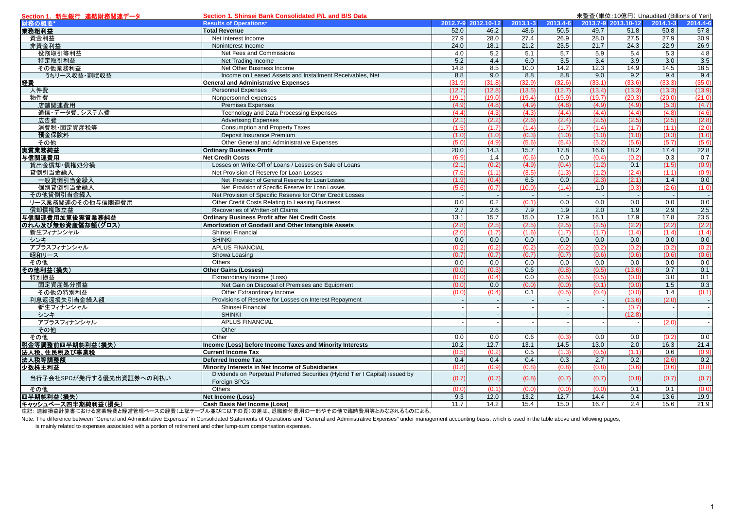## Section 1. 新生銀行 連結財務関連データ

## Section 1. Shinsei Bank Consolidated P/L and B/S Data

未監査(単位:10億円) Unaudited (Billions of Yen)

| 財務の概要* | Results of Operations* | 2012.7-9 | 2012.10-12 | 2013.1-3 | 2013.4-6 | 2013.7-9 | 2013.10-12 | 2014.1-3 | 2014.4-6 |
|---|---|---|---|---|---|---|---|---|---|
| **業務粗利益** | **Total Revenue** | 52.0 | 46.2 | 48.6 | 50.5 | 49.7 | 51.8 | 50.8 | 57.8 |
| 資金利益 | Net Interest Income | 27.9 | 28.0 | 27.4 | 26.9 | 28.0 | 27.5 | 27.9 | 30.9 |
| 非資金利益 | Noninterest Income | 24.0 | 18.1 | 21.2 | 23.5 | 21.7 | 24.3 | 22.9 | 26.9 |
| 役務取引等利益 | Net Fees and Commissions | 4.0 | 5.2 | 5.1 | 5.7 | 5.9 | 5.4 | 5.3 | 4.8 |
| 特定取引利益 | Net Trading Income | 5.2 | 4.4 | 6.0 | 3.5 | 3.4 | 3.9 | 3.0 | 3.5 |
| その他業務利益 | Net Other Business Income | 14.8 | 8.5 | 10.0 | 14.2 | 12.3 | 14.9 | 14.5 | 18.5 |
| うちリース収益・割賦収益 | Income on Leased Assets and Installment Receivables, Net | 8.8 | 9.0 | 8.8 | 8.8 | 9.0 | 9.2 | 9.4 | 9.4 |
| **経費** | **General and Administrative Expenses** | (31.9) | (31.8) | (32.9) | (32.6) | (33.1) | (33.6) | (33.3) | (35.0) |
| 人件費 | Personnel Expenses | (12.7) | (12.8) | (13.5) | (12.7) | (13.4) | (13.3) | (13.3) | (13.9) |
| 物件費 | Nonpersonnel expenses | (19.1) | (19.0) | (19.4) | (19.9) | (19.7) | (20.3) | (20.0) | (21.0) |
| 店舗関連費用 | Premises Expenses | (4.9) | (4.8) | (4.9) | (4.8) | (4.9) | (4.9) | (5.3) | (4.7) |
| 通信・データ費、システム費 | Technology and Data Processing Expenses | (4.4) | (4.3) | (4.3) | (4.4) | (4.4) | (4.4) | (4.8) | (4.6) |
| 広告費 | Advertising Expenses | (2.1) | (2.2) | (2.6) | (2.4) | (2.5) | (2.5) | (2.5) | (2.8) |
| 消費税・固定資産税等 | Consumption and Property Taxes | (1.5) | (1.7) | (1.4) | (1.7) | (1.4) | (1.7) | (1.1) | (2.0) |
| 預金保険料 | Deposit Insurance Premium | (1.0) | (1.0) | (0.3) | (1.0) | (1.0) | (1.0) | (0.3) | (1.0) |
| その他 | Other General and Administrative Expenses | (5.0) | (4.9) | (5.6) | (5.4) | (5.2) | (5.6) | (5.7) | (5.6) |
| **実質業務純益** | **Ordinary Business Profit** | 20.0 | 14.3 | 15.7 | 17.8 | 16.6 | 18.2 | 17.4 | 22.8 |
| **与信関連費用** | **Net Credit Costs** | (6.9) | 1.4 | (0.6) | 0.0 | (0.4) | (0.2) | 0.3 | 0.7 |
| 貸出金償却・債権処分損 | Losses on Write-Off of Loans / Losses on Sale of Loans | (2.1) | (0.2) | (4.9) | (0.4) | (1.2) | 0.1 | (1.5) | (0.9) |
| 貸倒引当金繰入 | Net Provision of Reserve for Loan Losses | (7.6) | (1.1) | (3.5) | (1.3) | (1.2) | (2.4) | (1.1) | (0.9) |
| 一般貸倒引当金繰入 | Net Provision of General Reserve for Loan Losses | (1.9) | (0.4) | 6.5 | 0.0 | (2.3) | (2.1) | 1.4 | 0.0 |
| 個別貸倒引当金繰入 | Net Provision of Specific Reserve for Loan Losses | (5.6) | (0.7) | (10.0) | (1.4) | 1.0 | (0.3) | (2.6) | (1.0) |
| その他貸倒引当金繰入 | Net Provision of Specific Reserve for Other Credit Losses | - | - | - | - | - | - | - | - |
| リース業務関連のその他与信関連費用 | Other Credit Costs Relating to Leasing Business | 0.0 | 0.2 | (0.1) | 0.0 | 0.0 | 0.0 | 0.0 | 0.0 |
| 償却債権取立益 | Recoveries of Written-off Claims | 2.7 | 2.6 | 7.9 | 1.9 | 2.0 | 1.9 | 2.9 | 2.5 |
| **与信関連費用加算後実質業務純益** | **Ordinary Business Profit after Net Credit Costs** | 13.1 | 15.7 | 15.0 | 17.9 | 16.1 | 17.9 | 17.8 | 23.5 |
| **のれん及び無形資産償却額(グロス)** | **Amortization of Goodwill and Other Intangible Assets** | (2.8) | (2.5) | (2.5) | (2.5) | (2.5) | (2.2) | (2.2) | (2.2) |
| 新生フィナンシャル | Shinsei Financial | (2.0) | (1.7) | (1.6) | (1.7) | (1.7) | (1.4) | (1.4) | (1.4) |
| シンキ | SHINKI | 0.0 | 0.0 | 0.0 | 0.0 | 0.0 | 0.0 | 0.0 | 0.0 |
| アプラスフィナンシャル | APLUS FINANCIAL | (0.2) | (0.2) | (0.2) | (0.2) | (0.2) | (0.2) | (0.2) | (0.2) |
| 昭和リース | Showa Leasing | (0.7) | (0.7) | (0.7) | (0.7) | (0.6) | (0.6) | (0.6) | (0.6) |
| その他 | Others | 0.0 | 0.0 | 0.0 | 0.0 | 0.0 | 0.0 | 0.0 | 0.0 |
| **その他利益(損失)** | **Other Gains (Losses)** | (0.0) | (0.3) | 0.6 | (0.8) | (0.5) | (13.6) | 0.7 | 0.1 |
| 特別損益 | Extraordinary Income (Loss) | (0.0) | (0.4) | 0.0 | (0.5) | (0.5) | (0.0) | 3.0 | 0.1 |
| 固定資産処分損益 | Net Gain on Disposal of Premises and Equipment | (0.0) | 0.0 | (0.0) | (0.0) | (0.1) | (0.0) | 1.5 | 0.3 |
| その他の特別利益 | Other Extraordinary Income | (0.0) | (0.4) | 0.1 | (0.5) | (0.4) | (0.0) | 1.4 | (0.1) |
| 利息返還損失引当金繰入額 | Provisions of Reserve for Losses on Interest Repayment | - | - | - | - | - | (13.6) | (2.0) | - |
| 新生フィナンシャル | Shinsei Financial | - | - | - | - | - | (0.7) | - | - |
| シンキ | SHINKI | - | - | - | - | - | (12.8) | - | - |
| アプラスフィナンシャル | APLUS FINANCIAL | - | - | - | - | - | - | (2.0) | - |
| その他 | Other | - | - | - | - | - | - | - | - |
| その他 | Other | 0.0 | 0.0 | 0.6 | (0.3) | 0.0 | 0.0 | (0.2) | 0.0 |
| **税金等調整前四半期純利益(損失)** | **Income (Loss) before Income Taxes and Minority Interests** | 10.2 | 12.7 | 13.1 | 14.5 | 13.0 | 2.0 | 16.3 | 21.4 |
| **法人税、住民税及び事業税** | **Current Income Tax** | (0.5) | (0.2) | 0.5 | (1.3) | (0.5) | (1.1) | 0.6 | (0.9) |
| **法人税等調整額** | **Deferred Income Tax** | 0.4 | 0.4 | 0.4 | 0.3 | 2.7 | 0.2 | (2.6) | 0.2 |
| **少数株主利益** | **Minority Interests in Net Income of Subsidiaries** | (0.8) | (0.9) | (0.8) | (0.8) | (0.8) | (0.6) | (0.6) | (0.8) |
| 当行子会社SPCが発行する優先出資証券への利払い | Dividends on Perpetual Preferred Securities (Hybrid Tier I Capital) issued by Foreign SPCs | (0.7) | (0.7) | (0.8) | (0.7) | (0.7) | (0.8) | (0.7) | (0.7) |
| その他 | Others | (0.0) | (0.1) | (0.0) | (0.0) | (0.0) | 0.1 | 0.1 | (0.0) |
| **四半期純利益(損失)** | **Net Income (Loss)** | 9.3 | 12.0 | 13.2 | 12.7 | 14.4 | 0.4 | 13.6 | 19.9 |
| **キャッシュベース四半期純利益(損失)** | **Cash Basis Net Income (Loss)** | 11.7 | 14.2 | 15.4 | 15.0 | 16.7 | 2.4 | 15.6 | 21.9 |

注記: 連結損益計算書における営業経費と経営管理ベースの経費(上記テーブル並びに以下の頁)の差は、退職給付費用の一部やその他で臨時費用等とみなされるものによる。

Note: The difference between "General and Administrative Expenses" in Consolidated Statements of Operations and "General and Administrative Expenses" under management accounting basis, which is used in the table above and following pages, is mainly related to expenses associated with a portion of retirement and other lump-sum compensation expenses.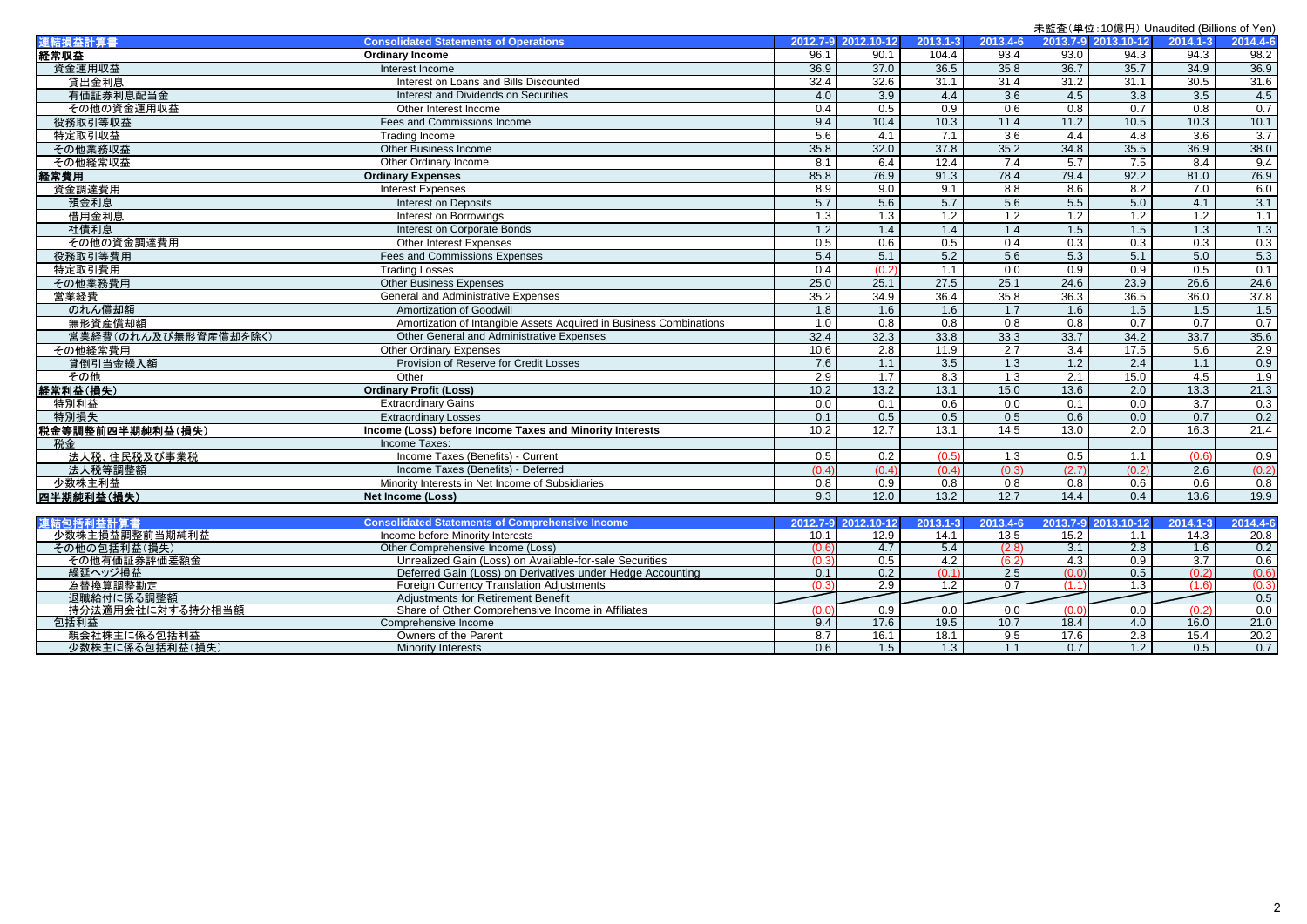未監査（単位：10億円）Unaudited (Billions of Yen)

| 連結損益計算書 | Consolidated Statements of Operations | 2012.7-9 | 2012.10-12 | 2013.1-3 | 2013.4-6 | 2013.7-9 | 2013.10-12 | 2014.1-3 | 2014.4-6 |
|---|---|---|---|---|---|---|---|---|---|
| **経常収益** | **Ordinary Income** | 96.1 | 90.1 | 104.4 | 93.4 | 93.0 | 94.3 | 94.3 | 98.2 |
| 資金運用収益 | Interest Income | 36.9 | 37.0 | 36.5 | 35.8 | 36.7 | 35.7 | 34.9 | 36.9 |
| 貸出金利息 | Interest on Loans and Bills Discounted | 32.4 | 32.6 | 31.1 | 31.4 | 31.2 | 31.1 | 30.5 | 31.6 |
| 有価証券利息配当金 | Interest and Dividends on Securities | 4.0 | 3.9 | 4.4 | 3.6 | 4.5 | 3.8 | 3.5 | 4.5 |
| その他の資金運用収益 | Other Interest Income | 0.4 | 0.5 | 0.9 | 0.6 | 0.8 | 0.7 | 0.8 | 0.7 |
| 役務取引等収益 | Fees and Commissions Income | 9.4 | 10.4 | 10.3 | 11.4 | 11.2 | 10.5 | 10.3 | 10.1 |
| 特定取引収益 | Trading Income | 5.6 | 4.1 | 7.1 | 3.6 | 4.4 | 4.8 | 3.6 | 3.7 |
| その他業務収益 | Other Business Income | 35.8 | 32.0 | 37.8 | 35.2 | 34.8 | 35.5 | 36.9 | 38.0 |
| その他経常収益 | Other Ordinary Income | 8.1 | 6.4 | 12.4 | 7.4 | 5.7 | 7.5 | 8.4 | 9.4 |
| **経常費用** | **Ordinary Expenses** | 85.8 | 76.9 | 91.3 | 78.4 | 79.4 | 92.2 | 81.0 | 76.9 |
| 資金調達費用 | Interest Expenses | 8.9 | 9.0 | 9.1 | 8.8 | 8.6 | 8.2 | 7.0 | 6.0 |
| 預金利息 | Interest on Deposits | 5.7 | 5.6 | 5.7 | 5.6 | 5.5 | 5.0 | 4.1 | 3.1 |
| 借用金利息 | Interest on Borrowings | 1.3 | 1.3 | 1.2 | 1.2 | 1.2 | 1.2 | 1.2 | 1.1 |
| 社債利息 | Interest on Corporate Bonds | 1.2 | 1.4 | 1.4 | 1.4 | 1.5 | 1.5 | 1.3 | 1.3 |
| その他の資金調達費用 | Other Interest Expenses | 0.5 | 0.6 | 0.5 | 0.4 | 0.3 | 0.3 | 0.3 | 0.3 |
| 役務取引等費用 | Fees and Commissions Expenses | 5.4 | 5.1 | 5.2 | 5.6 | 5.3 | 5.1 | 5.0 | 5.3 |
| 特定取引費用 | Trading Losses | 0.4 | (0.2) | 1.1 | 0.0 | 0.9 | 0.9 | 0.5 | 0.1 |
| その他業務費用 | Other Business Expenses | 25.0 | 25.1 | 27.5 | 25.1 | 24.6 | 23.9 | 26.6 | 24.6 |
| 営業経費 | General and Administrative Expenses | 35.2 | 34.9 | 36.4 | 35.8 | 36.3 | 36.5 | 36.0 | 37.8 |
| のれん償却額 | Amortization of Goodwill | 1.8 | 1.6 | 1.6 | 1.7 | 1.6 | 1.5 | 1.5 | 1.5 |
| 無形資産償却額 | Amortization of Intangible Assets Acquired in Business Combinations | 1.0 | 0.8 | 0.8 | 0.8 | 0.8 | 0.7 | 0.7 | 0.7 |
| 営業経費（のれん及び無形資産償却を除く） | Other General and Administrative Expenses | 32.4 | 32.3 | 33.8 | 33.3 | 33.7 | 34.2 | 33.7 | 35.6 |
| その他経常費用 | Other Ordinary Expenses | 10.6 | 2.8 | 11.9 | 2.7 | 3.4 | 17.5 | 5.6 | 2.9 |
| 貸倒引当金繰入額 | Provision of Reserve for Credit Losses | 7.6 | 1.1 | 3.5 | 1.3 | 1.2 | 2.4 | 1.1 | 0.9 |
| その他 | Other | 2.9 | 1.7 | 8.3 | 1.3 | 2.1 | 15.0 | 4.5 | 1.9 |
| **経常利益（損失）** | **Ordinary Profit (Loss)** | 10.2 | 13.2 | 13.1 | 15.0 | 13.6 | 2.0 | 13.3 | 21.3 |
| 特別利益 | Extraordinary Gains | 0.0 | 0.1 | 0.6 | 0.0 | 0.1 | 0.0 | 3.7 | 0.3 |
| 特別損失 | Extraordinary Losses | 0.1 | 0.5 | 0.5 | 0.5 | 0.6 | 0.0 | 0.7 | 0.2 |
| **税金等調整前四半期純利益（損失）** | **Income (Loss) before Income Taxes and Minority Interests** | 10.2 | 12.7 | 13.1 | 14.5 | 13.0 | 2.0 | 16.3 | 21.4 |
| 税金 | Income Taxes: | | | | | | | | |
| 法人税、住民税及び事業税 | Income Taxes (Benefits) - Current | 0.5 | 0.2 | (0.5) | 1.3 | 0.5 | 1.1 | (0.6) | 0.9 |
| 法人税等調整額 | Income Taxes (Benefits) - Deferred | (0.4) | (0.4) | (0.4) | (0.3) | (2.7) | (0.2) | 2.6 | (0.2) |
| 少数株主利益 | Minority Interests in Net Income of Subsidiaries | 0.8 | 0.9 | 0.8 | 0.8 | 0.8 | 0.6 | 0.6 | 0.8 |
| **四半期純利益（損失）** | **Net Income (Loss)** | 9.3 | 12.0 | 13.2 | 12.7 | 14.4 | 0.4 | 13.6 | 19.9 |

| 連結包括利益計算書 | Consolidated Statements of Comprehensive Income | 2012.7-9 | 2012.10-12 | 2013.1-3 | 2013.4-6 | 2013.7-9 | 2013.10-12 | 2014.1-3 | 2014.4-6 |
|---|---|---|---|---|---|---|---|---|---|
| 少数株主損益調整前当期純利益 | Income before Minority Interests | 10.1 | 12.9 | 14.1 | 13.5 | 15.2 | 1.1 | 14.3 | 20.8 |
| その他の包括利益（損失） | Other Comprehensive Income (Loss) | (0.6) | 4.7 | 5.4 | (2.8) | 3.1 | 2.8 | 1.6 | 0.2 |
| その他有価証券評価差額金 | Unrealized Gain (Loss) on Available-for-sale Securities | (0.3) | 0.5 | 4.2 | (6.2) | 4.3 | 0.9 | 3.7 | 0.6 |
| 繰延ヘッジ損益 | Deferred Gain (Loss) on Derivatives under Hedge Accounting | 0.1 | 0.2 | (0.1) | 2.5 | (0.0) | 0.5 | (0.2) | (0.6) |
| 為替換算調整勘定 | Foreign Currency Translation Adjustments | (0.3) | 2.9 | 1.2 | 0.7 | (1.1) | 1.3 | (1.6) | (0.3) |
| 退職給付に係る調整額 | Adjustments for Retirement Benefit | | | | | | | | 0.5 |
| 持分法適用会社に対する持分相当額 | Share of Other Comprehensive Income in Affiliates | (0.0) | 0.9 | 0.0 | 0.0 | (0.0) | 0.0 | (0.2) | 0.0 |
| 包括利益 | Comprehensive Income | 9.4 | 17.6 | 19.5 | 10.7 | 18.4 | 4.0 | 16.0 | 21.0 |
| 親会社株主に係る包括利益 | Owners of the Parent | 8.7 | 16.1 | 18.1 | 9.5 | 17.6 | 2.8 | 15.4 | 20.2 |
| 少数株主に係る包括利益（損失） | Minority Interests | 0.6 | 1.5 | 1.3 | 1.1 | 0.7 | 1.2 | 0.5 | 0.7 |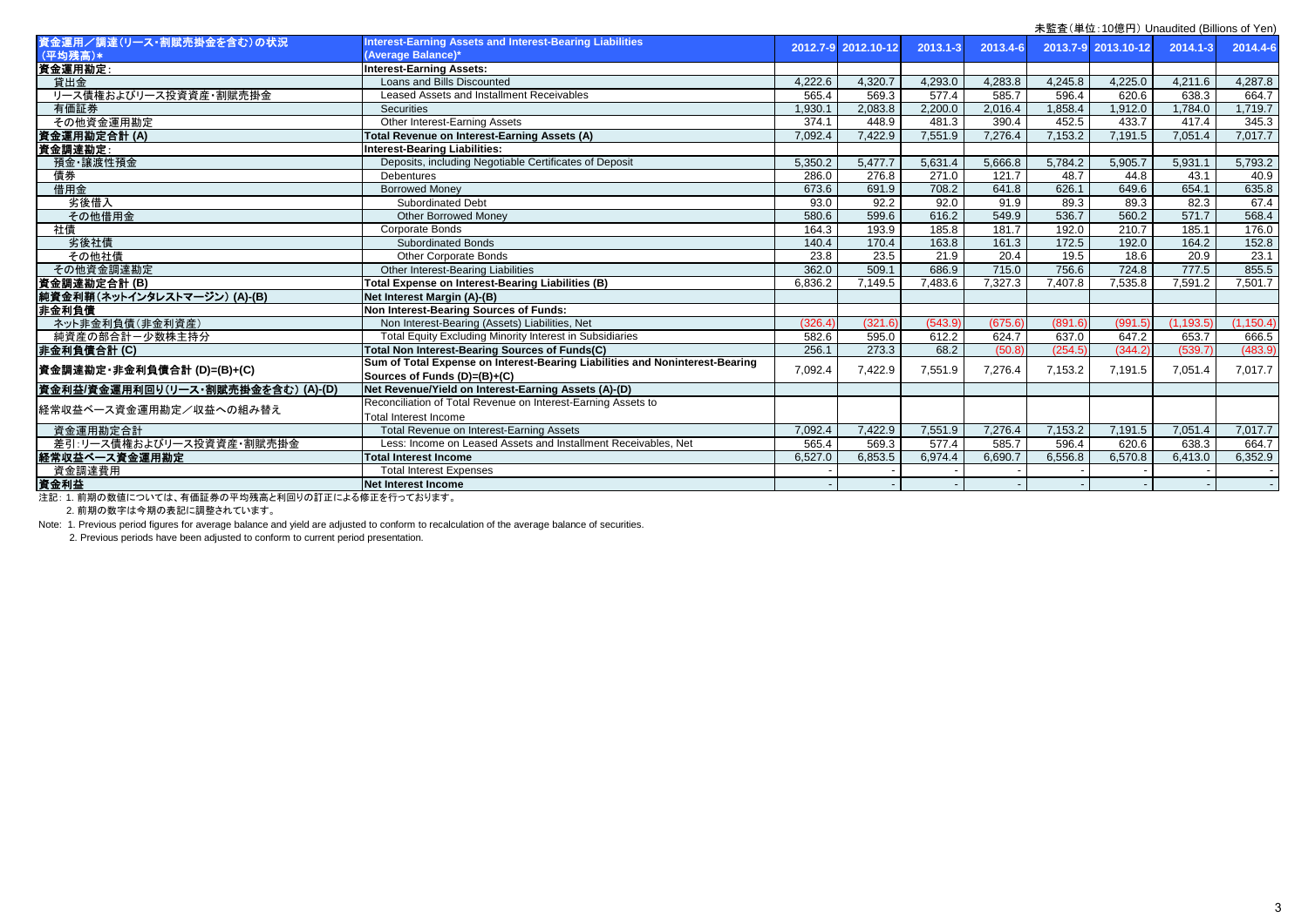未監査（単位：10億円） Unaudited (Billions of Yen)

| 資金運用／調達（リース・割賦売掛金を含む）の状況（平均残高）* | Interest-Earning Assets and Interest-Bearing Liabilities (Average Balance)* | 2012.7-9 | 2012.10-12 | 2013.1-3 | 2013.4-6 | 2013.7-9 | 2013.10-12 | 2014.1-3 | 2014.4-6 |
|---|---|---|---|---|---|---|---|---|---|
| **資金運用勘定：** | **Interest-Earning Assets:** | | | | | | | | |
| 貸出金 | Loans and Bills Discounted | 4,222.6 | 4,320.7 | 4,293.0 | 4,283.8 | 4,245.8 | 4,225.0 | 4,211.6 | 4,287.8 |
| リース債権およびリース投資資産・割賦売掛金 | Leased Assets and Installment Receivables | 565.4 | 569.3 | 577.4 | 585.7 | 596.4 | 620.6 | 638.3 | 664.7 |
| 有価証券 | Securities | 1,930.1 | 2,083.8 | 2,200.0 | 2,016.4 | 1,858.4 | 1,912.0 | 1,784.0 | 1,719.7 |
| その他資金運用勘定 | Other Interest-Earning Assets | 374.1 | 448.9 | 481.3 | 390.4 | 452.5 | 433.7 | 417.4 | 345.3 |
| **資金運用勘定合計 (A)** | **Total Revenue on Interest-Earning Assets (A)** | 7,092.4 | 7,422.9 | 7,551.9 | 7,276.4 | 7,153.2 | 7,191.5 | 7,051.4 | 7,017.7 |
| **資金調達勘定：** | **Interest-Bearing Liabilities:** | | | | | | | | |
| 預金・譲渡性預金 | Deposits, including Negotiable Certificates of Deposit | 5,350.2 | 5,477.7 | 5,631.4 | 5,666.8 | 5,784.2 | 5,905.7 | 5,931.1 | 5,793.2 |
| 債券 | Debentures | 286.0 | 276.8 | 271.0 | 121.7 | 48.7 | 44.8 | 43.1 | 40.9 |
| 借用金 | Borrowed Money | 673.6 | 691.9 | 708.2 | 641.8 | 626.1 | 649.6 | 654.1 | 635.8 |
| 劣後借入 | Subordinated Debt | 93.0 | 92.2 | 92.0 | 91.9 | 89.3 | 89.3 | 82.3 | 67.4 |
| その他借用金 | Other Borrowed Money | 580.6 | 599.6 | 616.2 | 549.9 | 536.7 | 560.2 | 571.7 | 568.4 |
| 社債 | Corporate Bonds | 164.3 | 193.9 | 185.8 | 181.7 | 192.0 | 210.7 | 185.1 | 176.0 |
| 劣後社債 | Subordinated Bonds | 140.4 | 170.4 | 163.8 | 161.3 | 172.5 | 192.0 | 164.2 | 152.8 |
| その他社債 | Other Corporate Bonds | 23.8 | 23.5 | 21.9 | 20.4 | 19.5 | 18.6 | 20.9 | 23.1 |
| その他資金調達勘定 | Other Interest-Bearing Liabilities | 362.0 | 509.1 | 686.9 | 715.0 | 756.6 | 724.8 | 777.5 | 855.5 |
| **資金調達勘定合計 (B)** | **Total Expense on Interest-Bearing Liabilities (B)** | 6,836.2 | 7,149.5 | 7,483.6 | 7,327.3 | 7,407.8 | 7,535.8 | 7,591.2 | 7,501.7 |
| **純資金利鞘（ネットインタレストマージン）(A)-(B)** | **Net Interest Margin (A)-(B)** | | | | | | | | |
| **非金利負債** | **Non Interest-Bearing Sources of Funds:** | | | | | | | | |
| ネット非金利負債（非金利資産） | Non Interest-Bearing (Assets) Liabilities, Net | (326.4) | (321.6) | (543.9) | (675.6) | (891.6) | (991.5) | (1,193.5) | (1,150.4) |
| 純資産の部合計－少数株主持分 | Total Equity Excluding Minority Interest in Subsidiaries | 582.6 | 595.0 | 612.2 | 624.7 | 637.0 | 647.2 | 653.7 | 666.5 |
| **非金利負債合計 (C)** | **Total Non Interest-Bearing Sources of Funds(C)** | 256.1 | 273.3 | 68.2 | (50.8) | (254.5) | (344.2) | (539.7) | (483.9) |
| **資金調達勘定・非金利負債合計 (D)=(B)+(C)** | **Sum of Total Expense on Interest-Bearing Liabilities and Noninterest-Bearing Sources of Funds (D)=(B)+(C)** | 7,092.4 | 7,422.9 | 7,551.9 | 7,276.4 | 7,153.2 | 7,191.5 | 7,051.4 | 7,017.7 |
| **資金利益/資金運用利回り（リース・割賦売掛金を含む）(A)-(D)** | **Net Revenue/Yield on Interest-Earning Assets (A)-(D)** | | | | | | | | |
| 経常収益ベース資金運用勘定／収益への組み替え | Reconciliation of Total Revenue on Interest-Earning Assets to Total Interest Income | | | | | | | | |
| 資金運用勘定合計 | Total Revenue on Interest-Earning Assets | 7,092.4 | 7,422.9 | 7,551.9 | 7,276.4 | 7,153.2 | 7,191.5 | 7,051.4 | 7,017.7 |
| 差引：リース債権およびリース投資資産・割賦売掛金 | Less: Income on Leased Assets and Installment Receivables, Net | 565.4 | 569.3 | 577.4 | 585.7 | 596.4 | 620.6 | 638.3 | 664.7 |
| **経常収益ベース資金運用勘定** | **Total Interest Income** | 6,527.0 | 6,853.5 | 6,974.4 | 6,690.7 | 6,556.8 | 6,570.8 | 6,413.0 | 6,352.9 |
| 資金調達費用 | Total Interest Expenses | - | - | - | - | - | - | - | - |
| **資金利益** | **Net Interest Income** | - | - | - | - | - | - | - | - |

注記：1. 前期の数値については、有価証券の平均残高と利回りの訂正による修正を行っております。
2. 前期の数字は今期の表記に調整されています。

Note: 1. Previous period figures for average balance and yield are adjusted to conform to recalculation of the average balance of securities.
2. Previous periods have been adjusted to conform to current period presentation.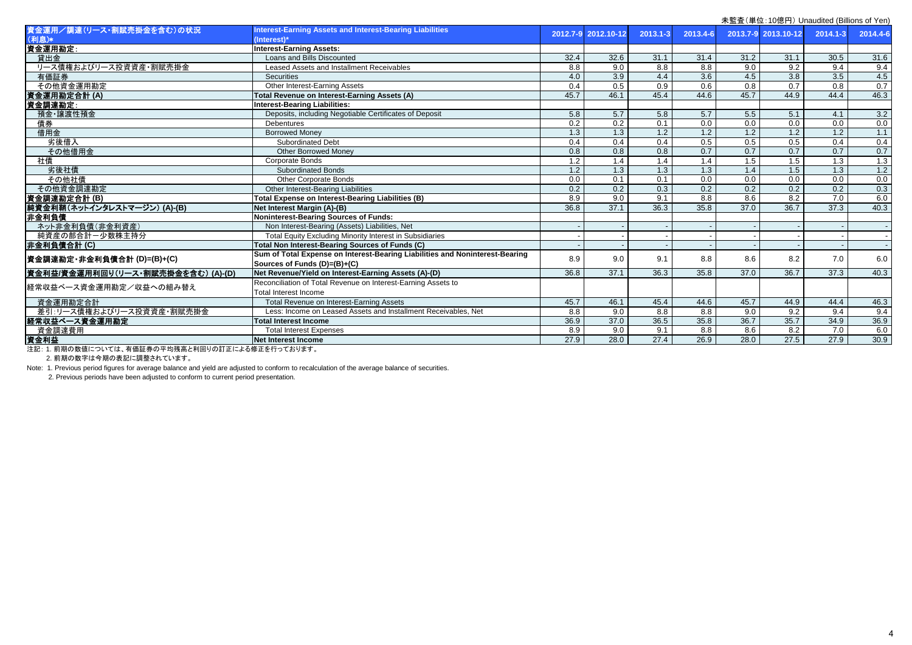未監査（単位：10億円）Unaudited (Billions of Yen)

| 資金運用／調達(リース・割賦売掛金を含む)の状況 (利息)* | Interest-Earning Assets and Interest-Bearing Liabilities (Interest)* | 2012.7-9 | 2012.10-12 | 2013.1-3 | 2013.4-6 | 2013.7-9 | 2013.10-12 | 2014.1-3 | 2014.4-6 |
|---|---|---|---|---|---|---|---|---|---|
| **資金運用勘定:** | **Interest-Earning Assets:** | | | | | | | | |
| 貸出金 | Loans and Bills Discounted | 32.4 | 32.6 | 31.1 | 31.4 | 31.2 | 31.1 | 30.5 | 31.6 |
| リース債権およびリース投資資産・割賦売掛金 | Leased Assets and Installment Receivables | 8.8 | 9.0 | 8.8 | 8.8 | 9.0 | 9.2 | 9.4 | 9.4 |
| 有価証券 | Securities | 4.0 | 3.9 | 4.4 | 3.6 | 4.5 | 3.8 | 3.5 | 4.5 |
| その他資金運用勘定 | Other Interest-Earning Assets | 0.4 | 0.5 | 0.9 | 0.6 | 0.8 | 0.7 | 0.8 | 0.7 |
| **資金運用勘定合計 (A)** | **Total Revenue on Interest-Earning Assets (A)** | 45.7 | 46.1 | 45.4 | 44.6 | 45.7 | 44.9 | 44.4 | 46.3 |
| **資金調達勘定:** | **Interest-Bearing Liabilities:** | | | | | | | | |
| 預金・譲渡性預金 | Deposits, including Negotiable Certificates of Deposit | 5.8 | 5.7 | 5.8 | 5.7 | 5.5 | 5.1 | 4.1 | 3.2 |
| 債券 | Debentures | 0.2 | 0.2 | 0.1 | 0.0 | 0.0 | 0.0 | 0.0 | 0.0 |
| 借用金 | Borrowed Money | 1.3 | 1.3 | 1.2 | 1.2 | 1.2 | 1.2 | 1.2 | 1.1 |
| 劣後借入 | Subordinated Debt | 0.4 | 0.4 | 0.4 | 0.5 | 0.5 | 0.5 | 0.4 | 0.4 |
| その他借用金 | Other Borrowed Money | 0.8 | 0.8 | 0.8 | 0.7 | 0.7 | 0.7 | 0.7 | 0.7 |
| 社債 | Corporate Bonds | 1.2 | 1.4 | 1.4 | 1.4 | 1.5 | 1.5 | 1.3 | 1.3 |
| 劣後社債 | Subordinated Bonds | 1.2 | 1.3 | 1.3 | 1.3 | 1.4 | 1.5 | 1.3 | 1.2 |
| その他社債 | Other Corporate Bonds | 0.0 | 0.1 | 0.1 | 0.0 | 0.0 | 0.0 | 0.0 | 0.0 |
| その他資金調達勘定 | Other Interest-Bearing Liabilities | 0.2 | 0.2 | 0.3 | 0.2 | 0.2 | 0.2 | 0.2 | 0.3 |
| **資金調達勘定合計 (B)** | **Total Expense on Interest-Bearing Liabilities (B)** | 8.9 | 9.0 | 9.1 | 8.8 | 8.6 | 8.2 | 7.0 | 6.0 |
| **純資金利鞘(ネットインタレストマージン) (A)-(B)** | **Net Interest Margin (A)-(B)** | 36.8 | 37.1 | 36.3 | 35.8 | 37.0 | 36.7 | 37.3 | 40.3 |
| **非金利負債** | **Noninterest-Bearing Sources of Funds:** | | | | | | | | |
| ネット非金利負債(非金利資産) | Non Interest-Bearing (Assets) Liabilities, Net | - | - | - | - | - | - | - | - |
| 純資産の部合計ー少数株主持分 | Total Equity Excluding Minority Interest in Subsidiaries | - | - | - | - | - | - | - | - |
| **非金利負債合計 (C)** | **Total Non Interest-Bearing Sources of Funds (C)** | - | - | - | - | - | - | - | - |
| **資金調達勘定・非金利負債合計 (D)=(B)+(C)** | **Sum of Total Expense on Interest-Bearing Liabilities and Noninterest-Bearing Sources of Funds (D)=(B)+(C)** | 8.9 | 9.0 | 9.1 | 8.8 | 8.6 | 8.2 | 7.0 | 6.0 |
| **資金利益/資金運用利回り(リース・割賦売掛金を含む) (A)-(D)** | **Net Revenue/Yield on Interest-Earning Assets (A)-(D)** | 36.8 | 37.1 | 36.3 | 35.8 | 37.0 | 36.7 | 37.3 | 40.3 |
| 経常収益ベース資金運用勘定／収益への組み替え | Reconciliation of Total Revenue on Interest-Earning Assets to Total Interest Income | | | | | | | | |
| 資金運用勘定合計 | Total Revenue on Interest-Earning Assets | 45.7 | 46.1 | 45.4 | 44.6 | 45.7 | 44.9 | 44.4 | 46.3 |
| 差引:リース債権およびリース投資資産・割賦売掛金 | Less: Income on Leased Assets and Installment Receivables, Net | 8.8 | 9.0 | 8.8 | 8.8 | 9.0 | 9.2 | 9.4 | 9.4 |
| **経常収益ベース資金運用勘定** | **Total Interest Income** | 36.9 | 37.0 | 36.5 | 35.8 | 36.7 | 35.7 | 34.9 | 36.9 |
| 資金調達費用 | Total Interest Expenses | 8.9 | 9.0 | 9.1 | 8.8 | 8.6 | 8.2 | 7.0 | 6.0 |
| **資金利益** | **Net Interest Income** | 27.9 | 28.0 | 27.4 | 26.9 | 28.0 | 27.5 | 27.9 | 30.9 |

注記: 1. 前期の数値については、有価証券の平均残高と利回りの訂正による修正を行っております。
2. 前期の数字は今期の表記に調整されています。

Note: 1. Previous period figures for average balance and yield are adjusted to conform to recalculation of the average balance of securities.
2. Previous periods have been adjusted to conform to current period presentation.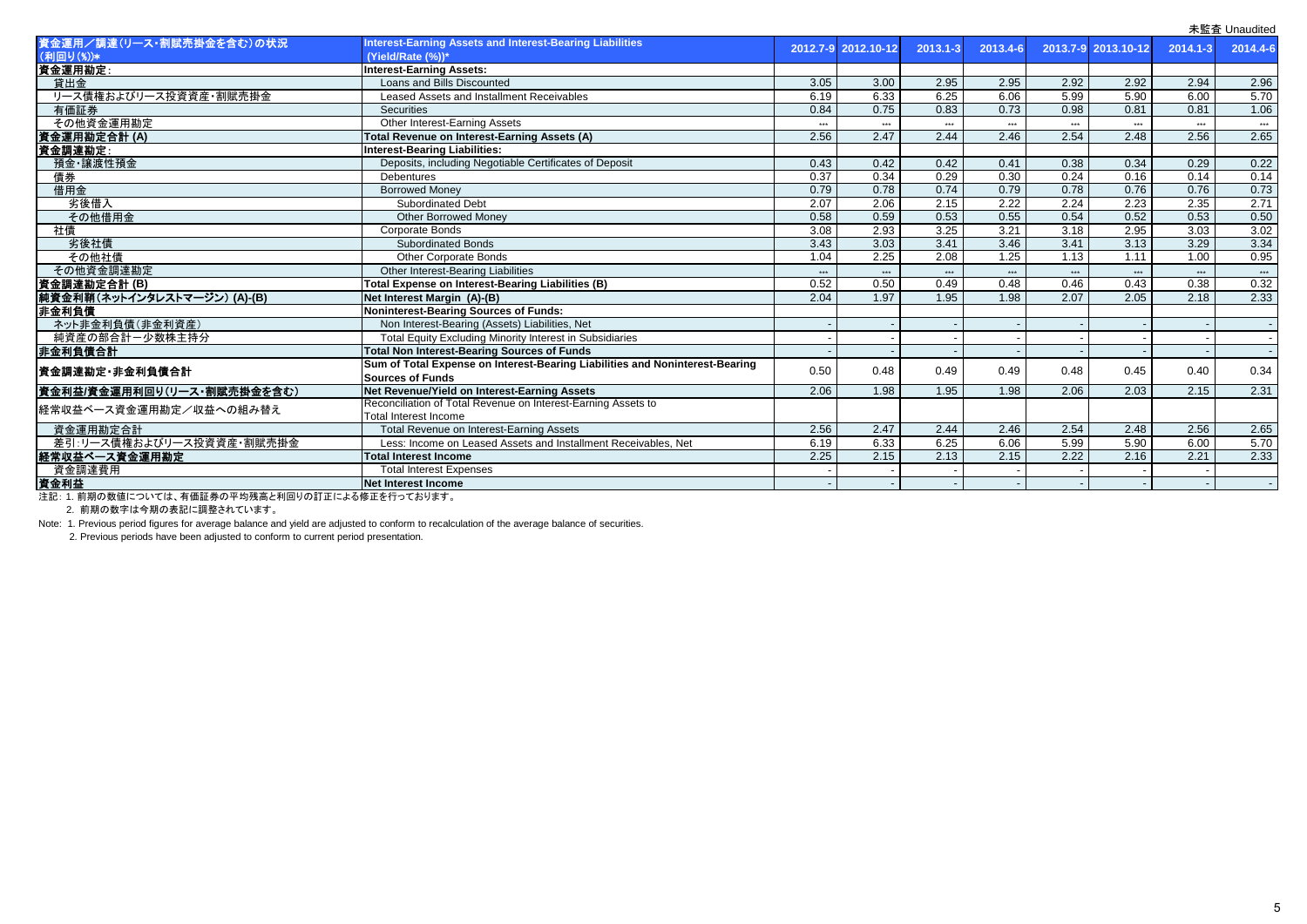未監査 Unaudited

| 資金運用／調達(リース・割賦売掛金を含む)の状況 (利回り(%))* | Interest-Earning Assets and Interest-Bearing Liabilities (Yield/Rate (%))* | 2012.7-9 | 2012.10-12 | 2013.1-3 | 2013.4-6 | 2013.7-9 | 2013.10-12 | 2014.1-3 | 2014.4-6 |
|---|---|---|---|---|---|---|---|---|---|
| 資金運用勘定: | Interest-Earning Assets: | | | | | | | | |
| 貸出金 | Loans and Bills Discounted | 3.05 | 3.00 | 2.95 | 2.95 | 2.92 | 2.92 | 2.94 | 2.96 |
| リース債権およびリース投資資産・割賦売掛金 | Leased Assets and Installment Receivables | 6.19 | 6.33 | 6.25 | 6.06 | 5.99 | 5.90 | 6.00 | 5.70 |
| 有価証券 | Securities | 0.84 | 0.75 | 0.83 | 0.73 | 0.98 | 0.81 | 0.81 | 1.06 |
| その他資金運用勘定 | Other Interest-Earning Assets | *** | *** | *** | *** | *** | *** | *** | *** |
| 資金運用勘定合計 (A) | Total Revenue on Interest-Earning Assets (A) | 2.56 | 2.47 | 2.44 | 2.46 | 2.54 | 2.48 | 2.56 | 2.65 |
| 資金調達勘定: | Interest-Bearing Liabilities: | | | | | | | | |
| 預金・譲渡性預金 | Deposits, including Negotiable Certificates of Deposit | 0.43 | 0.42 | 0.42 | 0.41 | 0.38 | 0.34 | 0.29 | 0.22 |
| 債券 | Debentures | 0.37 | 0.34 | 0.29 | 0.30 | 0.24 | 0.16 | 0.14 | 0.14 |
| 借用金 | Borrowed Money | 0.79 | 0.78 | 0.74 | 0.79 | 0.78 | 0.76 | 0.76 | 0.73 |
| 劣後借入 | Subordinated Debt | 2.07 | 2.06 | 2.15 | 2.22 | 2.24 | 2.23 | 2.35 | 2.71 |
| その他借用金 | Other Borrowed Money | 0.58 | 0.59 | 0.53 | 0.55 | 0.54 | 0.52 | 0.53 | 0.50 |
| 社債 | Corporate Bonds | 3.08 | 2.93 | 3.25 | 3.21 | 3.18 | 2.95 | 3.03 | 3.02 |
| 劣後社債 | Subordinated Bonds | 3.43 | 3.03 | 3.41 | 3.46 | 3.41 | 3.13 | 3.29 | 3.34 |
| その他社債 | Other Corporate Bonds | 1.04 | 2.25 | 2.08 | 1.25 | 1.13 | 1.11 | 1.00 | 0.95 |
| その他資金調達勘定 | Other Interest-Bearing Liabilities | *** | *** | *** | *** | *** | *** | *** | *** |
| 資金調達勘定合計 (B) | Total Expense on Interest-Bearing Liabilities (B) | 0.52 | 0.50 | 0.49 | 0.48 | 0.46 | 0.43 | 0.38 | 0.32 |
| 純資金利鞘(ネットインタレストマージン) (A)-(B) | Net Interest Margin (A)-(B) | 2.04 | 1.97 | 1.95 | 1.98 | 2.07 | 2.05 | 2.18 | 2.33 |
| 非金利負債 | Noninterest-Bearing Sources of Funds: | | | | | | | | |
| ネット非金利負債(非金利資産) | Non Interest-Bearing (Assets) Liabilities, Net | - | - | - | - | - | - | - | - |
| 純資産の部合計ー少数株主持分 | Total Equity Excluding Minority Interest in Subsidiaries | - | - | - | - | - | - | - | - |
| 非金利負債合計 | Total Non Interest-Bearing Sources of Funds | - | - | - | - | - | - | - | - |
| 資金調達勘定・非金利負債合計 | Sum of Total Expense on Interest-Bearing Liabilities and Noninterest-Bearing Sources of Funds | 0.50 | 0.48 | 0.49 | 0.49 | 0.48 | 0.45 | 0.40 | 0.34 |
| 資金利益/資金運用利回り(リース・割賦売掛金を含む) | Net Revenue/Yield on Interest-Earning Assets | 2.06 | 1.98 | 1.95 | 1.98 | 2.06 | 2.03 | 2.15 | 2.31 |
| 経常収益ベース資金運用勘定／収益への組み替え | Reconciliation of Total Revenue on Interest-Earning Assets to Total Interest Income | | | | | | | | |
| 資金運用勘定合計 | Total Revenue on Interest-Earning Assets | 2.56 | 2.47 | 2.44 | 2.46 | 2.54 | 2.48 | 2.56 | 2.65 |
| 差引:リース債権およびリース投資資産・割賦売掛金 | Less: Income on Leased Assets and Installment Receivables, Net | 6.19 | 6.33 | 6.25 | 6.06 | 5.99 | 5.90 | 6.00 | 5.70 |
| 経常収益ベース資金運用勘定 | Total Interest Income | 2.25 | 2.15 | 2.13 | 2.15 | 2.22 | 2.16 | 2.21 | 2.33 |
| 資金調達費用 | Total Interest Expenses | - | - | - | - | - | - | - | |
| 資金利益 | Net Interest Income | - | - | - | - | - | - | - | - |

注記: 1. 前期の数値については、有価証券の平均残高と利回りの訂正による修正を行っております。

2. 前期の数字は今期の表記に調整されています。

Note: 1. Previous period figures for average balance and yield are adjusted to conform to recalculation of the average balance of securities.

2. Previous periods have been adjusted to conform to current period presentation.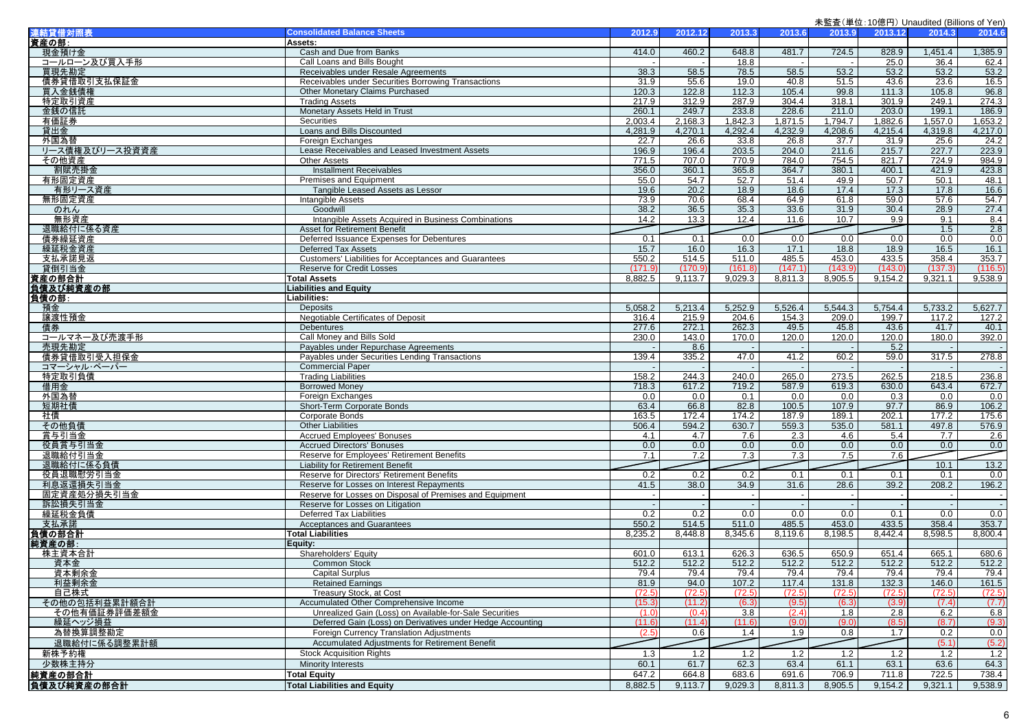未監査（単位:10億円） Unaudited (Billions of Yen)

| 連結貸借対照表 | Consolidated Balance Sheets | 2012.9 | 2012.12 | 2013.3 | 2013.6 | 2013.9 | 2013.12 | 2014.3 | 2014.6 |
|---|---|---|---|---|---|---|---|---|---|
| 資産の部: | Assets: | | | | | | | | |
| 現金預け金 | Cash and Due from Banks | 414.0 | 460.2 | 648.8 | 481.7 | 724.5 | 828.9 | 1,451.4 | 1,385.9 |
| コールローン及び買入手形 | Call Loans and Bills Bought | - | - | 18.8 | - | - | 25.0 | 36.4 | 62.4 |
| 買現先勘定 | Receivables under Resale Agreements | 38.3 | 58.5 | 78.5 | 58.5 | 53.2 | 53.2 | 53.2 | 53.2 |
| 債券貸借取引支払保証金 | Receivables under Securities Borrowing Transactions | 31.9 | 55.6 | 19.0 | 40.8 | 51.5 | 43.6 | 23.6 | 16.5 |
| 買入金銭債権 | Other Monetary Claims Purchased | 120.3 | 122.8 | 112.3 | 105.4 | 99.8 | 111.3 | 105.8 | 96.8 |
| 特定取引資産 | Trading Assets | 217.9 | 312.9 | 287.9 | 304.4 | 318.1 | 301.9 | 249.1 | 274.3 |
| 金銭の信託 | Monetary Assets Held in Trust | 260.1 | 249.7 | 233.8 | 228.6 | 211.0 | 203.0 | 199.1 | 186.9 |
| 有価証券 | Securities | 2,003.4 | 2,168.3 | 1,842.3 | 1,871.5 | 1,794.7 | 1,882.6 | 1,557.0 | 1,653.2 |
| 貸出金 | Loans and Bills Discounted | 4,281.9 | 4,270.1 | 4,292.4 | 4,232.9 | 4,208.6 | 4,215.4 | 4,319.8 | 4,217.0 |
| 外国為替 | Foreign Exchanges | 22.7 | 26.6 | 33.8 | 26.8 | 37.7 | 31.9 | 25.6 | 24.2 |
| リース債権及びリース投資資産 | Lease Receivables and Leased Investment Assets | 196.9 | 196.4 | 203.5 | 204.0 | 211.6 | 215.7 | 227.7 | 223.9 |
| その他資産 | Other Assets | 771.5 | 707.0 | 770.9 | 784.0 | 754.5 | 821.7 | 724.9 | 984.9 |
| 割賦売掛金 | Installment Receivables | 356.0 | 360.1 | 365.8 | 364.7 | 380.1 | 400.1 | 421.9 | 423.8 |
| 有形固定資産 | Premises and Equipment | 55.0 | 54.7 | 52.7 | 51.4 | 49.9 | 50.7 | 50.1 | 48.1 |
| 有形リース資産 | Tangible Leased Assets as Lessor | 19.6 | 20.2 | 18.9 | 18.6 | 17.4 | 17.3 | 17.8 | 16.6 |
| 無形固定資産 | Intangible Assets | 73.9 | 70.6 | 68.4 | 64.9 | 61.8 | 59.0 | 57.6 | 54.7 |
| のれん | Goodwill | 38.2 | 36.5 | 35.3 | 33.6 | 31.9 | 30.4 | 28.9 | 27.4 |
| 無形資産 | Intangible Assets Acquired in Business Combinations | 14.2 | 13.3 | 12.4 | 11.6 | 10.7 | 9.9 | 9.1 | 8.4 |
| 退職給付に係る資産 | Asset for Retirement Benefit | | | | | | | 1.5 | 2.8 |
| 債券繰延資産 | Deferred Issuance Expenses for Debentures | 0.1 | 0.1 | 0.0 | 0.0 | 0.0 | 0.0 | 0.0 | 0.0 |
| 繰延税金資産 | Deferred Tax Assets | 15.7 | 16.0 | 16.3 | 17.1 | 18.8 | 18.9 | 16.5 | 16.1 |
| 支払承諾見返 | Customers' Liabilities for Acceptances and Guarantees | 550.2 | 514.5 | 511.0 | 485.5 | 453.0 | 433.5 | 358.4 | 353.7 |
| 貸倒引当金 | Reserve for Credit Losses | (171.9) | (170.9) | (161.8) | (147.1) | (143.9) | (143.0) | (137.3) | (116.5) |
| 資産の部合計 | Total Assets | 8,882.5 | 9,113.7 | 9,029.3 | 8,811.3 | 8,905.5 | 9,154.2 | 9,321.1 | 9,538.9 |
| 負債及び純資産の部 | Liabilities and Equity | | | | | | | | |
| 負債の部: | Liabilities: | | | | | | | | |
| 預金 | Deposits | 5,058.2 | 5,213.4 | 5,252.9 | 5,526.4 | 5,544.3 | 5,754.4 | 5,733.2 | 5,627.7 |
| 譲渡性預金 | Negotiable Certificates of Deposit | 316.4 | 215.9 | 204.6 | 154.3 | 209.0 | 199.7 | 117.2 | 127.2 |
| 債券 | Debentures | 277.6 | 272.1 | 262.3 | 49.5 | 45.8 | 43.6 | 41.7 | 40.1 |
| コールマネー及び売渡手形 | Call Money and Bills Sold | 230.0 | 143.0 | 170.0 | 120.0 | 120.0 | 120.0 | 180.0 | 392.0 |
| 売現先勘定 | Payables under Repurchase Agreements | - | 8.6 | - | - | - | 5.2 | - | - |
| 債券貸借取引受入担保金 | Payables under Securities Lending Transactions | 139.4 | 335.2 | 47.0 | 41.2 | 60.2 | 59.0 | 317.5 | 278.8 |
| コマーシャル・ペーパー | Commercial Paper | - | - | - | - | - | - | - | - |
| 特定取引負債 | Trading Liabilities | 158.2 | 244.3 | 240.0 | 265.0 | 273.5 | 262.5 | 218.5 | 236.8 |
| 借用金 | Borrowed Money | 718.3 | 617.2 | 719.2 | 587.9 | 619.3 | 630.0 | 643.4 | 672.7 |
| 外国為替 | Foreign Exchanges | 0.0 | 0.0 | 0.1 | 0.0 | 0.0 | 0.3 | 0.0 | 0.0 |
| 短期社債 | Short-Term Corporate Bonds | 63.4 | 66.8 | 82.8 | 100.5 | 107.9 | 97.7 | 86.9 | 106.2 |
| 社債 | Corporate Bonds | 163.5 | 172.4 | 174.2 | 187.9 | 189.1 | 202.1 | 177.2 | 175.6 |
| その他負債 | Other Liabilities | 506.4 | 594.2 | 630.7 | 559.3 | 535.0 | 581.1 | 497.8 | 576.9 |
| 賞与引当金 | Accrued Employees' Bonuses | 4.1 | 4.7 | 7.6 | 2.3 | 4.6 | 5.4 | 7.7 | 2.6 |
| 役員賞与引当金 | Accrued Directors' Bonuses | 0.0 | 0.0 | 0.0 | 0.0 | 0.0 | 0.0 | 0.0 | 0.0 |
| 退職給付引当金 | Reserve for Employees' Retirement Benefits | 7.1 | 7.2 | 7.3 | 7.3 | 7.5 | 7.6 | | |
| 退職給付に係る負債 | Liability for Retirement Benefit | | | | | | | 10.1 | 13.2 |
| 役員退職慰労引当金 | Reserve for Directors' Retirement Benefits | 0.2 | 0.2 | 0.2 | 0.1 | 0.1 | 0.1 | 0.1 | 0.0 |
| 利息返還損失引当金 | Reserve for Losses on Interest Repayments | 41.5 | 38.0 | 34.9 | 31.6 | 28.6 | 39.2 | 208.2 | 196.2 |
| 固定資産処分損失引当金 | Reserve for Losses on Disposal of Premises and Equipment | - | - | - | - | - | - | - | - |
| 訴訟損失引当金 | Reserve for Losses on Litigation | - | - | - | - | - | - | - | - |
| 繰延税金負債 | Deferred Tax Liabilities | 0.2 | 0.2 | 0.0 | 0.0 | 0.0 | 0.1 | 0.0 | 0.0 |
| 支払承諾 | Acceptances and Guarantees | 550.2 | 514.5 | 511.0 | 485.5 | 453.0 | 433.5 | 358.4 | 353.7 |
| 負債の部合計 | Total Liabilities | 8,235.2 | 8,448.8 | 8,345.6 | 8,119.6 | 8,198.5 | 8,442.4 | 8,598.5 | 8,800.4 |
| 純資産の部: | Equity: | | | | | | | | |
| 株主資本合計 | Shareholders' Equity | 601.0 | 613.1 | 626.3 | 636.5 | 650.9 | 651.4 | 665.1 | 680.6 |
| 資本金 | Common Stock | 512.2 | 512.2 | 512.2 | 512.2 | 512.2 | 512.2 | 512.2 | 512.2 |
| 資本剰余金 | Capital Surplus | 79.4 | 79.4 | 79.4 | 79.4 | 79.4 | 79.4 | 79.4 | 79.4 |
| 利益剰余金 | Retained Earnings | 81.9 | 94.0 | 107.2 | 117.4 | 131.8 | 132.3 | 146.0 | 161.5 |
| 自己株式 | Treasury Stock, at Cost | (72.5) | (72.5) | (72.5) | (72.5) | (72.5) | (72.5) | (72.5) | (72.5) |
| その他の包括利益累計額合計 | Accumulated Other Comprehensive Income | (15.3) | (11.2) | (6.3) | (9.5) | (6.3) | (3.9) | (7.4) | (7.7) |
| その他有価証券評価差額金 | Unrealized Gain (Loss) on Available-for-Sale Securities | (1.0) | (0.4) | 3.8 | (2.4) | 1.8 | 2.8 | 6.2 | 6.8 |
| 繰延ヘッジ損益 | Deferred Gain (Loss) on Derivatives under Hedge Accounting | (11.6) | (11.4) | (11.6) | (9.0) | (9.0) | (8.5) | (8.7) | (9.3) |
| 為替換算調整勘定 | Foreign Currency Translation Adjustments | (2.5) | 0.6 | 1.4 | 1.9 | 0.8 | 1.7 | 0.2 | 0.0 |
| 退職給付に係る調整累計額 | Accumulated Adjustments for Retirement Benefit | | | | | | | (5.1) | (5.2) |
| 新株予約権 | Stock Acquisition Rights | 1.3 | 1.2 | 1.2 | 1.2 | 1.2 | 1.2 | 1.2 | 1.2 |
| 少数株主持分 | Minority Interests | 60.1 | 61.7 | 62.3 | 63.4 | 61.1 | 63.1 | 63.6 | 64.3 |
| 純資産の部合計 | Total Equity | 647.2 | 664.8 | 683.6 | 691.6 | 706.9 | 711.8 | 722.5 | 738.4 |
| 負債及び純資産の部合計 | Total Liabilities and Equity | 8,882.5 | 9,113.7 | 9,029.3 | 8,811.3 | 8,905.5 | 9,154.2 | 9,321.1 | 9,538.9 |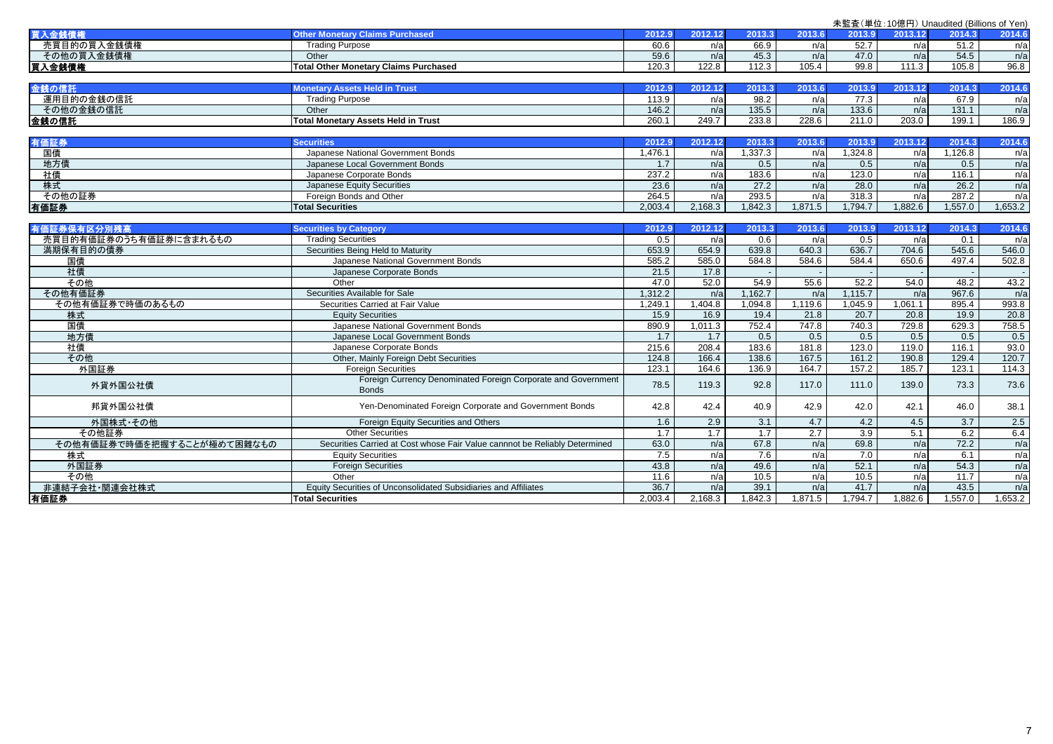未監査（単位:10億円）Unaudited (Billions of Yen)

| 買入金銭債権 | Other Monetary Claims Purchased | 2012.9 | 2012.12 | 2013.3 | 2013.6 | 2013.9 | 2013.12 | 2014.3 | 2014.6 |
|---|---|---|---|---|---|---|---|---|---|
| 売買目的の買入金銭債権 | Trading Purpose | 60.6 | n/a | 66.9 | n/a | 52.7 | n/a | 51.2 | n/a |
| その他の買入金銭債権 | Other | 59.6 | n/a | 45.3 | n/a | 47.0 | n/a | 54.5 | n/a |
| **買入金銭債権** | **Total Other Monetary Claims Purchased** | 120.3 | 122.8 | 112.3 | 105.4 | 99.8 | 111.3 | 105.8 | 96.8 |

| 金銭の信託 | Monetary Assets Held in Trust | 2012.9 | 2012.12 | 2013.3 | 2013.6 | 2013.9 | 2013.12 | 2014.3 | 2014.6 |
|---|---|---|---|---|---|---|---|---|---|
| 運用目的の金銭の信託 | Trading Purpose | 113.9 | n/a | 98.2 | n/a | 77.3 | n/a | 67.9 | n/a |
| その他の金銭の信託 | Other | 146.2 | n/a | 135.5 | n/a | 133.6 | n/a | 131.1 | n/a |
| **金銭の信託** | **Total Monetary Assets Held in Trust** | 260.1 | 249.7 | 233.8 | 228.6 | 211.0 | 203.0 | 199.1 | 186.9 |

| 有価証券 | Securities | 2012.9 | 2012.12 | 2013.3 | 2013.6 | 2013.9 | 2013.12 | 2014.3 | 2014.6 |
|---|---|---|---|---|---|---|---|---|---|
| 国債 | Japanese National Government Bonds | 1,476.1 | n/a | 1,337.3 | n/a | 1,324.8 | n/a | 1,126.8 | n/a |
| 地方債 | Japanese Local Government Bonds | 1.7 | n/a | 0.5 | n/a | 0.5 | n/a | 0.5 | n/a |
| 社債 | Japanese Corporate Bonds | 237.2 | n/a | 183.6 | n/a | 123.0 | n/a | 116.1 | n/a |
| 株式 | Japanese Equity Securities | 23.6 | n/a | 27.2 | n/a | 28.0 | n/a | 26.2 | n/a |
| その他の証券 | Foreign Bonds and Other | 264.5 | n/a | 293.5 | n/a | 318.3 | n/a | 287.2 | n/a |
| **有価証券** | **Total Securities** | 2,003.4 | 2,168.3 | 1,842.3 | 1,871.5 | 1,794.7 | 1,882.6 | 1,557.0 | 1,653.2 |

| 有価証券保有区分別残高 | Securities by Category | 2012.9 | 2012.12 | 2013.3 | 2013.6 | 2013.9 | 2013.12 | 2014.3 | 2014.6 |
|---|---|---|---|---|---|---|---|---|---|
| 売買目的有価証券のうち有価証券に含まれるもの | Trading Securities | 0.5 | n/a | 0.6 | n/a | 0.5 | n/a | 0.1 | n/a |
| 満期保有目的の債券 | Securities Being Held to Maturity | 653.9 | 654.9 | 639.8 | 640.3 | 636.7 | 704.6 | 545.6 | 546.0 |
| 国債 | Japanese National Government Bonds | 585.2 | 585.0 | 584.8 | 584.6 | 584.4 | 650.6 | 497.4 | 502.8 |
| 社債 | Japanese Corporate Bonds | 21.5 | 17.8 | - | - | - | - | - | - |
| その他 | Other | 47.0 | 52.0 | 54.9 | 55.6 | 52.2 | 54.0 | 48.2 | 43.2 |
| その他有価証券 | Securities Available for Sale | 1,312.2 | n/a | 1,162.7 | n/a | 1,115.7 | n/a | 967.6 | n/a |
| その他有価証券で時価のあるもの | Securities Carried at Fair Value | 1,249.1 | 1,404.8 | 1,094.8 | 1,119.6 | 1,045.9 | 1,061.1 | 895.4 | 993.8 |
| 株式 | Equity Securities | 15.9 | 16.9 | 19.4 | 21.8 | 20.7 | 20.8 | 19.9 | 20.8 |
| 国債 | Japanese National Government Bonds | 890.9 | 1,011.3 | 752.4 | 747.8 | 740.3 | 729.8 | 629.3 | 758.5 |
| 地方債 | Japanese Local Government Bonds | 1.7 | 1.7 | 0.5 | 0.5 | 0.5 | 0.5 | 0.5 | 0.5 |
| 社債 | Japanese Corporate Bonds | 215.6 | 208.4 | 183.6 | 181.8 | 123.0 | 119.0 | 116.1 | 93.0 |
| その他 | Other, Mainly Foreign Debt Securities | 124.8 | 166.4 | 138.6 | 167.5 | 161.2 | 190.8 | 129.4 | 120.7 |
| 外国証券 | Foreign Securities | 123.1 | 164.6 | 136.9 | 164.7 | 157.2 | 185.7 | 123.1 | 114.3 |
| 外貨外国公社債 | Foreign Currency Denominated Foreign Corporate and Government Bonds | 78.5 | 119.3 | 92.8 | 117.0 | 111.0 | 139.0 | 73.3 | 73.6 |
| 邦貨外国公社債 | Yen-Denominated Foreign Corporate and Government Bonds | 42.8 | 42.4 | 40.9 | 42.9 | 42.0 | 42.1 | 46.0 | 38.1 |
| 外国株式・その他 | Foreign Equity Securities and Others | 1.6 | 2.9 | 3.1 | 4.7 | 4.2 | 4.5 | 3.7 | 2.5 |
| その他証券 | Other Securities | 1.7 | 1.7 | 1.7 | 2.7 | 3.9 | 5.1 | 6.2 | 6.4 |
| その他有価証券で時価を把握することが極めて困難なもの | Securities Carried at Cost whose Fair Value cannnot be Reliably Determined | 63.0 | n/a | 67.8 | n/a | 69.8 | n/a | 72.2 | n/a |
| 株式 | Equity Securities | 7.5 | n/a | 7.6 | n/a | 7.0 | n/a | 6.1 | n/a |
| 外国証券 | Foreign Securities | 43.8 | n/a | 49.6 | n/a | 52.1 | n/a | 54.3 | n/a |
| その他 | Other | 11.6 | n/a | 10.5 | n/a | 10.5 | n/a | 11.7 | n/a |
| 非連結子会社・関連会社株式 | Equity Securities of Unconsolidated Subsidiaries and Affiliates | 36.7 | n/a | 39.1 | n/a | 41.7 | n/a | 43.5 | n/a |
| **有価証券** | **Total Securities** | 2,003.4 | 2,168.3 | 1,842.3 | 1,871.5 | 1,794.7 | 1,882.6 | 1,557.0 | 1,653.2 |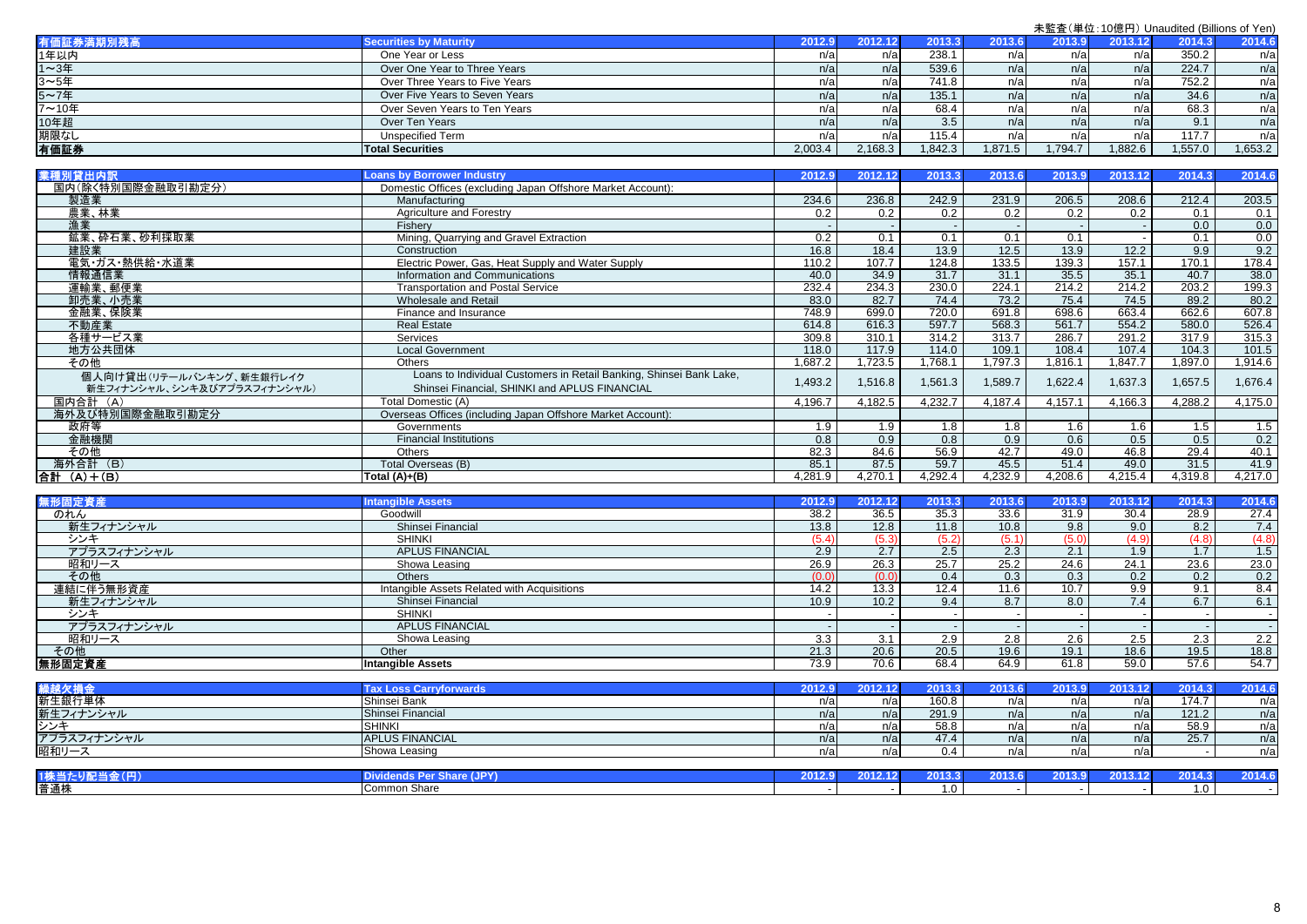未監査（単位：10億円）Unaudited (Billions of Yen)

| 有価証券満期別残高 | Securities by Maturity | 2012.9 | 2012.12 | 2013.3 | 2013.6 | 2013.9 | 2013.12 | 2014.3 | 2014.6 |
|---|---|---|---|---|---|---|---|---|---|
| 1年以内 | One Year or Less | n/a | n/a | 238.1 | n/a | n/a | n/a | 350.2 | n/a |
| 1～3年 | Over One Year to Three Years | n/a | n/a | 539.6 | n/a | n/a | n/a | 224.7 | n/a |
| 3～5年 | Over Three Years to Five Years | n/a | n/a | 741.8 | n/a | n/a | n/a | 752.2 | n/a |
| 5～7年 | Over Five Years to Seven Years | n/a | n/a | 135.1 | n/a | n/a | n/a | 34.6 | n/a |
| 7～10年 | Over Seven Years to Ten Years | n/a | n/a | 68.4 | n/a | n/a | n/a | 68.3 | n/a |
| 10年超 | Over Ten Years | n/a | n/a | 3.5 | n/a | n/a | n/a | 9.1 | n/a |
| 期限なし | Unspecified Term | n/a | n/a | 115.4 | n/a | n/a | n/a | 117.7 | n/a |
| 有価証券 | Total Securities | 2,003.4 | 2,168.3 | 1,842.3 | 1,871.5 | 1,794.7 | 1,882.6 | 1,557.0 | 1,653.2 |

| 業種別貸出内訳 | Loans by Borrower Industry | 2012.9 | 2012.12 | 2013.3 | 2013.6 | 2013.9 | 2013.12 | 2014.3 | 2014.6 |
|---|---|---|---|---|---|---|---|---|---|
| 国内(除く特別国際金融取引勘定分) | Domestic Offices (excluding Japan Offshore Market Account): | | | | | | | | |
| 製造業 | Manufacturing | 234.6 | 236.8 | 242.9 | 231.9 | 206.5 | 208.6 | 212.4 | 203.5 |
| 農業、林業 | Agriculture and Forestry | 0.2 | 0.2 | 0.2 | 0.2 | 0.2 | 0.2 | 0.1 | 0.1 |
| 漁業 | Fishery | - | - | - | - | - | - | 0.0 | 0.0 |
| 鉱業、砕石業、砂利採取業 | Mining, Quarrying and Gravel Extraction | 0.2 | 0.1 | 0.1 | 0.1 | 0.1 | - | 0.1 | 0.0 |
| 建設業 | Construction | 16.8 | 18.4 | 13.9 | 12.5 | 13.9 | 12.2 | 9.9 | 9.2 |
| 電気・ガス・熱供給・水道業 | Electric Power, Gas, Heat Supply and Water Supply | 110.2 | 107.7 | 124.8 | 133.5 | 139.3 | 157.1 | 170.1 | 178.4 |
| 情報通信業 | Information and Communications | 40.0 | 34.9 | 31.7 | 31.1 | 35.5 | 35.1 | 40.7 | 38.0 |
| 運輸業、郵便業 | Transportation and Postal Service | 232.4 | 234.3 | 230.0 | 224.1 | 214.2 | 214.2 | 203.2 | 199.3 |
| 卸売業、小売業 | Wholesale and Retail | 83.0 | 82.7 | 74.4 | 73.2 | 75.4 | 74.5 | 89.2 | 80.2 |
| 金融業、保険業 | Finance and Insurance | 748.9 | 699.0 | 720.0 | 691.8 | 698.6 | 663.4 | 662.6 | 607.8 |
| 不動産業 | Real Estate | 614.8 | 616.3 | 597.7 | 568.3 | 561.7 | 554.2 | 580.0 | 526.4 |
| 各種サービス業 | Services | 309.8 | 310.1 | 314.2 | 313.7 | 286.7 | 291.2 | 317.9 | 315.3 |
| 地方公共団体 | Local Government | 118.0 | 117.9 | 114.0 | 109.1 | 108.4 | 107.4 | 104.3 | 101.5 |
| その他 | Others | 1,687.2 | 1,723.5 | 1,768.1 | 1,797.3 | 1,816.1 | 1,847.7 | 1,897.0 | 1,914.6 |
| 個人向け貸出(リテールバンキング、新生銀行レイク新生フィナンシャル、シンキ及びアプラスフィナンシャル) | Loans to Individual Customers in Retail Banking, Shinsei Bank Lake, Shinsei Financial, SHINKI and APLUS FINANCIAL | 1,493.2 | 1,516.8 | 1,561.3 | 1,589.7 | 1,622.4 | 1,637.3 | 1,657.5 | 1,676.4 |
| 国内合計 (A) | Total Domestic (A) | 4,196.7 | 4,182.5 | 4,232.7 | 4,187.4 | 4,157.1 | 4,166.3 | 4,288.2 | 4,175.0 |
| 海外及び特別国際金融取引勘定分 | Overseas Offices (including Japan Offshore Market Account): | | | | | | | | |
| 政府等 | Governments | 1.9 | 1.9 | 1.8 | 1.8 | 1.6 | 1.6 | 1.5 | 1.5 |
| 金融機関 | Financial Institutions | 0.8 | 0.9 | 0.8 | 0.9 | 0.6 | 0.5 | 0.5 | 0.2 |
| その他 | Others | 82.3 | 84.6 | 56.9 | 42.7 | 49.0 | 46.8 | 29.4 | 40.1 |
| 海外合計 (B) | Total Overseas (B) | 85.1 | 87.5 | 59.7 | 45.5 | 51.4 | 49.0 | 31.5 | 41.9 |
| 合計 (A)＋(B) | Total (A)+(B) | 4,281.9 | 4,270.1 | 4,292.4 | 4,232.9 | 4,208.6 | 4,215.4 | 4,319.8 | 4,217.0 |

| 無形固定資産 | Intangible Assets | 2012.9 | 2012.12 | 2013.3 | 2013.6 | 2013.9 | 2013.12 | 2014.3 | 2014.6 |
|---|---|---|---|---|---|---|---|---|---|
| のれん | Goodwill | 38.2 | 36.5 | 35.3 | 33.6 | 31.9 | 30.4 | 28.9 | 27.4 |
| 新生フィナンシャル | Shinsei Financial | 13.8 | 12.8 | 11.8 | 10.8 | 9.8 | 9.0 | 8.2 | 7.4 |
| シンキ | SHINKI | (5.4) | (5.3) | (5.2) | (5.1) | (5.0) | (4.9) | (4.8) | (4.8) |
| アプラスフィナンシャル | APLUS FINANCIAL | 2.9 | 2.7 | 2.5 | 2.3 | 2.1 | 1.9 | 1.7 | 1.5 |
| 昭和リース | Showa Leasing | 26.9 | 26.3 | 25.7 | 25.2 | 24.6 | 24.1 | 23.6 | 23.0 |
| その他 | Others | (0.0) | (0.0) | 0.4 | 0.3 | 0.3 | 0.2 | 0.2 | 0.2 |
| 連結に伴う無形資産 | Intangible Assets Related with Acquisitions | 14.2 | 13.3 | 12.4 | 11.6 | 10.7 | 9.9 | 9.1 | 8.4 |
| 新生フィナンシャル | Shinsei Financial | 10.9 | 10.2 | 9.4 | 8.7 | 8.0 | 7.4 | 6.7 | 6.1 |
| シンキ | SHINKI | - | - | - | - | - | - | - | - |
| アプラスフィナンシャル | APLUS FINANCIAL | - | - | - | - | - | - | - | - |
| 昭和リース | Showa Leasing | 3.3 | 3.1 | 2.9 | 2.8 | 2.6 | 2.5 | 2.3 | 2.2 |
| その他 | Other | 21.3 | 20.6 | 20.5 | 19.6 | 19.1 | 18.6 | 19.5 | 18.8 |
| 無形固定資産 | Intangible Assets | 73.9 | 70.6 | 68.4 | 64.9 | 61.8 | 59.0 | 57.6 | 54.7 |

| 繰越欠損金 | Tax Loss Carryforwards | 2012.9 | 2012.12 | 2013.3 | 2013.6 | 2013.9 | 2013.12 | 2014.3 | 2014.6 |
|---|---|---|---|---|---|---|---|---|---|
| 新生銀行単体 | Shinsei Bank | n/a | n/a | 160.8 | n/a | n/a | n/a | 174.7 | n/a |
| 新生フィナンシャル | Shinsei Financial | n/a | n/a | 291.9 | n/a | n/a | n/a | 121.2 | n/a |
| シンキ | SHINKI | n/a | n/a | 58.8 | n/a | n/a | n/a | 58.9 | n/a |
| アプラスフィナンシャル | APLUS FINANCIAL | n/a | n/a | 47.4 | n/a | n/a | n/a | 25.7 | n/a |
| 昭和リース | Showa Leasing | n/a | n/a | 0.4 | n/a | n/a | n/a | - | n/a |

| 1株当たり配当金(円) | Dividends Per Share (JPY) | 2012.9 | 2012.12 | 2013.3 | 2013.6 | 2013.9 | 2013.12 | 2014.3 | 2014.6 |
|---|---|---|---|---|---|---|---|---|---|
| 普通株 | Common Share | - | - | 1.0 | - | - | - | 1.0 | - |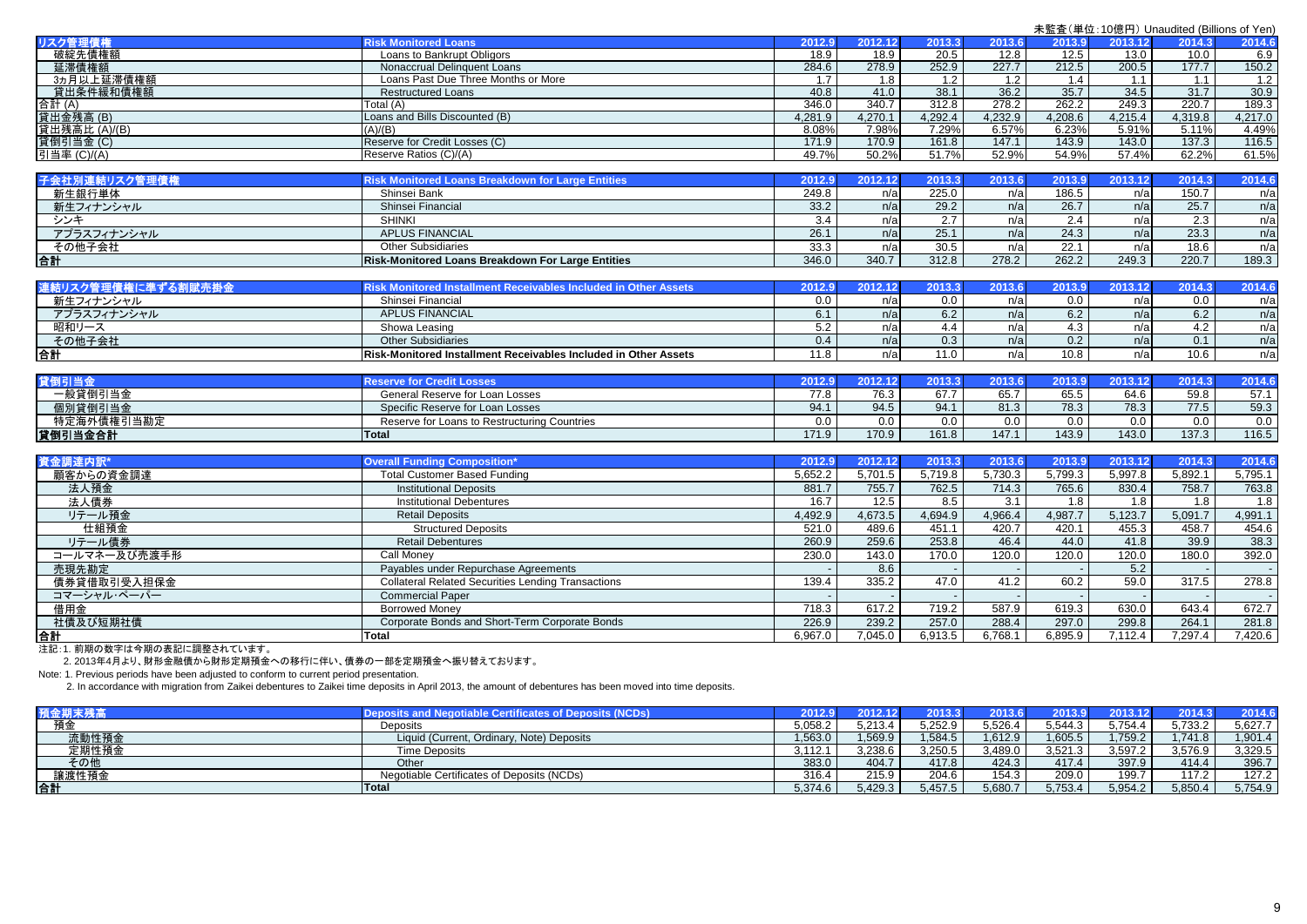未監査(単位:10億円) Unaudited (Billions of Yen)

| リスク管理債権 | Risk Monitored Loans | 2012.9 | 2012.12 | 2013.3 | 2013.6 | 2013.9 | 2013.12 | 2014.3 | 2014.6 |
|---|---|---|---|---|---|---|---|---|---|
| 破綻先債権額 | Loans to Bankrupt Obligors | 18.9 | 18.9 | 20.5 | 12.8 | 12.5 | 13.0 | 10.0 | 6.9 |
| 延滞債権額 | Nonaccrual Delinquent Loans | 284.6 | 278.9 | 252.9 | 227.7 | 212.5 | 200.5 | 177.7 | 150.2 |
| 3ヵ月以上延滞債権額 | Loans Past Due Three Months or More | 1.7 | 1.8 | 1.2 | 1.2 | 1.4 | 1.1 | 1.1 | 1.2 |
| 貸出条件緩和債権額 | Restructured Loans | 40.8 | 41.0 | 38.1 | 36.2 | 35.7 | 34.5 | 31.7 | 30.9 |
| 合計 (A) | Total (A) | 346.0 | 340.7 | 312.8 | 278.2 | 262.2 | 249.3 | 220.7 | 189.3 |
| 貸出金残高 (B) | Loans and Bills Discounted (B) | 4,281.9 | 4,270.1 | 4,292.4 | 4,232.9 | 4,208.6 | 4,215.4 | 4,319.8 | 4,217.0 |
| 貸出残高比 (A)/(B) | (A)/(B) | 8.08% | 7.98% | 7.29% | 6.57% | 6.23% | 5.91% | 5.11% | 4.49% |
| 貸倒引当金 (C) | Reserve for Credit Losses (C) | 171.9 | 170.9 | 161.8 | 147.1 | 143.9 | 143.0 | 137.3 | 116.5 |
| 引当率 (C)/(A) | Reserve Ratios (C)/(A) | 49.7% | 50.2% | 51.7% | 52.9% | 54.9% | 57.4% | 62.2% | 61.5% |

| 子会社別連結リスク管理債権 | Risk Monitored Loans Breakdown for Large Entities | 2012.9 | 2012.12 | 2013.3 | 2013.6 | 2013.9 | 2013.12 | 2014.3 | 2014.6 |
|---|---|---|---|---|---|---|---|---|---|
| 新生銀行単体 | Shinsei Bank | 249.8 | n/a | 225.0 | n/a | 186.5 | n/a | 150.7 | n/a |
| 新生フィナンシャル | Shinsei Financial | 33.2 | n/a | 29.2 | n/a | 26.7 | n/a | 25.7 | n/a |
| シンキ | SHINKI | 3.4 | n/a | 2.7 | n/a | 2.4 | n/a | 2.3 | n/a |
| アプラスフィナンシャル | APLUS FINANCIAL | 26.1 | n/a | 25.1 | n/a | 24.3 | n/a | 23.3 | n/a |
| その他子会社 | Other Subsidiaries | 33.3 | n/a | 30.5 | n/a | 22.1 | n/a | 18.6 | n/a |
| 合計 | Risk-Monitored Loans Breakdown For Large Entities | 346.0 | 340.7 | 312.8 | 278.2 | 262.2 | 249.3 | 220.7 | 189.3 |

| 連結リスク管理債権に準ずる割賦売掛金 | Risk Monitored Installment Receivables Included in Other Assets | 2012.9 | 2012.12 | 2013.3 | 2013.6 | 2013.9 | 2013.12 | 2014.3 | 2014.6 |
|---|---|---|---|---|---|---|---|---|---|
| 新生フィナンシャル | Shinsei Financial | 0.0 | n/a | 0.0 | n/a | 0.0 | n/a | 0.0 | n/a |
| アプラスフィナンシャル | APLUS FINANCIAL | 6.1 | n/a | 6.2 | n/a | 6.2 | n/a | 6.2 | n/a |
| 昭和リース | Showa Leasing | 5.2 | n/a | 4.4 | n/a | 4.3 | n/a | 4.2 | n/a |
| その他子会社 | Other Subsidiaries | 0.4 | n/a | 0.3 | n/a | 0.2 | n/a | 0.1 | n/a |
| 合計 | Risk-Monitored Installment Receivables Included in Other Assets | 11.8 | n/a | 11.0 | n/a | 10.8 | n/a | 10.6 | n/a |

| 貸倒引当金 | Reserve for Credit Losses | 2012.9 | 2012.12 | 2013.3 | 2013.6 | 2013.9 | 2013.12 | 2014.3 | 2014.6 |
|---|---|---|---|---|---|---|---|---|---|
| 一般貸倒引当金 | General Reserve for Loan Losses | 77.8 | 76.3 | 67.7 | 65.7 | 65.5 | 64.6 | 59.8 | 57.1 |
| 個別貸倒引当金 | Specific Reserve for Loan Losses | 94.1 | 94.5 | 94.1 | 81.3 | 78.3 | 78.3 | 77.5 | 59.3 |
| 特定海外債権引当勘定 | Reserve for Loans to Restructuring Countries | 0.0 | 0.0 | 0.0 | 0.0 | 0.0 | 0.0 | 0.0 | 0.0 |
| 貸倒引当金合計 | Total | 171.9 | 170.9 | 161.8 | 147.1 | 143.9 | 143.0 | 137.3 | 116.5 |

| 資金調達内訳* | Overall Funding Composition* | 2012.9 | 2012.12 | 2013.3 | 2013.6 | 2013.9 | 2013.12 | 2014.3 | 2014.6 |
|---|---|---|---|---|---|---|---|---|---|
| 顧客からの資金調達 | Total Customer Based Funding | 5,652.2 | 5,701.5 | 5,719.8 | 5,730.3 | 5,799.3 | 5,997.8 | 5,892.1 | 5,795.1 |
| 法人預金 | Institutional Deposits | 881.7 | 755.7 | 762.5 | 714.3 | 765.6 | 830.4 | 758.7 | 763.8 |
| 法人債券 | Institutional Debentures | 16.7 | 12.5 | 8.5 | 3.1 | 1.8 | 1.8 | 1.8 | 1.8 |
| リテール預金 | Retail Deposits | 4,492.9 | 4,673.5 | 4,694.9 | 4,966.4 | 4,987.7 | 5,123.7 | 5,091.7 | 4,991.1 |
| 仕組預金 | Structured Deposits | 521.0 | 489.6 | 451.1 | 420.7 | 420.1 | 455.3 | 458.7 | 454.6 |
| リテール債券 | Retail Debentures | 260.9 | 259.6 | 253.8 | 46.4 | 44.0 | 41.8 | 39.9 | 38.3 |
| コールマネー及び売渡手形 | Call Money | 230.0 | 143.0 | 170.0 | 120.0 | 120.0 | 120.0 | 180.0 | 392.0 |
| 売現先勘定 | Payables under Repurchase Agreements | - | 8.6 | - | - | - | 5.2 | - | - |
| 債券貸借取引受入担保金 | Collateral Related Securities Lending Transactions | 139.4 | 335.2 | 47.0 | 41.2 | 60.2 | 59.0 | 317.5 | 278.8 |
| コマーシャル・ペーパー | Commercial Paper | - | - | - | - | - | - | - | - |
| 借用金 | Borrowed Money | 718.3 | 617.2 | 719.2 | 587.9 | 619.3 | 630.0 | 643.4 | 672.7 |
| 社債及び短期社債 | Corporate Bonds and Short-Term Corporate Bonds | 226.9 | 239.2 | 257.0 | 288.4 | 297.0 | 299.8 | 264.1 | 281.8 |
| 合計 | Total | 6,967.0 | 7,045.0 | 6,913.5 | 6,768.1 | 6,895.9 | 7,112.4 | 7,297.4 | 7,420.6 |

注記: 1. 前期の数字は今期の表記に調整されています。

2. 2013年4月より、財形金融債から財形定期預金への移行に伴い、債券の一部を定期預金へ振り替えております。

Note: 1. Previous periods have been adjusted to conform to current period presentation.

2. In accordance with migration from Zaikei debentures to Zaikei time deposits in April 2013, the amount of debentures has been moved into time deposits.

| 預金期末残高 | Deposits and Negotiable Certificates of Deposits (NCDs) | 2012.9 | 2012.12 | 2013.3 | 2013.6 | 2013.9 | 2013.12 | 2014.3 | 2014.6 |
|---|---|---|---|---|---|---|---|---|---|
| 預金 | Deposits | 5,058.2 | 5,213.4 | 5,252.9 | 5,526.4 | 5,544.3 | 5,754.4 | 5,733.2 | 5,627.7 |
| 流動性預金 | Liquid (Current, Ordinary, Note) Deposits | 1,563.0 | 1,569.9 | 1,584.5 | 1,612.9 | 1,605.5 | 1,759.2 | 1,741.8 | 1,901.4 |
| 定期性預金 | Time Deposits | 3,112.1 | 3,238.6 | 3,250.5 | 3,489.0 | 3,521.3 | 3,597.2 | 3,576.9 | 3,329.5 |
| その他 | Other | 383.0 | 404.7 | 417.8 | 424.3 | 417.4 | 397.9 | 414.4 | 396.7 |
| 譲渡性預金 | Negotiable Certificates of Deposits (NCDs) | 316.4 | 215.9 | 204.6 | 154.3 | 209.0 | 199.7 | 117.2 | 127.2 |
| 合計 | Total | 5,374.6 | 5,429.3 | 5,457.5 | 5,680.7 | 5,753.4 | 5,954.2 | 5,850.4 | 5,754.9 |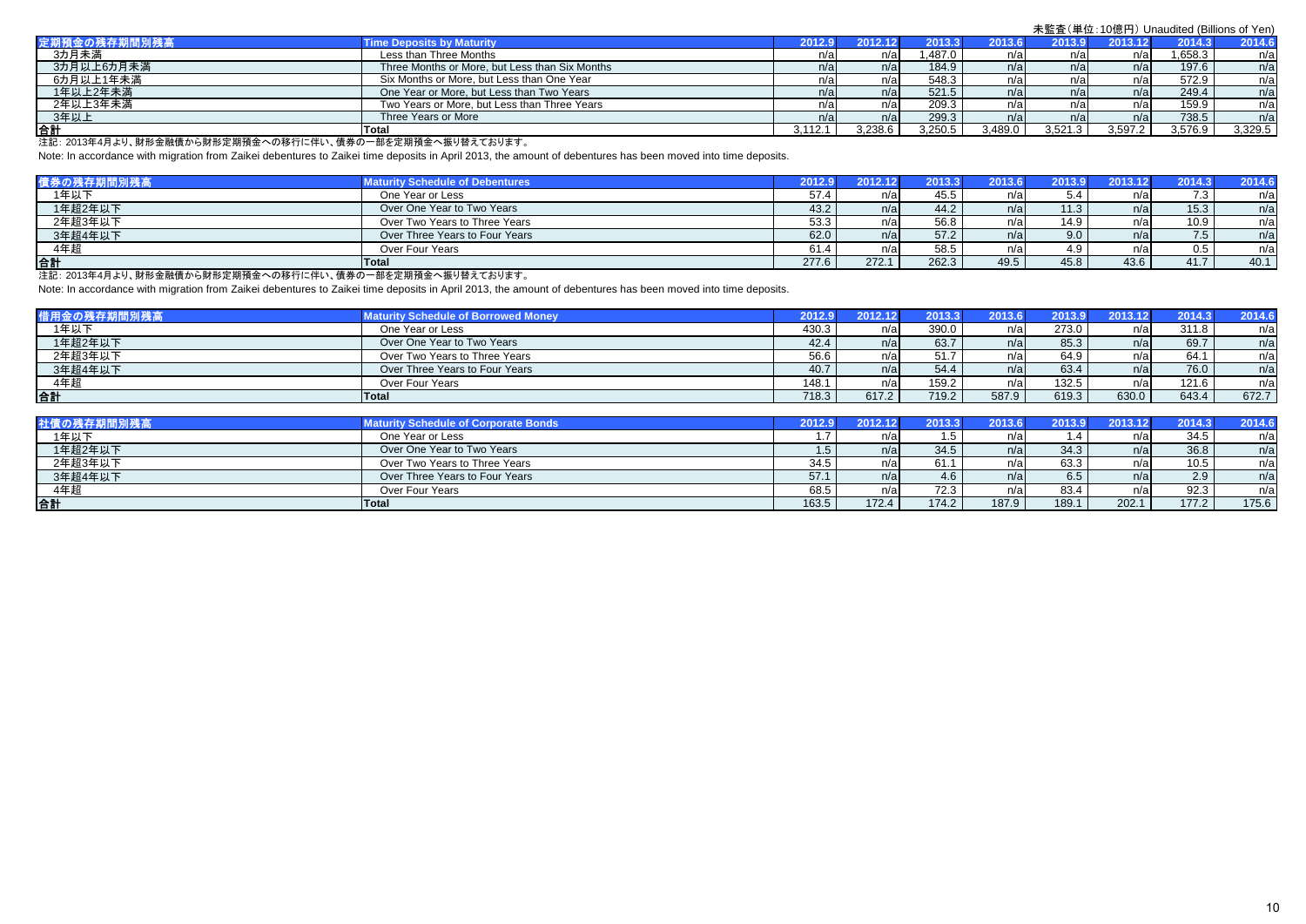未監査（単位：10億円）Unaudited (Billions of Yen)

| 定期預金の残存期間別残高 | Time Deposits by Maturity | 2012.9 | 2012.12 | 2013.3 | 2013.6 | 2013.9 | 2013.12 | 2014.3 | 2014.6 |
|---|---|---|---|---|---|---|---|---|---|
| 3カ月未満 | Less than Three Months | n/a | n/a | 1,487.0 | n/a | n/a | n/a | 1,658.3 | n/a |
| 3カ月以上6カ月未満 | Three Months or More, but Less than Six Months | n/a | n/a | 184.9 | n/a | n/a | n/a | 197.6 | n/a |
| 6カ月以上1年未満 | Six Months or More, but Less than One Year | n/a | n/a | 548.3 | n/a | n/a | n/a | 572.9 | n/a |
| 1年以上2年未満 | One Year or More, but Less than Two Years | n/a | n/a | 521.5 | n/a | n/a | n/a | 249.4 | n/a |
| 2年以上3年未満 | Two Years or More, but Less than Three Years | n/a | n/a | 209.3 | n/a | n/a | n/a | 159.9 | n/a |
| 3年以上 | Three Years or More | n/a | n/a | 299.3 | n/a | n/a | n/a | 738.5 | n/a |
| 合計 | Total | 3,112.1 | 3,238.6 | 3,250.5 | 3,489.0 | 3,521.3 | 3,597.2 | 3,576.9 | 3,329.5 |

注記：2013年4月より、財形金融債から財形定期預金への移行に伴い、債券の一部を定期預金へ振り替えております。

Note: In accordance with migration from Zaikei debentures to Zaikei time deposits in April 2013, the amount of debentures has been moved into time deposits.

| 債券の残存期間別残高 | Maturity Schedule of Debentures | 2012.9 | 2012.12 | 2013.3 | 2013.6 | 2013.9 | 2013.12 | 2014.3 | 2014.6 |
|---|---|---|---|---|---|---|---|---|---|
| 1年以下 | One Year or Less | 57.4 | n/a | 45.5 | n/a | 5.4 | n/a | 7.3 | n/a |
| 1年超2年以下 | Over One Year to Two Years | 43.2 | n/a | 44.2 | n/a | 11.3 | n/a | 15.3 | n/a |
| 2年超3年以下 | Over Two Years to Three Years | 53.3 | n/a | 56.8 | n/a | 14.9 | n/a | 10.9 | n/a |
| 3年超4年以下 | Over Three Years to Four Years | 62.0 | n/a | 57.2 | n/a | 9.0 | n/a | 7.5 | n/a |
| 4年超 | Over Four Years | 61.4 | n/a | 58.5 | n/a | 4.9 | n/a | 0.5 | n/a |
| 合計 | Total | 277.6 | 272.1 | 262.3 | 49.5 | 45.8 | 43.6 | 41.7 | 40.1 |

注記：2013年4月より、財形金融債から財形定期預金への移行に伴い、債券の一部を定期預金へ振り替えております。

Note: In accordance with migration from Zaikei debentures to Zaikei time deposits in April 2013, the amount of debentures has been moved into time deposits.

| 借用金の残存期間別残高 | Maturity Schedule of Borrowed Money | 2012.9 | 2012.12 | 2013.3 | 2013.6 | 2013.9 | 2013.12 | 2014.3 | 2014.6 |
|---|---|---|---|---|---|---|---|---|---|
| 1年以下 | One Year or Less | 430.3 | n/a | 390.0 | n/a | 273.0 | n/a | 311.8 | n/a |
| 1年超2年以下 | Over One Year to Two Years | 42.4 | n/a | 63.7 | n/a | 85.3 | n/a | 69.7 | n/a |
| 2年超3年以下 | Over Two Years to Three Years | 56.6 | n/a | 51.7 | n/a | 64.9 | n/a | 64.1 | n/a |
| 3年超4年以下 | Over Three Years to Four Years | 40.7 | n/a | 54.4 | n/a | 63.4 | n/a | 76.0 | n/a |
| 4年超 | Over Four Years | 148.1 | n/a | 159.2 | n/a | 132.5 | n/a | 121.6 | n/a |
| 合計 | Total | 718.3 | 617.2 | 719.2 | 587.9 | 619.3 | 630.0 | 643.4 | 672.7 |

| 社債の残存期間別残高 | Maturity Schedule of Corporate Bonds | 2012.9 | 2012.12 | 2013.3 | 2013.6 | 2013.9 | 2013.12 | 2014.3 | 2014.6 |
|---|---|---|---|---|---|---|---|---|---|
| 1年以下 | One Year or Less | 1.7 | n/a | 1.5 | n/a | 1.4 | n/a | 34.5 | n/a |
| 1年超2年以下 | Over One Year to Two Years | 1.5 | n/a | 34.5 | n/a | 34.3 | n/a | 36.8 | n/a |
| 2年超3年以下 | Over Two Years to Three Years | 34.5 | n/a | 61.1 | n/a | 63.3 | n/a | 10.5 | n/a |
| 3年超4年以下 | Over Three Years to Four Years | 57.1 | n/a | 4.6 | n/a | 6.5 | n/a | 2.9 | n/a |
| 4年超 | Over Four Years | 68.5 | n/a | 72.3 | n/a | 83.4 | n/a | 92.3 | n/a |
| 合計 | Total | 163.5 | 172.4 | 174.2 | 187.9 | 189.1 | 202.1 | 177.2 | 175.6 |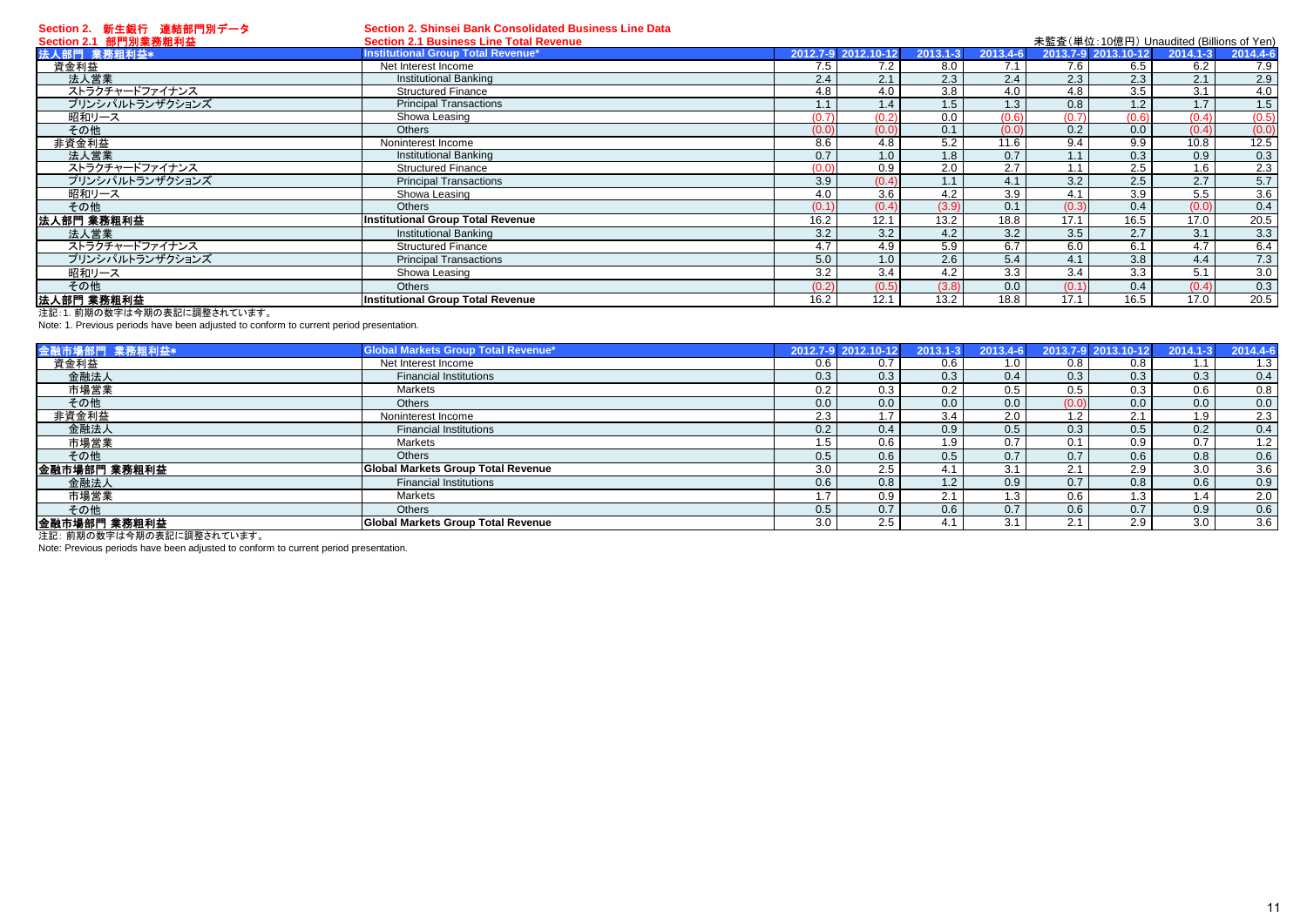# Section 2. 新生銀行 連結部門別データ

# Section 2. Shinsei Bank Consolidated Business Line Data

## Section 2.1 部門別業務粗利益

## Section 2.1 Business Line Total Revenue

未監査(単位:10億円) Unaudited (Billions of Yen)

| 法人部門 業務粗利益* | Institutional Group Total Revenue* | 2012.7-9 | 2012.10-12 | 2013.1-3 | 2013.4-6 | 2013.7-9 | 2013.10-12 | 2014.1-3 | 2014.4-6 |
|---|---|---|---|---|---|---|---|---|---|
| 資金利益 | Net Interest Income | 7.5 | 7.2 | 8.0 | 7.1 | 7.6 | 6.5 | 6.2 | 7.9 |
| 法人営業 | Institutional Banking | 2.4 | 2.1 | 2.3 | 2.4 | 2.3 | 2.3 | 2.1 | 2.9 |
| ストラクチャードファイナンス | Structured Finance | 4.8 | 4.0 | 3.8 | 4.0 | 4.8 | 3.5 | 3.1 | 4.0 |
| プリンシパルトランザクションズ | Principal Transactions | 1.1 | 1.4 | 1.5 | 1.3 | 0.8 | 1.2 | 1.7 | 1.5 |
| 昭和リース | Showa Leasing | (0.7) | (0.2) | 0.0 | (0.6) | (0.7) | (0.6) | (0.4) | (0.5) |
| その他 | Others | (0.0) | (0.0) | 0.1 | (0.0) | 0.2 | 0.0 | (0.4) | (0.0) |
| 非資金利益 | Noninterest Income | 8.6 | 4.8 | 5.2 | 11.6 | 9.4 | 9.9 | 10.8 | 12.5 |
| 法人営業 | Institutional Banking | 0.7 | 1.0 | 1.8 | 0.7 | 1.1 | 0.3 | 0.9 | 0.3 |
| ストラクチャードファイナンス | Structured Finance | (0.0) | 0.9 | 2.0 | 2.7 | 1.1 | 2.5 | 1.6 | 2.3 |
| プリンシパルトランザクションズ | Principal Transactions | 3.9 | (0.4) | 1.1 | 4.1 | 3.2 | 2.5 | 2.7 | 5.7 |
| 昭和リース | Showa Leasing | 4.0 | 3.6 | 4.2 | 3.9 | 4.1 | 3.9 | 5.5 | 3.6 |
| その他 | Others | (0.1) | (0.4) | (3.9) | 0.1 | (0.3) | 0.4 | (0.0) | 0.4 |
| **法人部門 業務粗利益** | **Institutional Group Total Revenue** | 16.2 | 12.1 | 13.2 | 18.8 | 17.1 | 16.5 | 17.0 | 20.5 |
| 法人営業 | Institutional Banking | 3.2 | 3.2 | 4.2 | 3.2 | 3.5 | 2.7 | 3.1 | 3.3 |
| ストラクチャードファイナンス | Structured Finance | 4.7 | 4.9 | 5.9 | 6.7 | 6.0 | 6.1 | 4.7 | 6.4 |
| プリンシパルトランザクションズ | Principal Transactions | 5.0 | 1.0 | 2.6 | 5.4 | 4.1 | 3.8 | 4.4 | 7.3 |
| 昭和リース | Showa Leasing | 3.2 | 3.4 | 4.2 | 3.3 | 3.4 | 3.3 | 5.1 | 3.0 |
| その他 | Others | (0.2) | (0.5) | (3.8) | 0.0 | (0.1) | 0.4 | (0.4) | 0.3 |
| **法人部門 業務粗利益** | **Institutional Group Total Revenue** | 16.2 | 12.1 | 13.2 | 18.8 | 17.1 | 16.5 | 17.0 | 20.5 |

注記:1. 前期の数字は今期の表記に調整されています。

Note: 1. Previous periods have been adjusted to conform to current period presentation.

| 金融市場部門 業務粗利益* | Global Markets Group Total Revenue* | 2012.7-9 | 2012.10-12 | 2013.1-3 | 2013.4-6 | 2013.7-9 | 2013.10-12 | 2014.1-3 | 2014.4-6 |
|---|---|---|---|---|---|---|---|---|---|
| 資金利益 | Net Interest Income | 0.6 | 0.7 | 0.6 | 1.0 | 0.8 | 0.8 | 1.1 | 1.3 |
| 金融法人 | Financial Institutions | 0.3 | 0.3 | 0.3 | 0.4 | 0.3 | 0.3 | 0.3 | 0.4 |
| 市場営業 | Markets | 0.2 | 0.3 | 0.2 | 0.5 | 0.5 | 0.3 | 0.6 | 0.8 |
| その他 | Others | 0.0 | 0.0 | 0.0 | 0.0 | (0.0) | 0.0 | 0.0 | 0.0 |
| 非資金利益 | Noninterest Income | 2.3 | 1.7 | 3.4 | 2.0 | 1.2 | 2.1 | 1.9 | 2.3 |
| 金融法人 | Financial Institutions | 0.2 | 0.4 | 0.9 | 0.5 | 0.3 | 0.5 | 0.2 | 0.4 |
| 市場営業 | Markets | 1.5 | 0.6 | 1.9 | 0.7 | 0.1 | 0.9 | 0.7 | 1.2 |
| その他 | Others | 0.5 | 0.6 | 0.5 | 0.7 | 0.7 | 0.6 | 0.8 | 0.6 |
| **金融市場部門 業務粗利益** | **Global Markets Group Total Revenue** | 3.0 | 2.5 | 4.1 | 3.1 | 2.1 | 2.9 | 3.0 | 3.6 |
| 金融法人 | Financial Institutions | 0.6 | 0.8 | 1.2 | 0.9 | 0.7 | 0.8 | 0.6 | 0.9 |
| 市場営業 | Markets | 1.7 | 0.9 | 2.1 | 1.3 | 0.6 | 1.3 | 1.4 | 2.0 |
| その他 | Others | 0.5 | 0.7 | 0.6 | 0.7 | 0.6 | 0.7 | 0.9 | 0.6 |
| **金融市場部門 業務粗利益** | **Global Markets Group Total Revenue** | 3.0 | 2.5 | 4.1 | 3.1 | 2.1 | 2.9 | 3.0 | 3.6 |

注記: 前期の数字は今期の表記に調整されています。

Note: Previous periods have been adjusted to conform to current period presentation.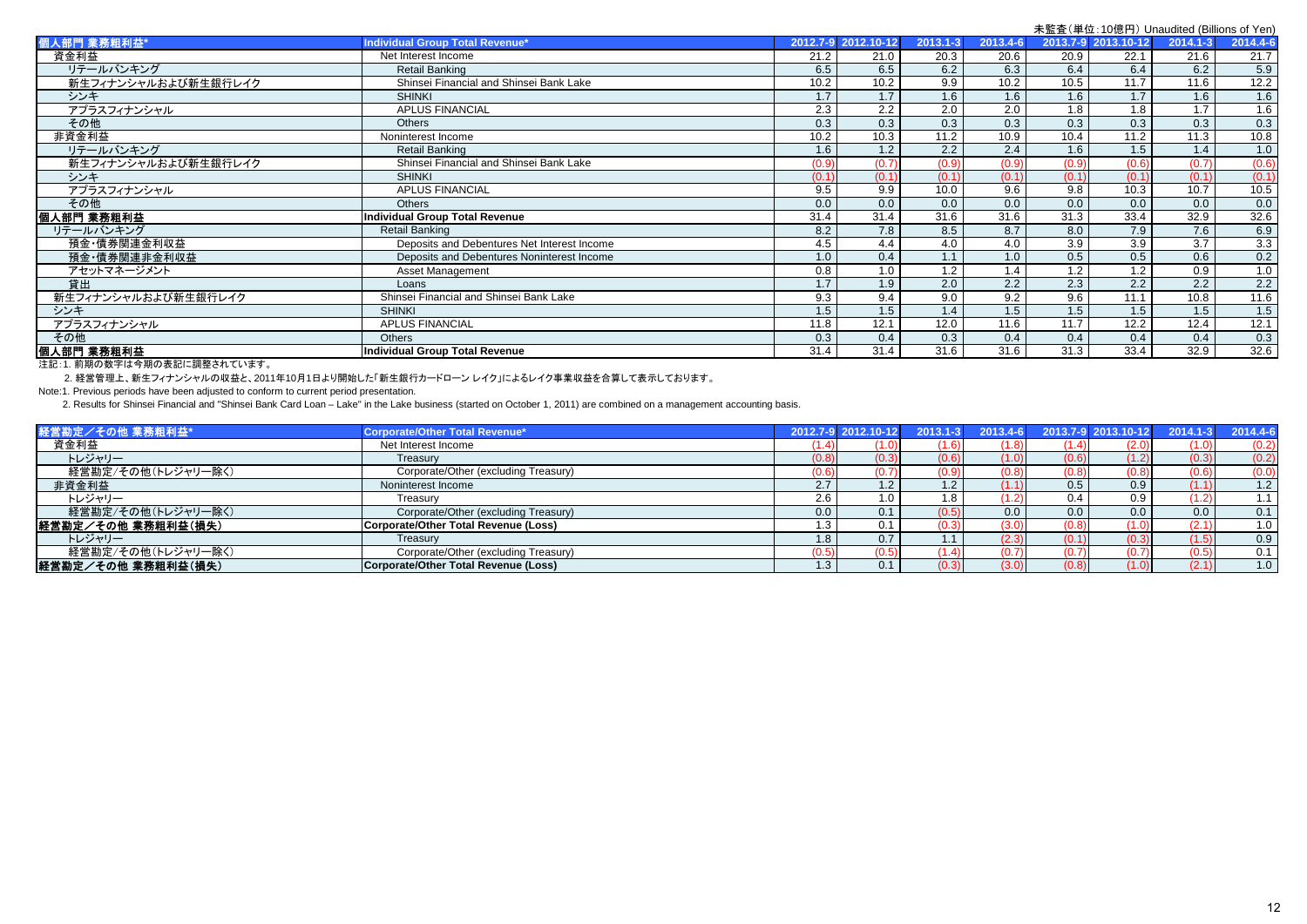未監査(単位:10億円) Unaudited (Billions of Yen)

| 個人部門 業務粗利益* | Individual Group Total Revenue* | 2012.7-9 | 2012.10-12 | 2013.1-3 | 2013.4-6 | 2013.7-9 | 2013.10-12 | 2014.1-3 | 2014.4-6 |
|---|---|---|---|---|---|---|---|---|---|
| 資金利益 | Net Interest Income | 21.2 | 21.0 | 20.3 | 20.6 | 20.9 | 22.1 | 21.6 | 21.7 |
| リテールバンキング | Retail Banking | 6.5 | 6.5 | 6.2 | 6.3 | 6.4 | 6.4 | 6.2 | 5.9 |
| 新生フィナンシャルおよび新生銀行レイク | Shinsei Financial and Shinsei Bank Lake | 10.2 | 10.2 | 9.9 | 10.2 | 10.5 | 11.7 | 11.6 | 12.2 |
| シンキ | SHINKI | 1.7 | 1.7 | 1.6 | 1.6 | 1.6 | 1.7 | 1.6 | 1.6 |
| アプラスフィナンシャル | APLUS FINANCIAL | 2.3 | 2.2 | 2.0 | 2.0 | 1.8 | 1.8 | 1.7 | 1.6 |
| その他 | Others | 0.3 | 0.3 | 0.3 | 0.3 | 0.3 | 0.3 | 0.3 | 0.3 |
| 非資金利益 | Noninterest Income | 10.2 | 10.3 | 11.2 | 10.9 | 10.4 | 11.2 | 11.3 | 10.8 |
| リテールバンキング | Retail Banking | 1.6 | 1.2 | 2.2 | 2.4 | 1.6 | 1.5 | 1.4 | 1.0 |
| 新生フィナンシャルおよび新生銀行レイク | Shinsei Financial and Shinsei Bank Lake | (0.9) | (0.7) | (0.9) | (0.9) | (0.9) | (0.6) | (0.7) | (0.6) |
| シンキ | SHINKI | (0.1) | (0.1) | (0.1) | (0.1) | (0.1) | (0.1) | (0.1) | (0.1) |
| アプラスフィナンシャル | APLUS FINANCIAL | 9.5 | 9.9 | 10.0 | 9.6 | 9.8 | 10.3 | 10.7 | 10.5 |
| その他 | Others | 0.0 | 0.0 | 0.0 | 0.0 | 0.0 | 0.0 | 0.0 | 0.0 |
| **個人部門 業務粗利益** | **Individual Group Total Revenue** | 31.4 | 31.4 | 31.6 | 31.6 | 31.3 | 33.4 | 32.9 | 32.6 |
| リテールバンキング | Retail Banking | 8.2 | 7.8 | 8.5 | 8.7 | 8.0 | 7.9 | 7.6 | 6.9 |
| 預金・債券関連金利収益 | Deposits and Debentures Net Interest Income | 4.5 | 4.4 | 4.0 | 4.0 | 3.9 | 3.9 | 3.7 | 3.3 |
| 預金・債券関連非金利収益 | Deposits and Debentures Noninterest Income | 1.0 | 0.4 | 1.1 | 1.0 | 0.5 | 0.5 | 0.6 | 0.2 |
| アセットマネージメント | Asset Management | 0.8 | 1.0 | 1.2 | 1.4 | 1.2 | 1.2 | 0.9 | 1.0 |
| 貸出 | Loans | 1.7 | 1.9 | 2.0 | 2.2 | 2.3 | 2.2 | 2.2 | 2.2 |
| 新生フィナンシャルおよび新生銀行レイク | Shinsei Financial and Shinsei Bank Lake | 9.3 | 9.4 | 9.0 | 9.2 | 9.6 | 11.1 | 10.8 | 11.6 |
| シンキ | SHINKI | 1.5 | 1.5 | 1.4 | 1.5 | 1.5 | 1.5 | 1.5 | 1.5 |
| アプラスフィナンシャル | APLUS FINANCIAL | 11.8 | 12.1 | 12.0 | 11.6 | 11.7 | 12.2 | 12.4 | 12.1 |
| その他 | Others | 0.3 | 0.4 | 0.3 | 0.4 | 0.4 | 0.4 | 0.4 | 0.3 |
| **個人部門 業務粗利益** | **Individual Group Total Revenue** | 31.4 | 31.4 | 31.6 | 31.6 | 31.3 | 33.4 | 32.9 | 32.6 |

注記:1. 前期の数字は今期の表記に調整されています。

2. 経営管理上、新生フィナンシャルの収益と、2011年10月1日より開始した「新生銀行カードローン レイク」によるレイク事業収益を合算して表示しております。

Note:1. Previous periods have been adjusted to conform to current period presentation.

2. Results for Shinsei Financial and "Shinsei Bank Card Loan – Lake" in the Lake business (started on October 1, 2011) are combined on a management accounting basis.

| 経営勘定/その他 業務粗利益* | Corporate/Other Total Revenue* | 2012.7-9 | 2012.10-12 | 2013.1-3 | 2013.4-6 | 2013.7-9 | 2013.10-12 | 2014.1-3 | 2014.4-6 |
|---|---|---|---|---|---|---|---|---|---|
| 資金利益 | Net Interest Income | (1.4) | (1.0) | (1.6) | (1.8) | (1.4) | (2.0) | (1.0) | (0.2) |
| トレジャリー | Treasury | (0.8) | (0.3) | (0.6) | (1.0) | (0.6) | (1.2) | (0.3) | (0.2) |
| 経営勘定/その他(トレジャリー除く) | Corporate/Other (excluding Treasury) | (0.6) | (0.7) | (0.9) | (0.8) | (0.8) | (0.8) | (0.6) | (0.0) |
| 非資金利益 | Noninterest Income | 2.7 | 1.2 | 1.2 | (1.1) | 0.5 | 0.9 | (1.1) | 1.2 |
| トレジャリー | Treasury | 2.6 | 1.0 | 1.8 | (1.2) | 0.4 | 0.9 | (1.2) | 1.1 |
| 経営勘定/その他(トレジャリー除く) | Corporate/Other (excluding Treasury) | 0.0 | 0.1 | (0.5) | 0.0 | 0.0 | 0.0 | 0.0 | 0.1 |
| **経営勘定/その他 業務粗利益(損失)** | **Corporate/Other Total Revenue (Loss)** | 1.3 | 0.1 | (0.3) | (3.0) | (0.8) | (1.0) | (2.1) | 1.0 |
| トレジャリー | Treasury | 1.8 | 0.7 | 1.1 | (2.3) | (0.1) | (0.3) | (1.5) | 0.9 |
| 経営勘定/その他(トレジャリー除く) | Corporate/Other (excluding Treasury) | (0.5) | (0.5) | (1.4) | (0.7) | (0.7) | (0.7) | (0.5) | 0.1 |
| **経営勘定/その他 業務粗利益(損失)** | **Corporate/Other Total Revenue (Loss)** | 1.3 | 0.1 | (0.3) | (3.0) | (0.8) | (1.0) | (2.1) | 1.0 |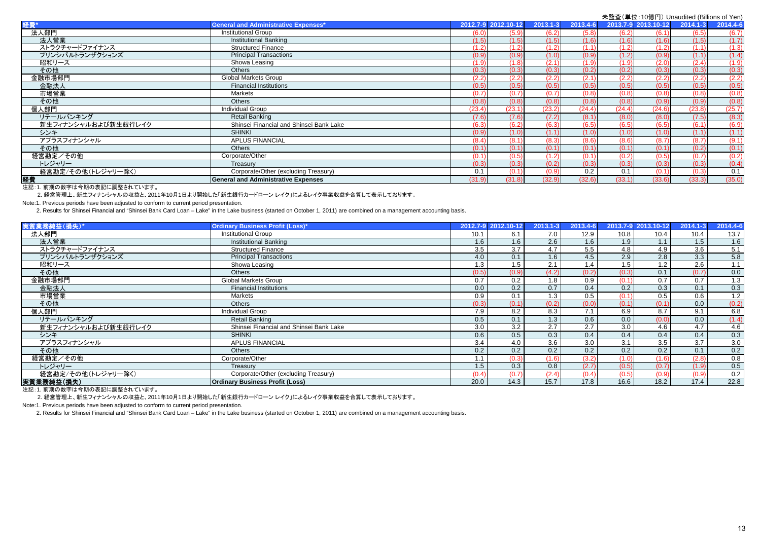未監査(単位:10億円) Unaudited (Billions of Yen)

| 経費* | General and Administrative Expenses* | 2012.7-9 | 2012.10-12 | 2013.1-3 | 2013.4-6 | 2013.7-9 | 2013.10-12 | 2014.1-3 | 2014.4-6 |
|---|---|---|---|---|---|---|---|---|---|
| 法人部門 | Institutional Group | (6.0) | (5.9) | (6.2) | (5.8) | (6.2) | (6.1) | (6.5) | (6.7) |
| 法人営業 | Institutional Banking | (1.5) | (1.5) | (1.5) | (1.6) | (1.6) | (1.6) | (1.5) | (1.7) |
| ストラクチャードファイナンス | Structured Finance | (1.2) | (1.2) | (1.2) | (1.1) | (1.2) | (1.2) | (1.1) | (1.3) |
| プリンシパルトランザクションズ | Principal Transactions | (0.9) | (0.9) | (1.0) | (0.9) | (1.2) | (0.9) | (1.1) | (1.4) |
| 昭和リース | Showa Leasing | (1.9) | (1.8) | (2.1) | (1.9) | (1.9) | (2.0) | (2.4) | (1.9) |
| その他 | Others | (0.3) | (0.3) | (0.3) | (0.2) | (0.2) | (0.3) | (0.3) | (0.3) |
| 金融市場部門 | Global Markets Group | (2.2) | (2.2) | (2.2) | (2.1) | (2.2) | (2.2) | (2.2) | (2.2) |
| 金融法人 | Financial Institutions | (0.5) | (0.5) | (0.5) | (0.5) | (0.5) | (0.5) | (0.5) | (0.5) |
| 市場営業 | Markets | (0.7) | (0.7) | (0.7) | (0.8) | (0.8) | (0.8) | (0.8) | (0.8) |
| その他 | Others | (0.8) | (0.8) | (0.8) | (0.8) | (0.8) | (0.9) | (0.9) | (0.8) |
| 個人部門 | Individual Group | (23.4) | (23.1) | (23.2) | (24.4) | (24.4) | (24.6) | (23.8) | (25.7) |
| リテールバンキング | Retail Banking | (7.6) | (7.6) | (7.2) | (8.1) | (8.0) | (8.0) | (7.5) | (8.3) |
| 新生フィナンシャルおよび新生銀行レイク | Shinsei Financial and Shinsei Bank Lake | (6.3) | (6.2) | (6.3) | (6.5) | (6.5) | (6.5) | (6.1) | (6.9) |
| シンキ | SHINKI | (0.9) | (1.0) | (1.1) | (1.0) | (1.0) | (1.0) | (1.1) | (1.1) |
| アプラスフィナンシャル | APLUS FINANCIAL | (8.4) | (8.1) | (8.3) | (8.6) | (8.6) | (8.7) | (8.7) | (9.1) |
| その他 | Others | (0.1) | (0.1) | (0.1) | (0.1) | (0.1) | (0.1) | (0.2) | (0.1) |
| 経営勘定/その他 | Corporate/Other | (0.1) | (0.5) | (1.2) | (0.1) | (0.2) | (0.5) | (0.7) | (0.2) |
| トレジャリー | Treasury | (0.3) | (0.3) | (0.2) | (0.3) | (0.3) | (0.3) | (0.3) | (0.4) |
| 経営勘定/その他(トレジャリー除く) | Corporate/Other (excluding Treasury) | 0.1 | (0.1) | (0.9) | 0.2 | 0.1 | (0.1) | (0.3) | 0.1 |
| 経費 | General and Administrative Expenses | (31.9) | (31.8) | (32.9) | (32.6) | (33.1) | (33.6) | (33.3) | (35.0) |

注記:1. 前期の数字は今期の表記に調整されています。
2. 経営管理上、新生フィナンシャルの収益と、2011年10月1日より開始した「新生銀行カードローン レイク」によるレイク事業収益を合算して表示しております。

Note:1. Previous periods have been adjusted to conform to current period presentation.
2. Results for Shinsei Financial and "Shinsei Bank Card Loan – Lake" in the Lake business (started on October 1, 2011) are combined on a management accounting basis.

| 実質業務純益(損失)* | Ordinary Business Profit (Loss)* | 2012.7-9 | 2012.10-12 | 2013.1-3 | 2013.4-6 | 2013.7-9 | 2013.10-12 | 2014.1-3 | 2014.4-6 |
|---|---|---|---|---|---|---|---|---|---|
| 法人部門 | Institutional Group | 10.1 | 6.1 | 7.0 | 12.9 | 10.8 | 10.4 | 10.4 | 13.7 |
| 法人営業 | Institutional Banking | 1.6 | 1.6 | 2.6 | 1.6 | 1.9 | 1.1 | 1.5 | 1.6 |
| ストラクチャードファイナンス | Structured Finance | 3.5 | 3.7 | 4.7 | 5.5 | 4.8 | 4.9 | 3.6 | 5.1 |
| プリンシパルトランザクションズ | Principal Transactions | 4.0 | 0.1 | 1.6 | 4.5 | 2.9 | 2.8 | 3.3 | 5.8 |
| 昭和リース | Showa Leasing | 1.3 | 1.5 | 2.1 | 1.4 | 1.5 | 1.2 | 2.6 | 1.1 |
| その他 | Others | (0.5) | (0.9) | (4.2) | (0.2) | (0.3) | 0.1 | (0.7) | 0.0 |
| 金融市場部門 | Global Markets Group | 0.7 | 0.2 | 1.8 | 0.9 | (0.1) | 0.7 | 0.7 | 1.3 |
| 金融法人 | Financial Institutions | 0.0 | 0.2 | 0.7 | 0.4 | 0.2 | 0.3 | 0.1 | 0.3 |
| 市場営業 | Markets | 0.9 | 0.1 | 1.3 | 0.5 | (0.1) | 0.5 | 0.6 | 1.2 |
| その他 | Others | (0.3) | (0.1) | (0.2) | (0.0) | (0.1) | (0.1) | 0.0 | (0.2) |
| 個人部門 | Individual Group | 7.9 | 8.2 | 8.3 | 7.1 | 6.9 | 8.7 | 9.1 | 6.8 |
| リテールバンキング | Retail Banking | 0.5 | 0.1 | 1.3 | 0.6 | 0.0 | (0.0) | 0.0 | (1.4) |
| 新生フィナンシャルおよび新生銀行レイク | Shinsei Financial and Shinsei Bank Lake | 3.0 | 3.2 | 2.7 | 2.7 | 3.0 | 4.6 | 4.7 | 4.6 |
| シンキ | SHINKI | 0.6 | 0.5 | 0.3 | 0.4 | 0.4 | 0.4 | 0.4 | 0.3 |
| アプラスフィナンシャル | APLUS FINANCIAL | 3.4 | 4.0 | 3.6 | 3.0 | 3.1 | 3.5 | 3.7 | 3.0 |
| その他 | Others | 0.2 | 0.2 | 0.2 | 0.2 | 0.2 | 0.2 | 0.1 | 0.2 |
| 経営勘定/その他 | Corporate/Other | 1.1 | (0.3) | (1.6) | (3.2) | (1.0) | (1.6) | (2.8) | 0.8 |
| トレジャリー | Treasury | 1.5 | 0.3 | 0.8 | (2.7) | (0.5) | (0.7) | (1.9) | 0.5 |
| 経営勘定/その他(トレジャリー除く) | Corporate/Other (excluding Treasury) | (0.4) | (0.7) | (2.4) | (0.4) | (0.5) | (0.9) | (0.9) | 0.2 |
| 実質業務純益(損失) | Ordinary Business Profit (Loss) | 20.0 | 14.3 | 15.7 | 17.8 | 16.6 | 18.2 | 17.4 | 22.8 |

注記:1. 前期の数字は今期の表記に調整されています。
2. 経営管理上、新生フィナンシャルの収益と、2011年10月1日より開始した「新生銀行カードローン レイク」によるレイク事業収益を合算して表示しております。

Note:1. Previous periods have been adjusted to conform to current period presentation.
2. Results for Shinsei Financial and "Shinsei Bank Card Loan – Lake" in the Lake business (started on October 1, 2011) are combined on a management accounting basis.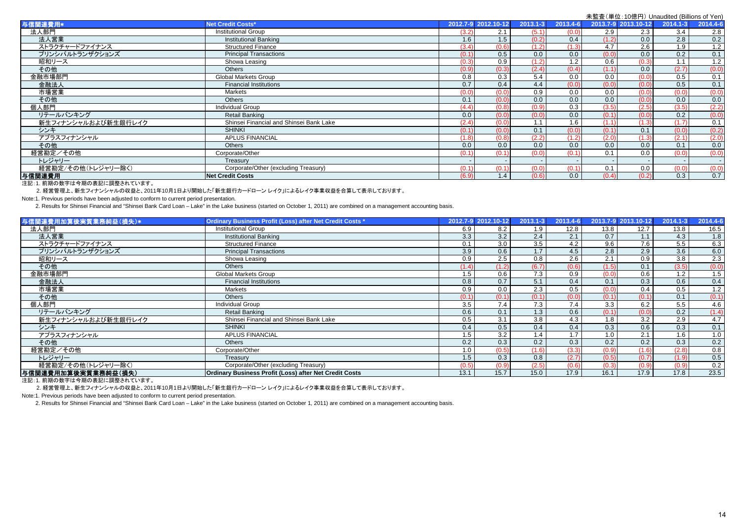未監査（単位：10億円）Unaudited (Billions of Yen)

| 与信関連費用* | Net Credit Costs* | 2012.7-9 | 2012.10-12 | 2013.1-3 | 2013.4-6 | 2013.7-9 | 2013.10-12 | 2014.1-3 | 2014.4-6 |
|---|---|---|---|---|---|---|---|---|---|
| 法人部門 | Institutional Group | (3.2) | 2.1 | (5.1) | (0.0) | 2.9 | 2.3 | 3.4 | 2.8 |
| 法人営業 | Institutional Banking | 1.6 | 1.5 | (0.2) | 0.4 | (1.2) | 0.0 | 2.8 | 0.2 |
| ストラクチャードファイナンス | Structured Finance | (3.4) | (0.6) | (1.2) | (1.3) | 4.7 | 2.6 | 1.9 | 1.2 |
| プリンシパルトランザクションズ | Principal Transactions | (0.1) | 0.5 | 0.0 | 0.0 | (0.0) | 0.0 | 0.2 | 0.1 |
| 昭和リース | Showa Leasing | (0.3) | 0.9 | (1.2) | 1.2 | 0.6 | (0.3) | 1.1 | 1.2 |
| その他 | Others | (0.9) | (0.3) | (2.4) | (0.4) | (1.1) | 0.0 | (2.7) | (0.0) |
| 金融市場部門 | Global Markets Group | 0.8 | 0.3 | 5.4 | 0.0 | 0.0 | (0.0) | 0.5 | 0.1 |
| 金融法人 | Financial Institutions | 0.7 | 0.4 | 4.4 | (0.0) | (0.0) | (0.0) | 0.5 | 0.1 |
| 市場営業 | Markets | (0.0) | (0.0) | 0.9 | 0.0 | 0.0 | (0.0) | (0.0) | (0.0) |
| その他 | Others | 0.1 | (0.0) | 0.0 | 0.0 | 0.0 | (0.0) | 0.0 | 0.0 |
| 個人部門 | Individual Group | (4.4) | (0.8) | (0.9) | 0.3 | (3.5) | (2.5) | (3.5) | (2.2) |
| リテールバンキング | Retail Banking | 0.0 | (0.0) | (0.0) | 0.0 | (0.1) | (0.0) | 0.2 | (0.0) |
| 新生フィナンシャルおよび新生銀行レイク | Shinsei Financial and Shinsei Bank Lake | (2.4) | (0.0) | 1.1 | 1.6 | (1.1) | (1.3) | (1.7) | 0.1 |
| シンキ | SHINKI | (0.1) | (0.0) | 0.1 | (0.0) | (0.1) | 0.1 | (0.0) | (0.2) |
| アプラスフィナンシャル | APLUS FINANCIAL | (1.8) | (0.8) | (2.2) | (1.2) | (2.0) | (1.3) | (2.1) | (2.0) |
| その他 | Others | 0.0 | 0.0 | 0.0 | 0.0 | 0.0 | 0.0 | 0.1 | 0.0 |
| 経営勘定／その他 | Corporate/Other | (0.1) | (0.1) | (0.0) | (0.1) | 0.1 | 0.0 | (0.0) | (0.0) |
| トレジャリー | Treasury | - | - | - | - | - | - | - | - |
| 経営勘定/その他(トレジャリー除く) | Corporate/Other (excluding Treasury) | (0.1) | (0.1) | (0.0) | (0.1) | 0.1 | 0.0 | (0.0) | (0.0) |
| **与信関連費用** | **Net Credit Costs** | (6.9) | 1.4 | (0.6) | 0.0 | (0.4) | (0.2) | 0.3 | 0.7 |

注記：1. 前期の数字は今期の表記に調整されています。

2. 経営管理上、新生フィナンシャルの収益と、2011年10月1日より開始した「新生銀行カードローン レイク」によるレイク事業収益を合算して表示しております。

Note:1. Previous periods have been adjusted to conform to current period presentation.

2. Results for Shinsei Financial and "Shinsei Bank Card Loan – Lake" in the Lake business (started on October 1, 2011) are combined on a management accounting basis.

| 与信関連費用加算後実質業務純益(損失)* | Ordinary Business Profit (Loss) after Net Credit Costs * | 2012.7-9 | 2012.10-12 | 2013.1-3 | 2013.4-6 | 2013.7-9 | 2013.10-12 | 2014.1-3 | 2014.4-6 |
|---|---|---|---|---|---|---|---|---|---|
| 法人部門 | Institutional Group | 6.9 | 8.2 | 1.9 | 12.8 | 13.8 | 12.7 | 13.8 | 16.5 |
| 法人営業 | Institutional Banking | 3.3 | 3.2 | 2.4 | 2.1 | 0.7 | 1.1 | 4.3 | 1.8 |
| ストラクチャードファイナンス | Structured Finance | 0.1 | 3.0 | 3.5 | 4.2 | 9.6 | 7.6 | 5.5 | 6.3 |
| プリンシパルトランザクションズ | Principal Transactions | 3.9 | 0.6 | 1.7 | 4.5 | 2.8 | 2.9 | 3.6 | 6.0 |
| 昭和リース | Showa Leasing | 0.9 | 2.5 | 0.8 | 2.6 | 2.1 | 0.9 | 3.8 | 2.3 |
| その他 | Others | (1.4) | (1.2) | (6.7) | (0.6) | (1.5) | 0.1 | (3.5) | (0.0) |
| 金融市場部門 | Global Markets Group | 1.5 | 0.6 | 7.3 | 0.9 | (0.0) | 0.6 | 1.2 | 1.5 |
| 金融法人 | Financial Institutions | 0.8 | 0.7 | 5.1 | 0.4 | 0.1 | 0.3 | 0.6 | 0.4 |
| 市場営業 | Markets | 0.9 | 0.0 | 2.3 | 0.5 | (0.0) | 0.4 | 0.5 | 1.2 |
| その他 | Others | (0.1) | (0.1) | (0.1) | (0.0) | (0.1) | (0.1) | 0.1 | (0.1) |
| 個人部門 | Individual Group | 3.5 | 7.4 | 7.3 | 7.4 | 3.3 | 6.2 | 5.5 | 4.6 |
| リテールバンキング | Retail Banking | 0.6 | 0.1 | 1.3 | 0.6 | (0.1) | (0.0) | 0.2 | (1.4) |
| 新生フィナンシャルおよび新生銀行レイク | Shinsei Financial and Shinsei Bank Lake | 0.5 | 3.1 | 3.8 | 4.3 | 1.8 | 3.2 | 2.9 | 4.7 |
| シンキ | SHINKI | 0.4 | 0.5 | 0.4 | 0.4 | 0.3 | 0.6 | 0.3 | 0.1 |
| アプラスフィナンシャル | APLUS FINANCIAL | 1.5 | 3.2 | 1.4 | 1.7 | 1.0 | 2.1 | 1.6 | 1.0 |
| その他 | Others | 0.2 | 0.3 | 0.2 | 0.3 | 0.2 | 0.2 | 0.3 | 0.2 |
| 経営勘定／その他 | Corporate/Other | 1.0 | (0.5) | (1.6) | (3.3) | (0.9) | (1.6) | (2.8) | 0.8 |
| トレジャリー | Treasury | 1.5 | 0.3 | 0.8 | (2.7) | (0.5) | (0.7) | (1.9) | 0.5 |
| 経営勘定/その他(トレジャリー除く) | Corporate/Other (excluding Treasury) | (0.5) | (0.9) | (2.5) | (0.6) | (0.3) | (0.9) | (0.9) | 0.2 |
| **与信関連費用加算後実質業務純益(損失)** | **Ordinary Business Profit (Loss) after Net Credit Costs** | 13.1 | 15.7 | 15.0 | 17.9 | 16.1 | 17.9 | 17.8 | 23.5 |

注記：1. 前期の数字は今期の表記に調整されています。

2. 経営管理上、新生フィナンシャルの収益と、2011年10月1日より開始した「新生銀行カードローン レイク」によるレイク事業収益を合算して表示しております。

Note:1. Previous periods have been adjusted to conform to current period presentation.

2. Results for Shinsei Financial and "Shinsei Bank Card Loan – Lake" in the Lake business (started on October 1, 2011) are combined on a management accounting basis.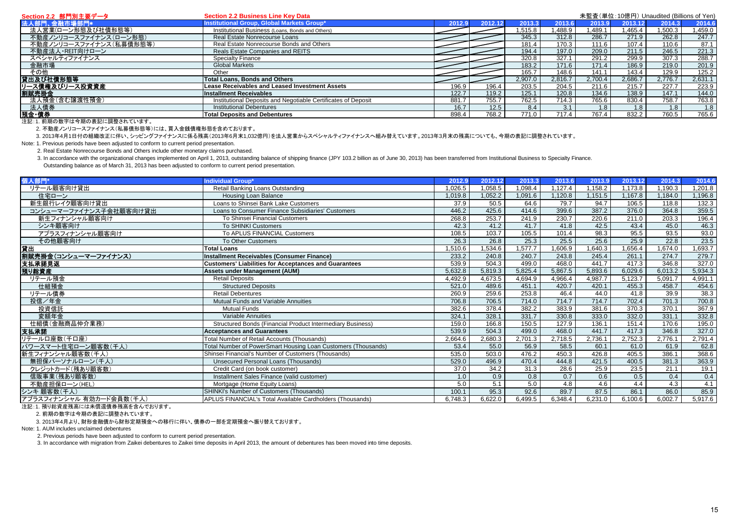## Section 2.2 部門別主要データ

## Section 2.2 Business Line Key Data

未監査(単位:10億円) Unaudited (Billions of Yen)

| 法人部門、金融市場部門* | Institutional Group, Global Markets Group* | 2012.9 | 2012.12 | 2013.3 | 2013.6 | 2013.9 | 2013.12 | 2014.3 | 2014.6 |
|---|---|---|---|---|---|---|---|---|---|
| 法人営業(ローン形態及び社債形態等) | Institutional Business (Loans, Bonds and Others) | | | 1,515.8 | 1,488.9 | 1,489.1 | 1,465.4 | 1,500.3 | 1,459.0 |
| 不動産ノンリコースファイナンス(ローン形態) | Real Estate Nonrecourse Loans | | | 345.3 | 312.8 | 286.7 | 271.9 | 262.8 | 247.7 |
| 不動産ノンリコースファイナンス(私募債形態等) | Real Estate Nonrecourse Bonds and Others | | | 181.4 | 170.3 | 111.6 | 107.4 | 110.6 | 87.1 |
| 不動産法人・REITsローン | Reals Estate Companies and REITS | | | 194.4 | 197.0 | 209.0 | 211.5 | 246.5 | 221.3 |
| スペシャルティファイナンス | Specialty Finance | | | 320.8 | 327.1 | 291.2 | 299.9 | 307.3 | 288.7 |
| 金融市場 | Global Markets | | | 183.2 | 171.6 | 171.4 | 186.9 | 219.0 | 201.9 |
| その他 | Other | | | 165.7 | 148.6 | 141.1 | 143.4 | 129.9 | 125.2 |
| **貸出及び社債形態等** | **Total Loans, Bonds and Others** | | | 2,907.0 | 2,816.7 | 2,700.4 | 2,686.7 | 2,776.7 | 2,631.1 |
| **リース債権及びリース投資資産** | **Lease Receivables and Leased Investment Assets** | 196.9 | 196.4 | 203.5 | 204.5 | 211.6 | 215.7 | 227.7 | 223.9 |
| **割賦売掛金** | **Installment Receivables** | 122.7 | 119.2 | 125.1 | 120.8 | 134.6 | 138.9 | 147.1 | 144.0 |
| 法人預金(含む譲渡性預金) | Institutional Deposits and Negotiable Certificates of Deposit | 881.7 | 755.7 | 762.5 | 714.3 | 765.6 | 830.4 | 758.7 | 763.8 |
| 法人債券 | Institutional Debentures | 16.7 | 12.5 | 8.4 | 3.1 | 1.8 | 1.8 | 1.8 | 1.8 |
| **預金・債券** | **Total Deposits and Debentures** | 898.4 | 768.2 | 771.0 | 717.4 | 767.4 | 832.2 | 760.5 | 765.6 |

注記:1. 前期の数字は今期の表記に調整されています。

2. 不動産ノンリコースファイナンス(私募債形態等)には、買入金銭債権形態を含めております。

3. 2013年4月1日付の組織改正に伴い、シッピングファイナンスに係る残高(2013年6月末1,032億円)を法人営業からスペシャルティファイナンスへ組み替えています。2013年3月末の残高についても、今期の表記に調整されています。

Note: 1. Previous periods have been adjusted to conform to current period presentation.

2. Real Estate Nonrecourse Bonds and Others include other monetary claims purchased.

3. In accordance with the organizational changes implemented on April 1, 2013, outstanding balance of shipping finance (JPY 103.2 billion as of June 30, 2013) has been transferred from Institutional Business to Specialty Finance. Outstanding balance as of March 31, 2013 has been adjusted to conform to current period presentation.

| 個人部門* | Individual Group* | 2012.9 | 2012.12 | 2013.3 | 2013.6 | 2013.9 | 2013.12 | 2014.3 | 2014.6 |
|---|---|---|---|---|---|---|---|---|---|
| リテール顧客向け貸出 | Retail Banking Loans Outstanding | 1,026.5 | 1,058.5 | 1,098.4 | 1,127.4 | 1,158.2 | 1,173.8 | 1,190.3 | 1,201.8 |
| 住宅ローン | Housing Loan Balance | 1,019.8 | 1,052.2 | 1,091.6 | 1,120.8 | 1,151.5 | 1,167.8 | 1,184.0 | 1,196.8 |
| 新生銀行レイク顧客向け貸出 | Loans to Shinsei Bank Lake Customers | 37.9 | 50.5 | 64.6 | 79.7 | 94.7 | 106.5 | 118.8 | 132.3 |
| コンシューマーファイナンス子会社顧客向け貸出 | Loans to Consumer Finance Subsidiaries' Customers | 446.2 | 425.6 | 414.6 | 399.6 | 387.2 | 376.0 | 364.8 | 359.5 |
| 新生フィナンシャル顧客向け | To Shinsei Financial Customers | 268.8 | 253.7 | 241.9 | 230.7 | 220.6 | 211.0 | 203.3 | 196.4 |
| シンキ顧客向け | To SHINKI Customers | 42.3 | 41.2 | 41.7 | 41.8 | 42.5 | 43.4 | 45.0 | 46.3 |
| アプラスフィナンシャル顧客向け | To APLUS FINANCIAL Customers | 108.5 | 103.7 | 105.5 | 101.4 | 98.3 | 95.5 | 93.5 | 93.0 |
| その他顧客向け | To Other Customers | 26.3 | 26.8 | 25.3 | 25.5 | 25.6 | 25.9 | 22.8 | 23.5 |
| **貸出** | **Total Loans** | 1,510.6 | 1,534.6 | 1,577.7 | 1,606.9 | 1,640.3 | 1,656.4 | 1,674.0 | 1,693.7 |
| **割賦売掛金(コンシューマーファイナンス)** | **Installment Receivables (Consumer Finance)** | 233.2 | 240.8 | 240.7 | 243.8 | 245.4 | 261.1 | 274.7 | 279.7 |
| **支払承諾見返** | **Customers' Liabilities for Acceptances and Guarantees** | 539.9 | 504.3 | 499.0 | 468.0 | 441.7 | 417.3 | 346.8 | 327.0 |
| **預り総資産** | **Assets under Management (AUM)** | 5,632.8 | 5,819.3 | 5,825.4 | 5,867.5 | 5,893.6 | 6,029.6 | 6,013.2 | 5,934.3 |
| リテール預金 | Retail Deposits | 4,492.9 | 4,673.5 | 4,694.9 | 4,966.4 | 4,987.7 | 5,123.7 | 5,091.7 | 4,991.1 |
| 仕組預金 | Structured Deposits | 521.0 | 489.6 | 451.1 | 420.7 | 420.1 | 455.3 | 458.7 | 454.6 |
| リテール債券 | Retail Debentures | 260.9 | 259.6 | 253.8 | 46.4 | 44.0 | 41.8 | 39.9 | 38.3 |
| 投信／年金 | Mutual Funds and Variable Annuities | 706.8 | 706.5 | 714.0 | 714.7 | 714.7 | 702.4 | 701.3 | 700.8 |
| 投資信託 | Mutual Funds | 382.6 | 378.4 | 382.2 | 383.9 | 381.6 | 370.3 | 370.1 | 367.9 |
| 変額年金 | Variable Annuities | 324.1 | 328.1 | 331.7 | 330.8 | 333.0 | 332.0 | 331.1 | 332.8 |
| 仕組債(金融商品仲介業務) | Structured Bonds (Financial Product Intermediary Business) | 159.0 | 166.8 | 150.5 | 127.9 | 136.1 | 151.4 | 170.6 | 195.0 |
| **支払承諾** | **Acceptances and Guarantees** | 539.9 | 504.3 | 499.0 | 468.0 | 441.7 | 417.3 | 346.8 | 327.0 |
| リテール口座数(千口座) | Total Number of Retail Accounts (Thousands) | 2,664.6 | 2,680.3 | 2,701.3 | 2,718.5 | 2,736.1 | 2,752.3 | 2,776.1 | 2,791.4 |
| パワースマート住宅ローン顧客数(千人) | Total Number of PowerSmart Housing Loan Customers (Thousands) | 53.4 | 55.0 | 56.9 | 58.5 | 60.1 | 61.0 | 61.9 | 62.8 |
| 新生フィナンシャル顧客数(千人) | Shinsei Financial's Number of Customers (Thousands) | 535.0 | 503.0 | 476.2 | 450.3 | 426.8 | 405.5 | 386.1 | 368.6 |
| 無担保パーソナルローン(千人) | Unsecured Personal Loans (Thousands) | 529.0 | 496.9 | 470.4 | 444.8 | 421.5 | 400.5 | 381.3 | 363.9 |
| クレジットカード(残あり顧客数) | Credit Card (on book customer) | 37.0 | 34.2 | 31.3 | 28.6 | 25.9 | 23.5 | 21.1 | 19.1 |
| 信販事業(残あり顧客数) | Installment Sales Finance (valid customer) | 1.0 | 0.9 | 0.8 | 0.7 | 0.6 | 0.5 | 0.4 | 0.4 |
| 不動産担保ローン(HEL) | Mortgage (Home Equity Loans) | 5.0 | 5.1 | 5.0 | 4.8 | 4.6 | 4.4 | 4.3 | 4.1 |
| シンキ 顧客数(千人) | SHINKI's Number of Customers (Thousands) | 100.1 | 95.3 | 92.6 | 89.7 | 87.5 | 86.1 | 86.0 | 85.9 |
| アプラスフィナンシャル 有効カード会員数(千人) | APLUS FINANCIAL's Total Available Cardholders (Thousands) | 6,748.3 | 6,622.0 | 6,499.5 | 6,348.4 | 6,231.0 | 6,100.6 | 6,002.7 | 5,917.6 |

注記:1. 預り総資産残高には未償還債券残高を含んでおります。

2. 前期の数字は今期の表記に調整されています。

3. 2013年4月より、財形金融債から財形定期預金への移行に伴い、債券の一部を定期預金へ振り替えております。

Note: 1. AUM includes unclaimed debentures

2. Previous periods have been adjusted to conform to current period presentation.

3. In accordance with migration from Zaikei debentures to Zaikei time deposits in April 2013, the amount of debentures has been moved into time deposits.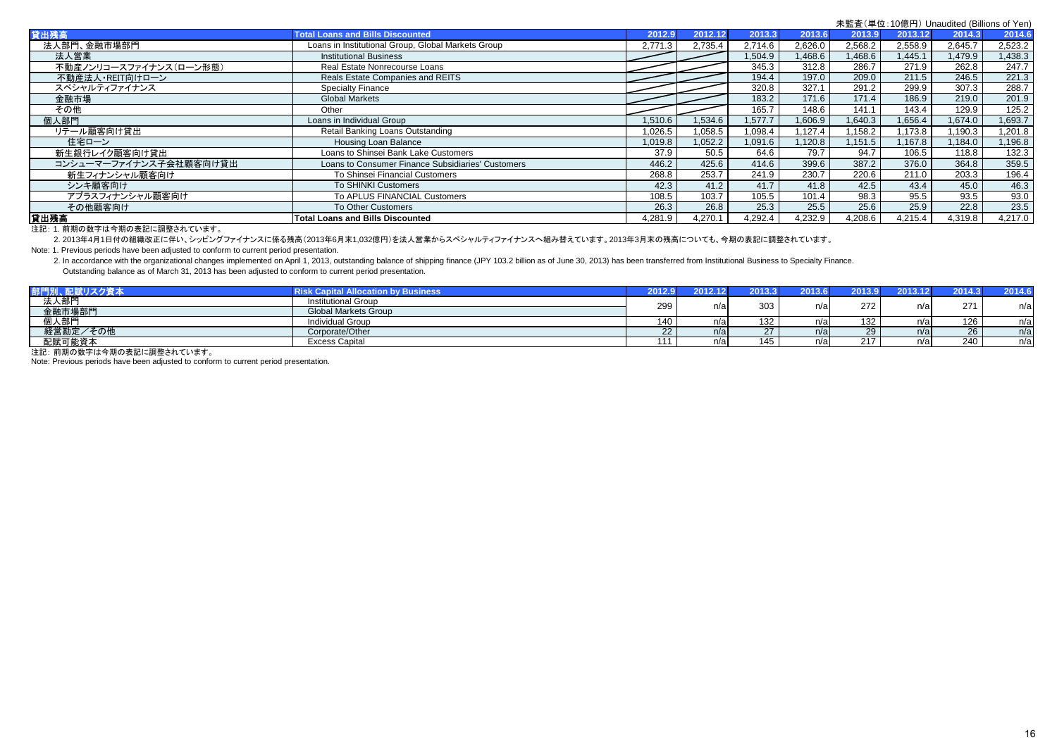未監査（単位：10億円）Unaudited (Billions of Yen)

| 貸出残高 | Total Loans and Bills Discounted | 2012.9 | 2012.12 | 2013.3 | 2013.6 | 2013.9 | 2013.12 | 2014.3 | 2014.6 |
|---|---|---|---|---|---|---|---|---|---|
| 法人部門、金融市場部門 | Loans in Institutional Group, Global Markets Group | 2,771.3 | 2,735.4 | 2,714.6 | 2,626.0 | 2,568.2 | 2,558.9 | 2,645.7 | 2,523.2 |
| 法人営業 | Institutional Business | | | 1,504.9 | 1,468.6 | 1,468.6 | 1,445.1 | 1,479.9 | 1,438.3 |
| 不動産ノンリコースファイナンス（ローン形態） | Real Estate Nonrecourse Loans | | | 345.3 | 312.8 | 286.7 | 271.9 | 262.8 | 247.7 |
| 不動産法人・REIT向けローン | Reals Estate Companies and REITS | | | 194.4 | 197.0 | 209.0 | 211.5 | 246.5 | 221.3 |
| スペシャルティファイナンス | Specialty Finance | | | 320.8 | 327.1 | 291.2 | 299.9 | 307.3 | 288.7 |
| 金融市場 | Global Markets | | | 183.2 | 171.6 | 171.4 | 186.9 | 219.0 | 201.9 |
| その他 | Other | | | 165.7 | 148.6 | 141.1 | 143.4 | 129.9 | 125.2 |
| 個人部門 | Loans in Individual Group | 1,510.6 | 1,534.6 | 1,577.7 | 1,606.9 | 1,640.3 | 1,656.4 | 1,674.0 | 1,693.7 |
| リテール顧客向け貸出 | Retail Banking Loans Outstanding | 1,026.5 | 1,058.5 | 1,098.4 | 1,127.4 | 1,158.2 | 1,173.8 | 1,190.3 | 1,201.8 |
| 住宅ローン | Housing Loan Balance | 1,019.8 | 1,052.2 | 1,091.6 | 1,120.8 | 1,151.5 | 1,167.8 | 1,184.0 | 1,196.8 |
| 新生銀行レイク顧客向け貸出 | Loans to Shinsei Bank Lake Customers | 37.9 | 50.5 | 64.6 | 79.7 | 94.7 | 106.5 | 118.8 | 132.3 |
| コンシューマーファイナンス子会社顧客向け貸出 | Loans to Consumer Finance Subsidiaries' Customers | 446.2 | 425.6 | 414.6 | 399.6 | 387.2 | 376.0 | 364.8 | 359.5 |
| 新生フィナンシャル顧客向け | To Shinsei Financial Customers | 268.8 | 253.7 | 241.9 | 230.7 | 220.6 | 211.0 | 203.3 | 196.4 |
| シンキ顧客向け | To SHINKI Customers | 42.3 | 41.2 | 41.7 | 41.8 | 42.5 | 43.4 | 45.0 | 46.3 |
| アプラスフィナンシャル顧客向け | To APLUS FINANCIAL Customers | 108.5 | 103.7 | 105.5 | 101.4 | 98.3 | 95.5 | 93.5 | 93.0 |
| その他顧客向け | To Other Customers | 26.3 | 26.8 | 25.3 | 25.5 | 25.6 | 25.9 | 22.8 | 23.5 |
| **貸出残高** | **Total Loans and Bills Discounted** | 4,281.9 | 4,270.1 | 4,292.4 | 4,232.9 | 4,208.6 | 4,215.4 | 4,319.8 | 4,217.0 |

注記：1. 前期の数字は今期の表記に調整されています。

2. 2013年4月1日付の組織改正に伴い、シッピングファイナンスに係る残高（2013年6月末1,032億円）を法人営業からスペシャルティファイナンスへ組み替えています。2013年3月末の残高についても、今期の表記に調整されています。

Note: 1. Previous periods have been adjusted to conform to current period presentation.

2. In accordance with the organizational changes implemented on April 1, 2013, outstanding balance of shipping finance (JPY 103.2 billion as of June 30, 2013) has been transferred from Institutional Business to Specialty Finance. Outstanding balance as of March 31, 2013 has been adjusted to conform to current period presentation.

| 部門別、配賦リスク資本 | Risk Capital Allocation by Business | 2012.9 | 2012.12 | 2013.3 | 2013.6 | 2013.9 | 2013.12 | 2014.3 | 2014.6 |
|---|---|---|---|---|---|---|---|---|---|
| 法人部門<br>金融市場部門 | Institutional Group<br>Global Markets Group | 299 | n/a | 303 | n/a | 272 | n/a | 271 | n/a |
| 個人部門 | Individual Group | 140 | n/a | 132 | n/a | 132 | n/a | 126 | n/a |
| 経営勘定／その他 | Corporate/Other | 22 | n/a | 27 | n/a | 29 | n/a | 26 | n/a |
| 配賦可能資本 | Excess Capital | 111 | n/a | 145 | n/a | 217 | n/a | 240 | n/a |

注記：前期の数字は今期の表記に調整されています。

Note: Previous periods have been adjusted to conform to current period presentation.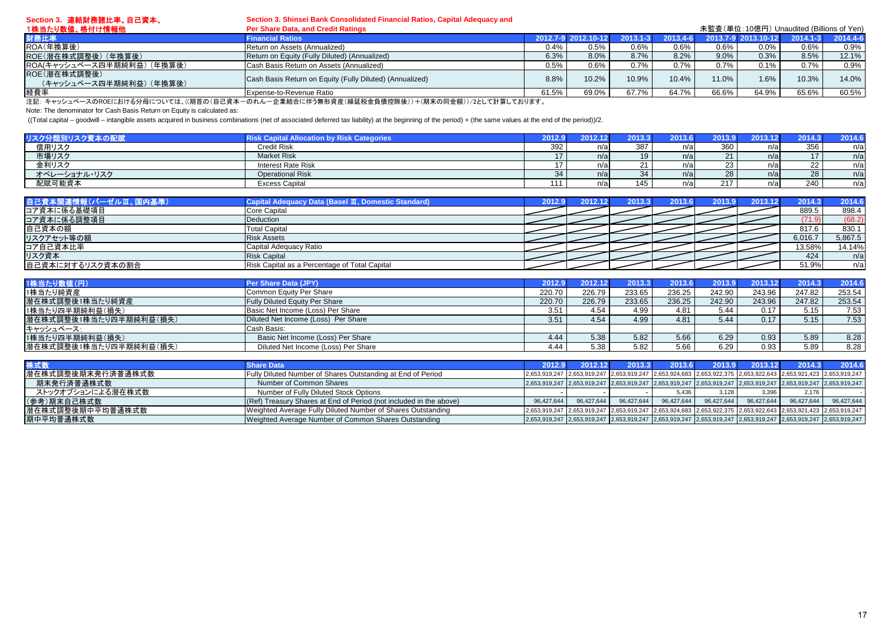## Section 3. 連結財務諸比率、自己資本、1株当たり数値、格付け情報他

## Section 3. Shinsei Bank Consolidated Financial Ratios, Capital Adequacy and Per Share Data, and Credit Ratings

未監査(単位:10億円) Unaudited (Billions of Yen)

| 財務比率 | Financial Ratios | 2012.7-9 | 2012.10-12 | 2013.1-3 | 2013.4-6 | 2013.7-9 | 2013.10-12 | 2014.1-3 | 2014.4-6 |
|---|---|---|---|---|---|---|---|---|---|
| ROA(年換算後) | Return on Assets (Annualized) | 0.4% | 0.5% | 0.6% | 0.6% | 0.6% | 0.0% | 0.6% | 0.9% |
| ROE(潜在株式調整後)(年換算後) | Return on Equity (Fully Diluted) (Annualized) | 6.3% | 8.0% | 8.7% | 8.2% | 9.0% | 0.3% | 8.5% | 12.1% |
| ROA(キャッシュベース四半期純利益)(年換算後) | Cash Basis Return on Assets (Annualized) | 0.5% | 0.6% | 0.7% | 0.7% | 0.7% | 0.1% | 0.7% | 0.9% |
| ROE(潜在株式調整後)(キャッシュベース四半期純利益)(年換算後) | Cash Basis Return on Equity (Fully Diluted) (Annualized) | 8.8% | 10.2% | 10.9% | 10.4% | 11.0% | 1.6% | 10.3% | 14.0% |
| 経費率 | Expense-to-Revenue Ratio | 61.5% | 69.0% | 67.7% | 64.7% | 66.6% | 64.9% | 65.6% | 60.5% |

注記: キャッシュベースのROEにおける分母については、((期首の(自己資本ーのれんー企業結合に伴う無形資産(繰延税金負債控除後))+(期末の同金額))/2として計算しております。

Note: The denominator for Cash Basis Return on Equity is calculated as:

((Total capital – goodwill – intangible assets acquired in business combinations (net of associated deferred tax liability) at the beginning of the period) + (the same values at the end of the period))/2.

| リスク分類別リスク資本の配賦 | Risk Capital Allocation by Risk Categories | 2012.9 | 2012.12 | 2013.3 | 2013.6 | 2013.9 | 2013.12 | 2014.3 | 2014.6 |
|---|---|---|---|---|---|---|---|---|---|
| 信用リスク | Credit Risk | 392 | n/a | 387 | n/a | 360 | n/a | 356 | n/a |
| 市場リスク | Market Risk | 17 | n/a | 19 | n/a | 21 | n/a | 17 | n/a |
| 金利リスク | Interest Rate Risk | 17 | n/a | 21 | n/a | 23 | n/a | 22 | n/a |
| オペレーショナル・リスク | Operational Risk | 34 | n/a | 34 | n/a | 28 | n/a | 28 | n/a |
| 配賦可能資本 | Excess Capital | 111 | n/a | 145 | n/a | 217 | n/a | 240 | n/a |

| 自己資本関連情報(バーゼルⅢ、国内基準) | Capital Adequacy Data (Basel Ⅲ, Domestic Standard) | 2012.9 | 2012.12 | 2013.3 | 2013.6 | 2013.9 | 2013.12 | 2014.3 | 2014.6 |
|---|---|---|---|---|---|---|---|---|---|
| コア資本に係る基礎項目 | Core Capital | | | | | | | 889.5 | 898.4 |
| コア資本に係る調整項目 | Deduction | | | | | | | (71.9) | (68.2) |
| 自己資本の額 | Total Capital | | | | | | | 817.6 | 830.1 |
| リスクアセット等の額 | Risk Assets | | | | | | | 6,016.7 | 5,867.5 |
| コア自己資本比率 | Capital Adequacy Ratio | | | | | | | 13.58% | 14.14% |
| リスク資本 | Risk Capital | | | | | | | 424 | n/a |
| 自己資本に対するリスク資本の割合 | Risk Capital as a Percentage of Total Capital | | | | | | | 51.9% | n/a |

| 1株当たり数値(円) | Per Share Data (JPY) | 2012.9 | 2012.12 | 2013.3 | 2013.6 | 2013.9 | 2013.12 | 2014.3 | 2014.6 |
|---|---|---|---|---|---|---|---|---|---|
| 1株当たり純資産 | Common Equity Per Share | 220.70 | 226.79 | 233.65 | 236.25 | 242.90 | 243.96 | 247.82 | 253.54 |
| 潜在株式調整後1株当たり純資産 | Fully Diluted Equity Per Share | 220.70 | 226.79 | 233.65 | 236.25 | 242.90 | 243.96 | 247.82 | 253.54 |
| 1株当たり四半期純利益(損失) | Basic Net Income (Loss) Per Share | 3.51 | 4.54 | 4.99 | 4.81 | 5.44 | 0.17 | 5.15 | 7.53 |
| 潜在株式調整後1株当たり四半期純利益(損失) | Diluted Net Income (Loss) Per Share | 3.51 | 4.54 | 4.99 | 4.81 | 5.44 | 0.17 | 5.15 | 7.53 |
| キャッシュベース: | Cash Basis: | | | | | | | | |
| 1株当たり四半期純利益(損失) | Basic Net Income (Loss) Per Share | 4.44 | 5.38 | 5.82 | 5.66 | 6.29 | 0.93 | 5.89 | 8.28 |
| 潜在株式調整後1株当たり四半期純利益(損失) | Diluted Net Income (Loss) Per Share | 4.44 | 5.38 | 5.82 | 5.66 | 6.29 | 0.93 | 5.89 | 8.28 |

| 株式数 | Share Data | 2012.9 | 2012.12 | 2013.3 | 2013.6 | 2013.9 | 2013.12 | 2014.3 | 2014.6 |
|---|---|---|---|---|---|---|---|---|---|
| 潜在株式調整後期末発行済普通株式数 | Fully Diluted Number of Shares Outstanding at End of Period | 2,653,919,247 | 2,653,919,247 | 2,653,919,247 | 2,653,924,683 | 2,653,922,375 | 2,653,922,643 | 2,653,921,423 | 2,653,919,247 |
| 期末発行済普通株式数 | Number of Common Shares | 2,653,919,247 | 2,653,919,247 | 2,653,919,247 | 2,653,919,247 | 2,653,919,247 | 2,653,919,247 | 2,653,919,247 | 2,653,919,247 |
| ストックオプションによる潜在株式数 | Number of Fully Diluted Stock Options | - | - | - | 5,436 | 3,128 | 3,396 | 2,176 | - |
| (参考)期末自己株式数 | (Ref) Treasury Shares at End of Period (not included in the above) | 96,427,644 | 96,427,644 | 96,427,644 | 96,427,644 | 96,427,644 | 96,427,644 | 96,427,644 | 96,427,644 |
| 潜在株式調整後期中平均普通株式数 | Weighted Average Fully Diluted Number of Shares Outstanding | 2,653,919,247 | 2,653,919,247 | 2,653,919,247 | 2,653,924,683 | 2,653,922,375 | 2,653,922,643 | 2,653,921,423 | 2,653,919,247 |
| 期中平均普通株式数 | Weighted Average Number of Common Shares Outstanding | 2,653,919,247 | 2,653,919,247 | 2,653,919,247 | 2,653,919,247 | 2,653,919,247 | 2,653,919,247 | 2,653,919,247 | 2,653,919,247 |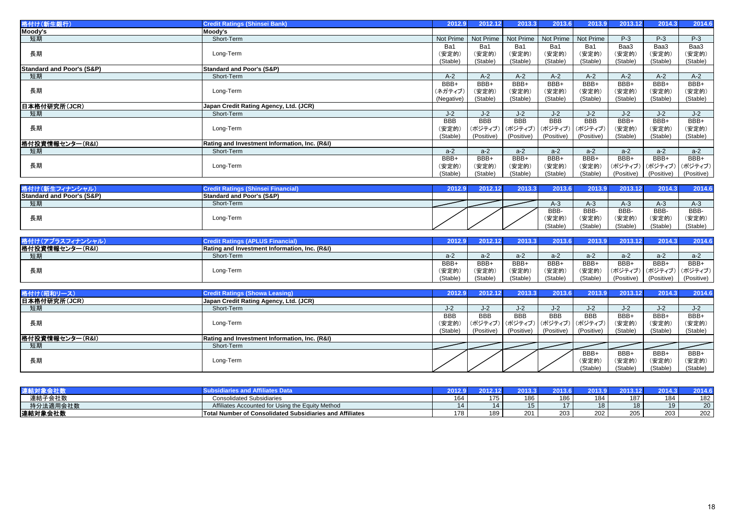| 格付け(新生銀行) | Credit Ratings (Shinsei Bank) | 2012.9 | 2012.12 | 2013.3 | 2013.6 | 2013.9 | 2013.12 | 2014.3 | 2014.6 |
|---|---|---|---|---|---|---|---|---|---|
| Moody's | Moody's | | | | | | | | |
| 短期 | Short-Term | Not Prime | Not Prime | Not Prime | Not Prime | Not Prime | P-3 | P-3 | P-3 |
| 長期 | Long-Term | Ba1 (安定的) (Stable) | Ba1 (安定的) (Stable) | Ba1 (安定的) (Stable) | Ba1 (安定的) (Stable) | Ba1 (安定的) (Stable) | Baa3 (安定的) (Stable) | Baa3 (安定的) (Stable) | Baa3 (安定的) (Stable) |
| Standard and Poor's (S&P) | Standard and Poor's (S&P) | | | | | | | | |
| 短期 | Short-Term | A-2 | A-2 | A-2 | A-2 | A-2 | A-2 | A-2 | A-2 |
| 長期 | Long-Term | BBB+ (ネガティブ) (Negative) | BBB+ (安定的) (Stable) | BBB+ (安定的) (Stable) | BBB+ (安定的) (Stable) | BBB+ (安定的) (Stable) | BBB+ (安定的) (Stable) | BBB+ (安定的) (Stable) | BBB+ (安定的) (Stable) |
| 日本格付研究所(JCR) | Japan Credit Rating Agency, Ltd. (JCR) | | | | | | | | |
| 短期 | Short-Term | J-2 | J-2 | J-2 | J-2 | J-2 | J-2 | J-2 | J-2 |
| 長期 | Long-Term | BBB (安定的) (Stable) | BBB (ポジティブ) (Positive) | BBB (ポジティブ) (Positive) | BBB (ポジティブ) (Positive) | BBB (ポジティブ) (Positive) | BBB+ (安定的) (Stable) | BBB+ (安定的) (Stable) | BBB+ (安定的) (Stable) |
| 格付投資情報センター(R&I) | Rating and Investment Information, Inc. (R&I) | | | | | | | | |
| 短期 | Short-Term | a-2 | a-2 | a-2 | a-2 | a-2 | a-2 | a-2 | a-2 |
| 長期 | Long-Term | BBB+ (安定的) (Stable) | BBB+ (安定的) (Stable) | BBB+ (安定的) (Stable) | BBB+ (安定的) (Stable) | BBB+ (安定的) (Stable) | BBB+ (ポジティブ) (Positive) | BBB+ (ポジティブ) (Positive) | BBB+ (ポジティブ) (Positive) |

| 格付け(新生フィナンシャル) | Credit Ratings (Shinsei Financial) | 2012.9 | 2012.12 | 2013.3 | 2013.6 | 2013.9 | 2013.12 | 2014.3 | 2014.6 |
|---|---|---|---|---|---|---|---|---|---|
| Standard and Poor's (S&P) | Standard and Poor's (S&P) | | | | | | | | |
| 短期 | Short-Term | | | | A-3 | A-3 | A-3 | A-3 | A-3 |
| 長期 | Long-Term | | | | BBB- (安定的) (Stable) | BBB- (安定的) (Stable) | BBB- (安定的) (Stable) | BBB- (安定的) (Stable) | BBB- (安定的) (Stable) |

| 格付け(アプラスフィナンシャル) | Credit Ratings (APLUS Financial) | 2012.9 | 2012.12 | 2013.3 | 2013.6 | 2013.9 | 2013.12 | 2014.3 | 2014.6 |
|---|---|---|---|---|---|---|---|---|---|
| 格付投資情報センター(R&I) | Rating and Investment Information, Inc. (R&I) | | | | | | | | |
| 短期 | Short-Term | a-2 | a-2 | a-2 | a-2 | a-2 | a-2 | a-2 | a-2 |
| 長期 | Long-Term | BBB+ (安定的) (Stable) | BBB+ (安定的) (Stable) | BBB+ (安定的) (Stable) | BBB+ (安定的) (Stable) | BBB+ (安定的) (Stable) | BBB+ (ポジティブ) (Positive) | BBB+ (ポジティブ) (Positive) | BBB+ (ポジティブ) (Positive) |

| 格付け(昭和リース) | Credit Ratings (Showa Leasing) | 2012.9 | 2012.12 | 2013.3 | 2013.6 | 2013.9 | 2013.12 | 2014.3 | 2014.6 |
|---|---|---|---|---|---|---|---|---|---|
| 日本格付研究所(JCR) | Japan Credit Rating Agency, Ltd. (JCR) | | | | | | | | |
| 短期 | Short-Term | J-2 | J-2 | J-2 | J-2 | J-2 | J-2 | J-2 | J-2 |
| 長期 | Long-Term | BBB (安定的) (Stable) | BBB (ポジティブ) (Positive) | BBB (ポジティブ) (Positive) | BBB (ポジティブ) (Positive) | BBB (ポジティブ) (Positive) | BBB+ (安定的) (Stable) | BBB+ (安定的) (Stable) | BBB+ (安定的) (Stable) |
| 格付投資情報センター(R&I) | Rating and Investment Information, Inc. (R&I) | | | | | | | | |
| 短期 | Short-Term | | | | | | | | |
| 長期 | Long-Term | | | | | BBB+ (安定的) (Stable) | BBB+ (安定的) (Stable) | BBB+ (安定的) (Stable) | BBB+ (安定的) (Stable) |

| 連結対象会社数 | Subsidiaries and Affiliates Data | 2012.9 | 2012.12 | 2013.3 | 2013.6 | 2013.9 | 2013.12 | 2014.3 | 2014.6 |
|---|---|---|---|---|---|---|---|---|---|
| 連結子会社数 | Consolidated Subsidiaries | 164 | 175 | 186 | 186 | 184 | 187 | 184 | 182 |
| 持分法適用会社数 | Affiliates Accounted for Using the Equity Method | 14 | 14 | 15 | 17 | 18 | 18 | 19 | 20 |
| **連結対象会社数** | **Total Number of Consolidated Subsidiaries and Affiliates** | 178 | 189 | 201 | 203 | 202 | 205 | 203 | 202 |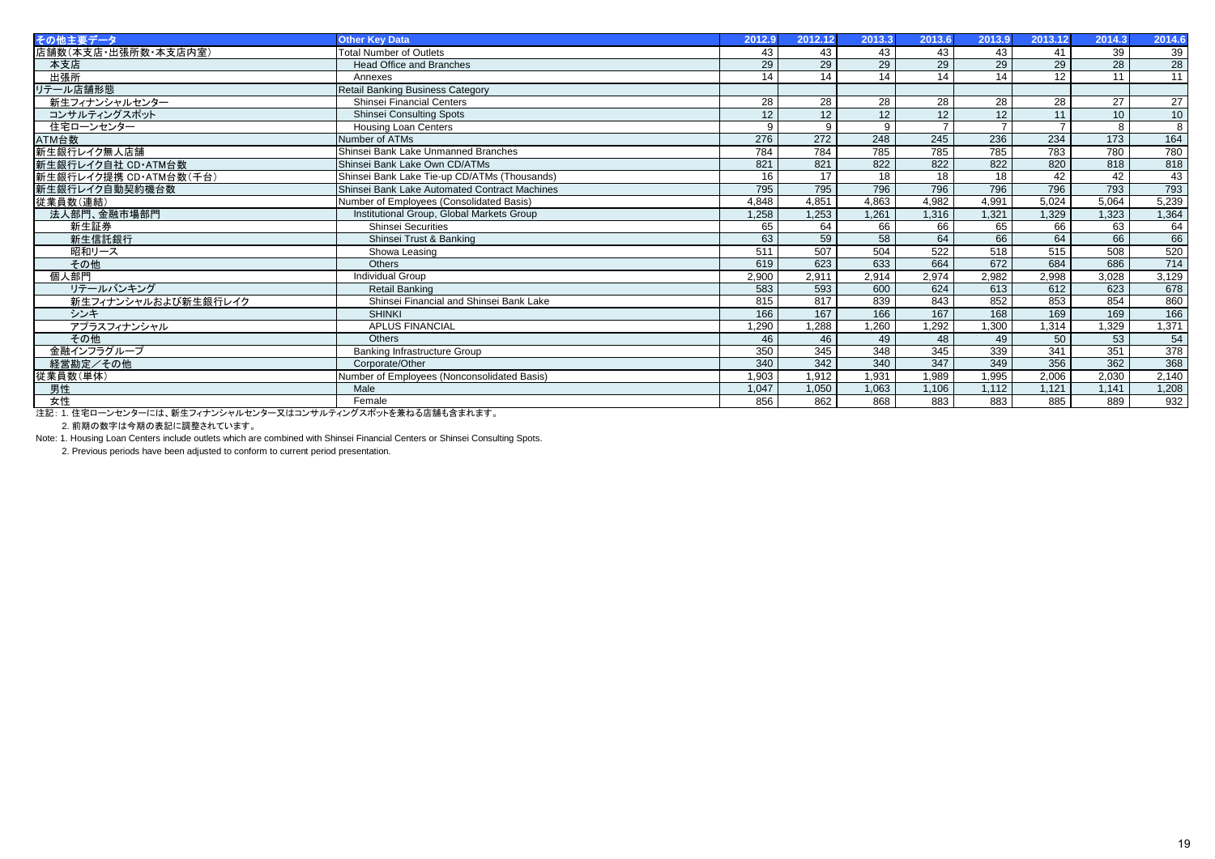| その他主要データ | Other Key Data | 2012.9 | 2012.12 | 2013.3 | 2013.6 | 2013.9 | 2013.12 | 2014.3 | 2014.6 |
|---|---|---|---|---|---|---|---|---|---|
| 店舗数(本支店・出張所数・本支店内室) | Total Number of Outlets | 43 | 43 | 43 | 43 | 43 | 41 | 39 | 39 |
| 本支店 | Head Office and Branches | 29 | 29 | 29 | 29 | 29 | 29 | 28 | 28 |
| 出張所 | Annexes | 14 | 14 | 14 | 14 | 14 | 12 | 11 | 11 |
| リテール店舗形態 | Retail Banking Business Category | | | | | | | | |
| 新生フィナンシャルセンター | Shinsei Financial Centers | 28 | 28 | 28 | 28 | 28 | 28 | 27 | 27 |
| コンサルティングスポット | Shinsei Consulting Spots | 12 | 12 | 12 | 12 | 12 | 11 | 10 | 10 |
| 住宅ローンセンター | Housing Loan Centers | 9 | 9 | 9 | 7 | 7 | 7 | 8 | 8 |
| ATM台数 | Number of ATMs | 276 | 272 | 248 | 245 | 236 | 234 | 173 | 164 |
| 新生銀行レイク無人店舗 | Shinsei Bank Lake Unmanned Branches | 784 | 784 | 785 | 785 | 785 | 783 | 780 | 780 |
| 新生銀行レイク自社 CD･ATM台数 | Shinsei Bank Lake Own CD/ATMs | 821 | 821 | 822 | 822 | 822 | 820 | 818 | 818 |
| 新生銀行レイク提携 CD･ATM台数(千台) | Shinsei Bank Lake Tie-up CD/ATMs (Thousands) | 16 | 17 | 18 | 18 | 18 | 42 | 42 | 43 |
| 新生銀行レイク自動契約機台数 | Shinsei Bank Lake Automated Contract Machines | 795 | 795 | 796 | 796 | 796 | 796 | 793 | 793 |
| 従業員数(連結) | Number of Employees (Consolidated Basis) | 4,848 | 4,851 | 4,863 | 4,982 | 4,991 | 5,024 | 5,064 | 5,239 |
| 法人部門、金融市場部門 | Institutional Group, Global Markets Group | 1,258 | 1,253 | 1,261 | 1,316 | 1,321 | 1,329 | 1,323 | 1,364 |
| 新生証券 | Shinsei Securities | 65 | 64 | 66 | 66 | 65 | 66 | 63 | 64 |
| 新生信託銀行 | Shinsei Trust & Banking | 63 | 59 | 58 | 64 | 66 | 64 | 66 | 66 |
| 昭和リース | Showa Leasing | 511 | 507 | 504 | 522 | 518 | 515 | 508 | 520 |
| その他 | Others | 619 | 623 | 633 | 664 | 672 | 684 | 686 | 714 |
| 個人部門 | Individual Group | 2,900 | 2,911 | 2,914 | 2,974 | 2,982 | 2,998 | 3,028 | 3,129 |
| リテールバンキング | Retail Banking | 583 | 593 | 600 | 624 | 613 | 612 | 623 | 678 |
| 新生フィナンシャルおよび新生銀行レイク | Shinsei Financial and Shinsei Bank Lake | 815 | 817 | 839 | 843 | 852 | 853 | 854 | 860 |
| シンキ | SHINKI | 166 | 167 | 166 | 167 | 168 | 169 | 169 | 166 |
| アプラスフィナンシャル | APLUS FINANCIAL | 1,290 | 1,288 | 1,260 | 1,292 | 1,300 | 1,314 | 1,329 | 1,371 |
| その他 | Others | 46 | 46 | 49 | 48 | 49 | 50 | 53 | 54 |
| 金融インフラグループ | Banking Infrastructure Group | 350 | 345 | 348 | 345 | 339 | 341 | 351 | 378 |
| 経営勘定／その他 | Corporate/Other | 340 | 342 | 340 | 347 | 349 | 356 | 362 | 368 |
| 従業員数(単体) | Number of Employees (Nonconsolidated Basis) | 1,903 | 1,912 | 1,931 | 1,989 | 1,995 | 2,006 | 2,030 | 2,140 |
| 男性 | Male | 1,047 | 1,050 | 1,063 | 1,106 | 1,112 | 1,121 | 1,141 | 1,208 |
| 女性 | Female | 856 | 862 | 868 | 883 | 883 | 885 | 889 | 932 |

注記：1. 住宅ローンセンターには、新生フィナンシャルセンター又はコンサルティングスポットを兼ねる店舗も含まれます。

2. 前期の数字は今期の表記に調整されています。

Note: 1. Housing Loan Centers include outlets which are combined with Shinsei Financial Centers or Shinsei Consulting Spots.

2. Previous periods have been adjusted to conform to current period presentation.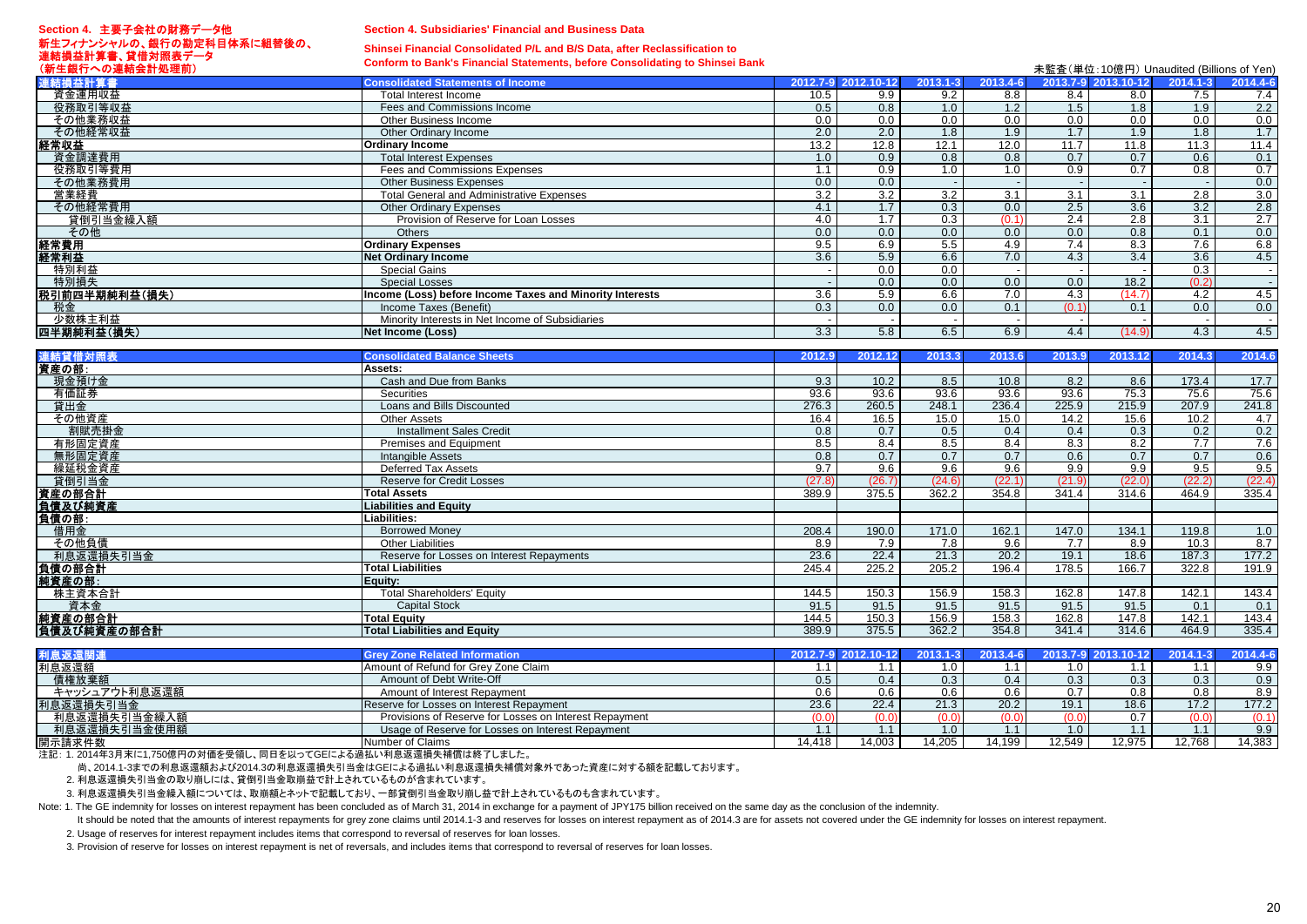**Section 4. 主要子会社の財務データ他**
**新生フィナンシャルの、銀行の勘定科目体系に組替後の、連結損益計算書、貸借対照表データ（新生銀行への連結会計処理前）**

**Section 4. Subsidiaries' Financial and Business Data**
**Shinsei Financial Consolidated P/L and B/S Data, after Reclassification to Conform to Bank's Financial Statements, before Consolidating to Shinsei Bank**

未監査（単位：10億円） Unaudited (Billions of Yen)

| 連結損益計算書 | Consolidated Statements of Income | 2012.7-9 | 2012.10-12 | 2013.1-3 | 2013.4-6 | 2013.7-9 | 2013.10-12 | 2014.1-3 | 2014.4-6 |
|---|---|---|---|---|---|---|---|---|---|
| 資金運用収益 | Total Interest Income | 10.5 | 9.9 | 9.2 | 8.8 | 8.4 | 8.0 | 7.5 | 7.4 |
| 役務取引等収益 | Fees and Commissions Income | 0.5 | 0.8 | 1.0 | 1.2 | 1.5 | 1.8 | 1.9 | 2.2 |
| その他業務収益 | Other Business Income | 0.0 | 0.0 | 0.0 | 0.0 | 0.0 | 0.0 | 0.0 | 0.0 |
| その他経常収益 | Other Ordinary Income | 2.0 | 2.0 | 1.8 | 1.9 | 1.7 | 1.9 | 1.8 | 1.7 |
| **経常収益** | **Ordinary Income** | 13.2 | 12.8 | 12.1 | 12.0 | 11.7 | 11.8 | 11.3 | 11.4 |
| 資金調達費用 | Total Interest Expenses | 1.0 | 0.9 | 0.8 | 0.8 | 0.7 | 0.7 | 0.6 | 0.1 |
| 役務取引等費用 | Fees and Commissions Expenses | 1.1 | 0.9 | 1.0 | 1.0 | 0.9 | 0.7 | 0.8 | 0.7 |
| その他業務費用 | Other Business Expenses | 0.0 | 0.0 | - | - | - | - | - | 0.0 |
| 営業経費 | Total General and Administrative Expenses | 3.2 | 3.2 | 3.2 | 3.1 | 3.1 | 3.1 | 2.8 | 3.0 |
| その他経常費用 | Other Ordinary Expenses | 4.1 | 1.7 | 0.3 | 0.0 | 2.5 | 3.6 | 3.2 | 2.8 |
| 貸倒引当金繰入額 | Provision of Reserve for Loan Losses | 4.0 | 1.7 | 0.3 | (0.1) | 2.4 | 2.8 | 3.1 | 2.7 |
| その他 | Others | 0.0 | 0.0 | 0.0 | 0.0 | 0.0 | 0.8 | 0.1 | 0.0 |
| **経常費用** | **Ordinary Expenses** | 9.5 | 6.9 | 5.5 | 4.9 | 7.4 | 8.3 | 7.6 | 6.8 |
| **経常利益** | **Net Ordinary Income** | 3.6 | 5.9 | 6.6 | 7.0 | 4.3 | 3.4 | 3.6 | 4.5 |
| 特別利益 | Special Gains | - | 0.0 | 0.0 | - | - | - | 0.3 | - |
| 特別損失 | Special Losses | - | 0.0 | 0.0 | 0.0 | 0.0 | 18.2 | (0.2) | - |
| **税引前四半期純利益（損失）** | **Income (Loss) before Income Taxes and Minority Interests** | 3.6 | 5.9 | 6.6 | 7.0 | 4.3 | (14.7) | 4.2 | 4.5 |
| 税金 | Income Taxes (Benefit) | 0.3 | 0.0 | 0.0 | 0.1 | (0.1) | 0.1 | 0.0 | 0.0 |
| 少数株主利益 | Minority Interests in Net Income of Subsidiaries | - | - | - | - | - | - | - | - |
| **四半期純利益（損失）** | **Net Income (Loss)** | 3.3 | 5.8 | 6.5 | 6.9 | 4.4 | (14.9) | 4.3 | 4.5 |

| 連結貸借対照表 | Consolidated Balance Sheets | 2012.9 | 2012.12 | 2013.3 | 2013.6 | 2013.9 | 2013.12 | 2014.3 | 2014.6 |
|---|---|---|---|---|---|---|---|---|---|
| **資産の部：** | **Assets:** | | | | | | | | |
| 現金預け金 | Cash and Due from Banks | 9.3 | 10.2 | 8.5 | 10.8 | 8.2 | 8.6 | 173.4 | 17.7 |
| 有価証券 | Securities | 93.6 | 93.6 | 93.6 | 93.6 | 93.6 | 75.3 | 75.6 | 75.6 |
| 貸出金 | Loans and Bills Discounted | 276.3 | 260.5 | 248.1 | 236.4 | 225.9 | 215.9 | 207.9 | 241.8 |
| その他資産 | Other Assets | 16.4 | 16.5 | 15.0 | 15.0 | 14.2 | 15.6 | 10.2 | 4.7 |
| 割賦売掛金 | Installment Sales Credit | 0.8 | 0.7 | 0.5 | 0.4 | 0.4 | 0.3 | 0.2 | 0.2 |
| 有形固定資産 | Premises and Equipment | 8.5 | 8.4 | 8.5 | 8.4 | 8.3 | 8.2 | 7.7 | 7.6 |
| 無形固定資産 | Intangible Assets | 0.8 | 0.7 | 0.7 | 0.7 | 0.6 | 0.7 | 0.7 | 0.6 |
| 繰延税金資産 | Deferred Tax Assets | 9.7 | 9.6 | 9.6 | 9.6 | 9.9 | 9.9 | 9.5 | 9.5 |
| 貸倒引当金 | Reserve for Credit Losses | (27.8) | (26.7) | (24.6) | (22.1) | (21.9) | (22.0) | (22.2) | (22.4) |
| **資産の部合計** | **Total Assets** | 389.9 | 375.5 | 362.2 | 354.8 | 341.4 | 314.6 | 464.9 | 335.4 |
| **負債及び純資産** | **Liabilities and Equity** | | | | | | | | |
| **負債の部：** | **Liabilities:** | | | | | | | | |
| 借用金 | Borrowed Money | 208.4 | 190.0 | 171.0 | 162.1 | 147.0 | 134.1 | 119.8 | 1.0 |
| その他負債 | Other Liabilities | 8.9 | 7.9 | 7.8 | 9.6 | 7.7 | 8.9 | 10.3 | 8.7 |
| 利息返還損失引当金 | Reserve for Losses on Interest Repayments | 23.6 | 22.4 | 21.3 | 20.2 | 19.1 | 18.6 | 187.3 | 177.2 |
| **負債の部合計** | **Total Liabilities** | 245.4 | 225.2 | 205.2 | 196.4 | 178.5 | 166.7 | 322.8 | 191.9 |
| **純資産の部：** | **Equity:** | | | | | | | | |
| 株主資本合計 | Total Shareholders' Equity | 144.5 | 150.3 | 156.9 | 158.3 | 162.8 | 147.8 | 142.1 | 143.4 |
| 資本金 | Capital Stock | 91.5 | 91.5 | 91.5 | 91.5 | 91.5 | 91.5 | 0.1 | 0.1 |
| **純資産の部合計** | **Total Equity** | 144.5 | 150.3 | 156.9 | 158.3 | 162.8 | 147.8 | 142.1 | 143.4 |
| **負債及び純資産の部合計** | **Total Liabilities and Equity** | 389.9 | 375.5 | 362.2 | 354.8 | 341.4 | 314.6 | 464.9 | 335.4 |

| 利息返還関連 | Grey Zone Related Information | 2012.7-9 | 2012.10-12 | 2013.1-3 | 2013.4-6 | 2013.7-9 | 2013.10-12 | 2014.1-3 | 2014.4-6 |
|---|---|---|---|---|---|---|---|---|---|
| 利息返還額 | Amount of Refund for Grey Zone Claim | 1.1 | 1.1 | 1.0 | 1.1 | 1.0 | 1.1 | 1.1 | 9.9 |
| 債権放棄額 | Amount of Debt Write-Off | 0.5 | 0.4 | 0.3 | 0.4 | 0.3 | 0.3 | 0.3 | 0.9 |
| キャッシュアウト利息返還額 | Amount of Interest Repayment | 0.6 | 0.6 | 0.6 | 0.6 | 0.7 | 0.8 | 0.8 | 8.9 |
| 利息返還損失引当金 | Reserve for Losses on Interest Repayment | 23.6 | 22.4 | 21.3 | 20.2 | 19.1 | 18.6 | 17.2 | 177.2 |
| 利息返還損失引当金繰入額 | Provisions of Reserve for Losses on Interest Repayment | (0.0) | (0.0) | (0.0) | (0.0) | (0.0) | 0.7 | (0.0) | (0.1) |
| 利息返還損失引当金使用額 | Usage of Reserve for Losses on Interest Repayment | 1.1 | 1.1 | 1.0 | 1.1 | 1.0 | 1.1 | 1.1 | 9.9 |
| 開示請求件数 | Number of Claims | 14,418 | 14,003 | 14,205 | 14,199 | 12,549 | 12,975 | 12,768 | 14,383 |

注記：1. 2014年3月末に1,750億円の対価を受領し、同日を以ってGEによる過払い利息返還損失補償は終了しました。
尚、2014.1-3までの利息返還額および2014.3の利息返還損失引当金はGEによる過払い利息返還損失補償対象外であった資産に対する額を記載しております。
2. 利息返還損失引当金の取り崩しには、貸倒引当金取崩益で計上されているものが含まれています。
3. 利息返還損失引当金繰入額については、取崩額とネットで記載しており、一部貸倒引当金取り崩し益で計上されているものも含まれています。

Note: 1. The GE indemnity for losses on interest repayment has been concluded as of March 31, 2014 in exchange for a payment of JPY175 billion received on the same day as the conclusion of the indemnity.
It should be noted that the amounts of interest repayments for grey zone claims until 2014.1-3 and reserves for losses on interest repayment as of 2014.3 are for assets not covered under the GE indemnity for losses on interest repayment.
2. Usage of reserves for interest repayment includes items that correspond to reversal of reserves for loan losses.
3. Provision of reserve for losses on interest repayment is net of reversals, and includes items that correspond to reversal of reserves for loan losses.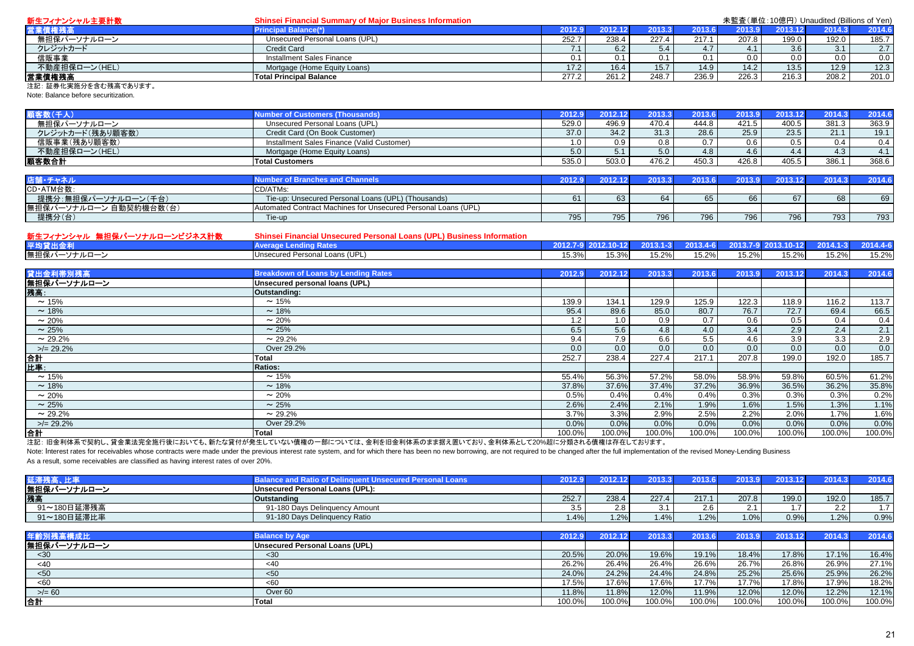## 新生フィナンシャル主要計数 / Shinsei Financial Summary of Major Business Information

未監査（単位：10億円） Unaudited (Billions of Yen)

| 営業債権残高 | Principal Balance(*) | 2012.9 | 2012.12 | 2013.3 | 2013.6 | 2013.9 | 2013.12 | 2014.3 | 2014.6 |
|---|---|---|---|---|---|---|---|---|---|
| 無担保パーソナルローン | Unsecured Personal Loans (UPL) | 252.7 | 238.4 | 227.4 | 217.1 | 207.8 | 199.0 | 192.0 | 185.7 |
| クレジットカード | Credit Card | 7.1 | 6.2 | 5.4 | 4.7 | 4.1 | 3.6 | 3.1 | 2.7 |
| 信販事業 | Installment Sales Finance | 0.1 | 0.1 | 0.1 | 0.1 | 0.0 | 0.0 | 0.0 | 0.0 |
| 不動産担保ローン(HEL) | Mortgage (Home Equity Loans) | 17.2 | 16.4 | 15.7 | 14.9 | 14.2 | 13.5 | 12.9 | 12.3 |
| 営業債権残高 | Total Principal Balance | 277.2 | 261.2 | 248.7 | 236.9 | 226.3 | 216.3 | 208.2 | 201.0 |

注記：証券化実施分を含む残高であります。

Note: Balance before securitization.

| 顧客数(千人) | Number of Customers (Thousands) | 2012.9 | 2012.12 | 2013.3 | 2013.6 | 2013.9 | 2013.12 | 2014.3 | 2014.6 |
|---|---|---|---|---|---|---|---|---|---|
| 無担保パーソナルローン | Unsecured Personal Loans (UPL) | 529.0 | 496.9 | 470.4 | 444.8 | 421.5 | 400.5 | 381.3 | 363.9 |
| クレジットカード(残あり顧客数) | Credit Card (On Book Customer) | 37.0 | 34.2 | 31.3 | 28.6 | 25.9 | 23.5 | 21.1 | 19.1 |
| 信販事業(残あり顧客数) | Installment Sales Finance (Valid Customer) | 1.0 | 0.9 | 0.8 | 0.7 | 0.6 | 0.5 | 0.4 | 0.4 |
| 不動産担保ローン(HEL) | Mortgage (Home Equity Loans) | 5.0 | 5.1 | 5.0 | 4.8 | 4.6 | 4.4 | 4.3 | 4.1 |
| 顧客数合計 | Total Customers | 535.0 | 503.0 | 476.2 | 450.3 | 426.8 | 405.5 | 386.1 | 368.6 |

| 店舗・チャネル | Number of Branches and Channels | 2012.9 | 2012.12 | 2013.3 | 2013.6 | 2013.9 | 2013.12 | 2014.3 | 2014.6 |
|---|---|---|---|---|---|---|---|---|---|
| CD・ATM台数： | CD/ATMs: | | | | | | | | |
| 提携分：無担保パーソナルローン(千台) | Tie-up: Unsecured Personal Loans (UPL) (Thousands) | 61 | 63 | 64 | 65 | 66 | 67 | 68 | 69 |
| 無担保パーソナルローン 自動契約機台数(台) | Automated Contract Machines for Unsecured Personal Loans (UPL) | | | | | | | | |
| 提携分(台) | Tie-up | 795 | 795 | 796 | 796 | 796 | 796 | 793 | 793 |

## 新生フィナンシャル 無担保パーソナルローンビジネス計数 / Shinsei Financial Unsecured Personal Loans (UPL) Business Information

| 平均貸出金利 | Average Lending Rates | 2012.7-9 | 2012.10-12 | 2013.1-3 | 2013.4-6 | 2013.7-9 | 2013.10-12 | 2014.1-3 | 2014.4-6 |
|---|---|---|---|---|---|---|---|---|---|
| 無担保パーソナルローン | Unsecured Personal Loans (UPL) | 15.3% | 15.3% | 15.2% | 15.2% | 15.2% | 15.2% | 15.2% | 15.2% |

| 貸出金利帯別残高 | Breakdown of Loans by Lending Rates | 2012.9 | 2012.12 | 2013.3 | 2013.6 | 2013.9 | 2013.12 | 2014.3 | 2014.6 |
|---|---|---|---|---|---|---|---|---|---|
| 無担保パーソナルローン | Unsecured personal loans (UPL) | | | | | | | | |
| 残高： | Outstanding: | | | | | | | | |
| ～15% | ～15% | 139.9 | 134.1 | 129.9 | 125.9 | 122.3 | 118.9 | 116.2 | 113.7 |
| ～18% | ～18% | 95.4 | 89.6 | 85.0 | 80.7 | 76.7 | 72.7 | 69.4 | 66.5 |
| ～20% | ～20% | 1.2 | 1.0 | 0.9 | 0.7 | 0.6 | 0.5 | 0.4 | 0.4 |
| ～25% | ～25% | 6.5 | 5.6 | 4.8 | 4.0 | 3.4 | 2.9 | 2.4 | 2.1 |
| ～29.2% | ～29.2% | 9.4 | 7.9 | 6.6 | 5.5 | 4.6 | 3.9 | 3.3 | 2.9 |
| >/= 29.2% | Over 29.2% | 0.0 | 0.0 | 0.0 | 0.0 | 0.0 | 0.0 | 0.0 | 0.0 |
| 合計 | Total | 252.7 | 238.4 | 227.4 | 217.1 | 207.8 | 199.0 | 192.0 | 185.7 |
| 比率： | Ratios: | | | | | | | | |
| ～15% | ～15% | 55.4% | 56.3% | 57.2% | 58.0% | 58.9% | 59.8% | 60.5% | 61.2% |
| ～18% | ～18% | 37.8% | 37.6% | 37.4% | 37.2% | 36.9% | 36.5% | 36.2% | 35.8% |
| ～20% | ～20% | 0.5% | 0.4% | 0.4% | 0.4% | 0.3% | 0.3% | 0.3% | 0.2% |
| ～25% | ～25% | 2.6% | 2.4% | 2.1% | 1.9% | 1.6% | 1.5% | 1.3% | 1.1% |
| ～29.2% | ～29.2% | 3.7% | 3.3% | 2.9% | 2.5% | 2.2% | 2.0% | 1.7% | 1.6% |
| >/= 29.2% | Over 29.2% | 0.0% | 0.0% | 0.0% | 0.0% | 0.0% | 0.0% | 0.0% | 0.0% |
| 合計 | Total | 100.0% | 100.0% | 100.0% | 100.0% | 100.0% | 100.0% | 100.0% | 100.0% |

注記：旧金利体系で契約し、貸金業法完全施行後においても、新たな貸付が発生していない債権の一部については、金利を旧金利体系のまま据え置いており、金利体系として20%超に分類される債権は存在しております。

Note: Interest rates for receivables whose contracts were made under the previous interest rate system, and for which there has been no new borrowing, are not required to be changed after the full implementation of the revised Money-Lending Business

As a result, some receivables are classified as having interest rates of over 20%.

| 延滞残高、比率 | Balance and Ratio of Delinquent Unsecured Personal Loans | 2012.9 | 2012.12 | 2013.3 | 2013.6 | 2013.9 | 2013.12 | 2014.3 | 2014.6 |
|---|---|---|---|---|---|---|---|---|---|
| 無担保パーソナルローン | Unsecured Personal Loans (UPL): | | | | | | | | |
| 残高 | Outstanding | 252.7 | 238.4 | 227.4 | 217.1 | 207.8 | 199.0 | 192.0 | 185.7 |
| 91～180日延滞残高 | 91-180 Days Delinquency Amount | 3.5 | 2.8 | 3.1 | 2.6 | 2.1 | 1.7 | 2.2 | 1.7 |
| 91～180日延滞比率 | 91-180 Days Delinquency Ratio | 1.4% | 1.2% | 1.4% | 1.2% | 1.0% | 0.9% | 1.2% | 0.9% |

| 年齢別残高構成比 | Balance by Age | 2012.9 | 2012.12 | 2013.3 | 2013.6 | 2013.9 | 2013.12 | 2014.3 | 2014.6 |
|---|---|---|---|---|---|---|---|---|---|
| 無担保パーソナルローン | Unsecured Personal Loans (UPL) | | | | | | | | |
| <30 | <30 | 20.5% | 20.0% | 19.6% | 19.1% | 18.4% | 17.8% | 17.1% | 16.4% |
| <40 | <40 | 26.2% | 26.4% | 26.4% | 26.6% | 26.7% | 26.8% | 26.9% | 27.1% |
| <50 | <50 | 24.0% | 24.2% | 24.4% | 24.8% | 25.2% | 25.6% | 25.9% | 26.2% |
| <60 | <60 | 17.5% | 17.6% | 17.6% | 17.7% | 17.7% | 17.8% | 17.9% | 18.2% |
| >/= 60 | Over 60 | 11.8% | 11.8% | 12.0% | 11.9% | 12.0% | 12.0% | 12.2% | 12.1% |
| 合計 | Total | 100.0% | 100.0% | 100.0% | 100.0% | 100.0% | 100.0% | 100.0% | 100.0% |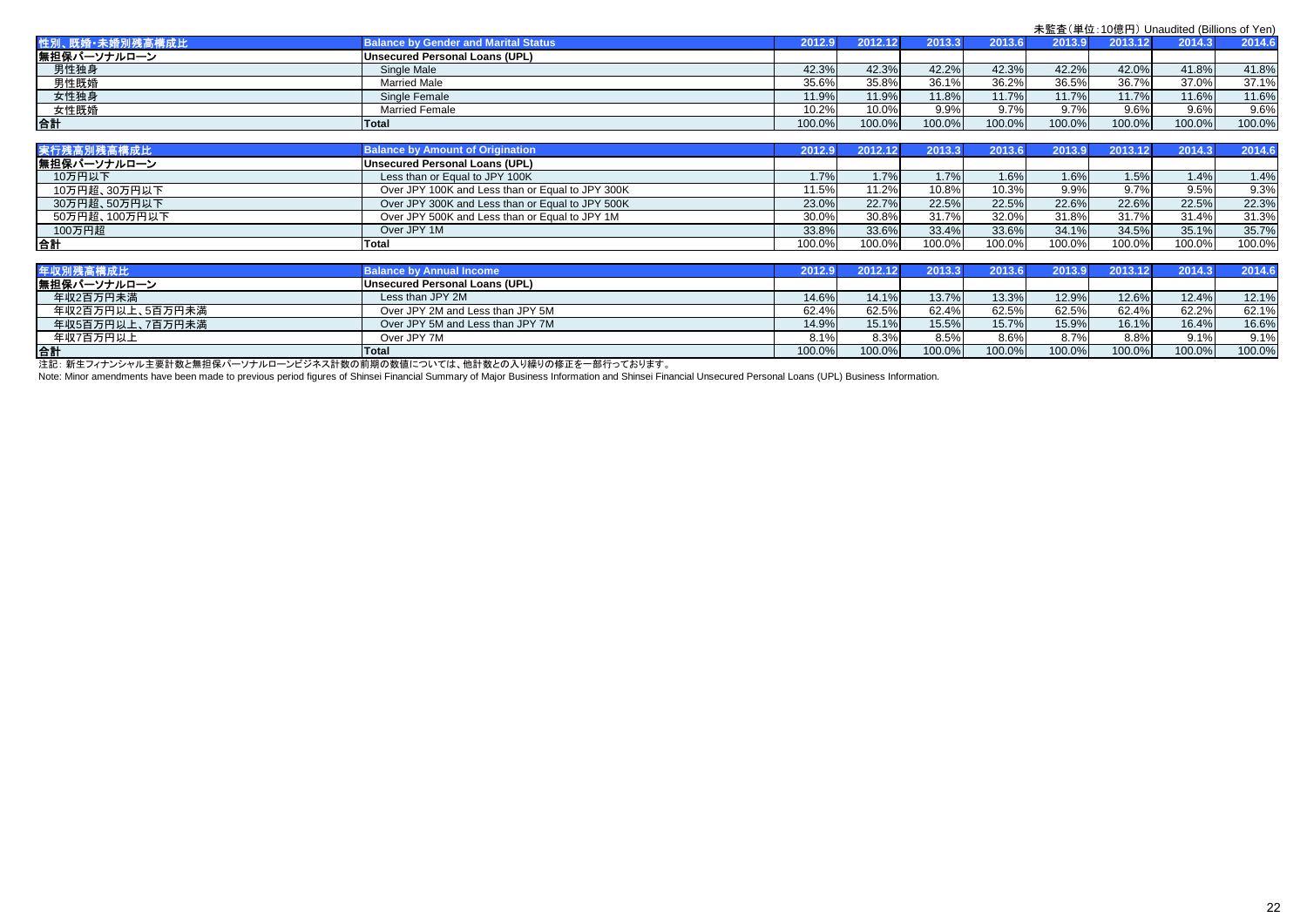未監査（単位：10億円）Unaudited (Billions of Yen)

| 性別、既婚・未婚別残高構成比 | Balance by Gender and Marital Status | 2012.9 | 2012.12 | 2013.3 | 2013.6 | 2013.9 | 2013.12 | 2014.3 | 2014.6 |
|---|---|---|---|---|---|---|---|---|---|
| **無担保パーソナルローン** | **Unsecured Personal Loans (UPL)** | | | | | | | | |
| 男性独身 | Single Male | 42.3% | 42.3% | 42.2% | 42.3% | 42.2% | 42.0% | 41.8% | 41.8% |
| 男性既婚 | Married Male | 35.6% | 35.8% | 36.1% | 36.2% | 36.5% | 36.7% | 37.0% | 37.1% |
| 女性独身 | Single Female | 11.9% | 11.9% | 11.8% | 11.7% | 11.7% | 11.7% | 11.6% | 11.6% |
| 女性既婚 | Married Female | 10.2% | 10.0% | 9.9% | 9.7% | 9.7% | 9.6% | 9.6% | 9.6% |
| **合計** | **Total** | 100.0% | 100.0% | 100.0% | 100.0% | 100.0% | 100.0% | 100.0% | 100.0% |

| 実行残高別残高構成比 | Balance by Amount of Origination | 2012.9 | 2012.12 | 2013.3 | 2013.6 | 2013.9 | 2013.12 | 2014.3 | 2014.6 |
|---|---|---|---|---|---|---|---|---|---|
| **無担保パーソナルローン** | **Unsecured Personal Loans (UPL)** | | | | | | | | |
| 10万円以下 | Less than or Equal to JPY 100K | 1.7% | 1.7% | 1.7% | 1.6% | 1.6% | 1.5% | 1.4% | 1.4% |
| 10万円超、30万円以下 | Over JPY 100K and Less than or Equal to JPY 300K | 11.5% | 11.2% | 10.8% | 10.3% | 9.9% | 9.7% | 9.5% | 9.3% |
| 30万円超、50万円以下 | Over JPY 300K and Less than or Equal to JPY 500K | 23.0% | 22.7% | 22.5% | 22.5% | 22.6% | 22.6% | 22.5% | 22.3% |
| 50万円超、100万円以下 | Over JPY 500K and Less than or Equal to JPY 1M | 30.0% | 30.8% | 31.7% | 32.0% | 31.8% | 31.7% | 31.4% | 31.3% |
| 100万円超 | Over JPY 1M | 33.8% | 33.6% | 33.4% | 33.6% | 34.1% | 34.5% | 35.1% | 35.7% |
| **合計** | **Total** | 100.0% | 100.0% | 100.0% | 100.0% | 100.0% | 100.0% | 100.0% | 100.0% |

| 年収別残高構成比 | Balance by Annual Income | 2012.9 | 2012.12 | 2013.3 | 2013.6 | 2013.9 | 2013.12 | 2014.3 | 2014.6 |
|---|---|---|---|---|---|---|---|---|---|
| **無担保パーソナルローン** | **Unsecured Personal Loans (UPL)** | | | | | | | | |
| 年収2百万円未満 | Less than JPY 2M | 14.6% | 14.1% | 13.7% | 13.3% | 12.9% | 12.6% | 12.4% | 12.1% |
| 年収2百万円以上、5百万円未満 | Over JPY 2M and Less than JPY 5M | 62.4% | 62.5% | 62.4% | 62.5% | 62.5% | 62.4% | 62.2% | 62.1% |
| 年収5百万円以上、7百万円未満 | Over JPY 5M and Less than JPY 7M | 14.9% | 15.1% | 15.5% | 15.7% | 15.9% | 16.1% | 16.4% | 16.6% |
| 年収7百万円以上 | Over JPY 7M | 8.1% | 8.3% | 8.5% | 8.6% | 8.7% | 8.8% | 9.1% | 9.1% |
| **合計** | **Total** | 100.0% | 100.0% | 100.0% | 100.0% | 100.0% | 100.0% | 100.0% | 100.0% |

注記：新生フィナンシャル主要計数と無担保パーソナルローンビジネス計数の前期の数値については、他計数との入り繰りの修正を一部行っております。

Note: Minor amendments have been made to previous period figures of Shinsei Financial Summary of Major Business Information and Shinsei Financial Unsecured Personal Loans (UPL) Business Information.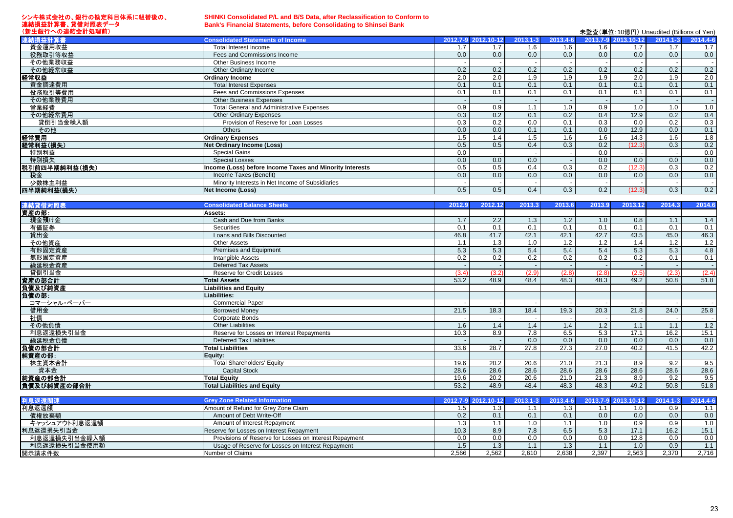シンキ株式会社の、銀行の勘定科目体系に組替後の、
連結損益計算書、貸借対照表データ
（新生銀行への連結会計処理前）

**SHINKI Consolidated P/L and B/S Data, after Reclassification to Conform to Bank's Financial Statements, before Consolidating to Shinsei Bank**

未監査（単位：10億円） Unaudited (Billions of Yen)

| 連結損益計算書 | Consolidated Statements of Income | 2012.7-9 | 2012.10-12 | 2013.1-3 | 2013.4-6 | 2013.7-9 | 2013.10-12 | 2014.1-3 | 2014.4-6 |
|---|---|---|---|---|---|---|---|---|---|
| 資金運用収益 | Total Interest Income | 1.7 | 1.7 | 1.6 | 1.6 | 1.6 | 1.7 | 1.7 | 1.7 |
| 役務取引等収益 | Fees and Commissions Income | 0.0 | 0.0 | 0.0 | 0.0 | 0.0 | 0.0 | 0.0 | 0.0 |
| その他業務収益 | Other Business Income | - | - | - | - | - | - | - | - |
| その他経常収益 | Other Ordinary Income | 0.2 | 0.2 | 0.2 | 0.2 | 0.2 | 0.2 | 0.2 | 0.2 |
| **経常収益** | **Ordinary Income** | 2.0 | 2.0 | 1.9 | 1.9 | 1.9 | 2.0 | 1.9 | 2.0 |
| 資金調達費用 | Total Interest Expenses | 0.1 | 0.1 | 0.1 | 0.1 | 0.1 | 0.1 | 0.1 | 0.1 |
| 役務取引等費用 | Fees and Commissions Expenses | 0.1 | 0.1 | 0.1 | 0.1 | 0.1 | 0.1 | 0.1 | 0.1 |
| その他業務費用 | Other Business Expenses | - | - | - | - | - | - | - | - |
| 営業経費 | Total General and Administrative Expenses | 0.9 | 0.9 | 1.1 | 1.0 | 0.9 | 1.0 | 1.0 | 1.0 |
| その他経常費用 | Other Ordinary Expenses | 0.3 | 0.2 | 0.1 | 0.2 | 0.4 | 12.9 | 0.2 | 0.4 |
| 貸倒引当金繰入額 | Provision of Reserve for Loan Losses | 0.3 | 0.2 | 0.0 | 0.1 | 0.3 | 0.0 | 0.2 | 0.3 |
| その他 | Others | 0.0 | 0.0 | 0.1 | 0.1 | 0.0 | 12.9 | 0.0 | 0.1 |
| **経常費用** | **Ordinary Expenses** | 1.5 | 1.4 | 1.5 | 1.6 | 1.6 | 14.3 | 1.6 | 1.8 |
| **経常利益（損失）** | **Net Ordinary Income (Loss)** | 0.5 | 0.5 | 0.4 | 0.3 | 0.2 | (12.3) | 0.3 | 0.2 |
| 特別利益 | Special Gains | 0.0 | - | - | - | 0.0 | - | - | 0.0 |
| 特別損失 | Special Losses | 0.0 | 0.0 | 0.0 | - | 0.0 | 0.0 | 0.0 | 0.0 |
| **税引前四半期純利益（損失）** | **Income (Loss) before Income Taxes and Minority Interests** | 0.5 | 0.5 | 0.4 | 0.3 | 0.2 | (12.3) | 0.3 | 0.2 |
| 税金 | Income Taxes (Benefit) | 0.0 | 0.0 | 0.0 | 0.0 | 0.0 | 0.0 | 0.0 | 0.0 |
| 少数株主利益 | Minority Interests in Net Income of Subsidiaries | - | - | - | - | - | - | - | - |
| **四半期純利益（損失）** | **Net Income (Loss)** | 0.5 | 0.5 | 0.4 | 0.3 | 0.2 | (12.3) | 0.3 | 0.2 |

| 連結貸借対照表 | Consolidated Balance Sheets | 2012.9 | 2012.12 | 2013.3 | 2013.6 | 2013.9 | 2013.12 | 2014.3 | 2014.6 |
|---|---|---|---|---|---|---|---|---|---|
| **資産の部：** | **Assets:** | | | | | | | | |
| 現金預け金 | Cash and Due from Banks | 1.7 | 2.2 | 1.3 | 1.2 | 1.0 | 0.8 | 1.1 | 1.4 |
| 有価証券 | Securities | 0.1 | 0.1 | 0.1 | 0.1 | 0.1 | 0.1 | 0.1 | 0.1 |
| 貸出金 | Loans and Bills Discounted | 46.8 | 41.7 | 42.1 | 42.1 | 42.7 | 43.5 | 45.0 | 46.3 |
| その他資産 | Other Assets | 1.1 | 1.3 | 1.0 | 1.2 | 1.2 | 1.4 | 1.2 | 1.2 |
| 有形固定資産 | Premises and Equipment | 5.3 | 5.3 | 5.4 | 5.4 | 5.4 | 5.3 | 5.3 | 4.8 |
| 無形固定資産 | Intangible Assets | 0.2 | 0.2 | 0.2 | 0.2 | 0.2 | 0.2 | 0.1 | 0.1 |
| 繰延税金資産 | Deferred Tax Assets | - | - | - | - | - | - | - | - |
| 貸倒引当金 | Reserve for Credit Losses | (3.4) | (3.2) | (2.9) | (2.8) | (2.8) | (2.5) | (2.3) | (2.4) |
| **資産の部合計** | **Total Assets** | 53.2 | 48.9 | 48.4 | 48.3 | 48.3 | 49.2 | 50.8 | 51.8 |
| **負債及び純資産** | **Liabilities and Equity** | | | | | | | | |
| **負債の部：** | **Liabilities:** | | | | | | | | |
| コマーシャル・ペーパー | Commercial Paper | - | - | - | - | - | - | - | - |
| 借用金 | Borrowed Money | 21.5 | 18.3 | 18.4 | 19.3 | 20.3 | 21.8 | 24.0 | 25.8 |
| 社債 | Corporate Bonds | - | - | - | - | - | - | - | - |
| その他負債 | Other Liabilities | 1.6 | 1.4 | 1.4 | 1.4 | 1.2 | 1.1 | 1.1 | 1.2 |
| 利息返還損失引当金 | Reserve for Losses on Interest Repayments | 10.3 | 8.9 | 7.8 | 6.5 | 5.3 | 17.1 | 16.2 | 15.1 |
| 繰延税金負債 | Deferred Tax Liabilities | - | - | 0.0 | 0.0 | 0.0 | 0.0 | 0.0 | 0.0 |
| **負債の部合計** | **Total Liabilities** | 33.6 | 28.7 | 27.8 | 27.3 | 27.0 | 40.2 | 41.5 | 42.2 |
| **純資産の部：** | **Equity:** | | | | | | | | |
| 株主資本合計 | Total Shareholders' Equity | 19.6 | 20.2 | 20.6 | 21.0 | 21.3 | 8.9 | 9.2 | 9.5 |
| 資本金 | Capital Stock | 28.6 | 28.6 | 28.6 | 28.6 | 28.6 | 28.6 | 28.6 | 28.6 |
| **純資産の部合計** | **Total Equity** | 19.6 | 20.2 | 20.6 | 21.0 | 21.3 | 8.9 | 9.2 | 9.5 |
| **負債及び純資産の部合計** | **Total Liabilities and Equity** | 53.2 | 48.9 | 48.4 | 48.3 | 48.3 | 49.2 | 50.8 | 51.8 |

| 利息返還関連 | Grey Zone Related Information | 2012.7-9 | 2012.10-12 | 2013.1-3 | 2013.4-6 | 2013.7-9 | 2013.10-12 | 2014.1-3 | 2014.4-6 |
|---|---|---|---|---|---|---|---|---|---|
| 利息返還額 | Amount of Refund for Grey Zone Claim | 1.5 | 1.3 | 1.1 | 1.3 | 1.1 | 1.0 | 0.9 | 1.1 |
| 債権放棄額 | Amount of Debt Write-Off | 0.2 | 0.1 | 0.1 | 0.1 | 0.0 | 0.0 | 0.0 | 0.0 |
| キャッシュアウト利息返還額 | Amount of Interest Repayment | 1.3 | 1.1 | 1.0 | 1.1 | 1.0 | 0.9 | 0.9 | 1.0 |
| 利息返還損失引当金 | Reserve for Losses on Interest Repayment | 10.3 | 8.9 | 7.8 | 6.5 | 5.3 | 17.1 | 16.2 | 15.1 |
| 利息返還損失引当金繰入額 | Provisions of Reserve for Losses on Interest Repayment | 0.0 | 0.0 | 0.0 | 0.0 | 0.0 | 12.8 | 0.0 | 0.0 |
| 利息返還損失引当金使用額 | Usage of Reserve for Losses on Interest Repayment | 1.5 | 1.3 | 1.1 | 1.3 | 1.1 | 1.0 | 0.9 | 1.1 |
| 開示請求件数 | Number of Claims | 2,566 | 2,562 | 2,610 | 2,638 | 2,397 | 2,563 | 2,370 | 2,716 |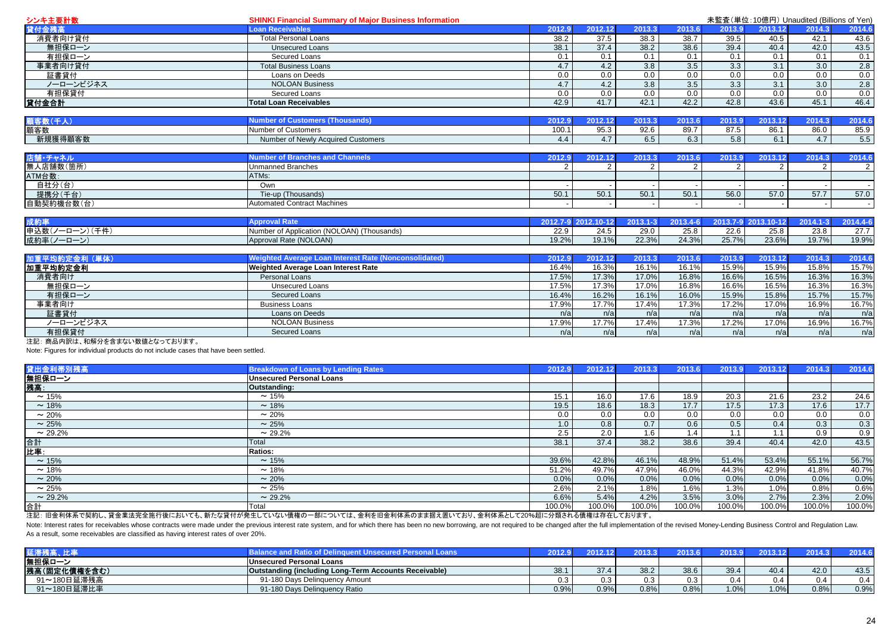シンキ主要計数　**SHINKI Financial Summary of Major Business Information**　未監査（単位：10億円）Unaudited (Billions of Yen)

| 貸付金残高 | Loan Receivables | 2012.9 | 2012.12 | 2013.3 | 2013.6 | 2013.9 | 2013.12 | 2014.3 | 2014.6 |
|---|---|---|---|---|---|---|---|---|---|
| 消費者向け貸付 | Total Personal Loans | 38.2 | 37.5 | 38.3 | 38.7 | 39.5 | 40.5 | 42.1 | 43.6 |
| 無担保ローン | Unsecured Loans | 38.1 | 37.4 | 38.2 | 38.6 | 39.4 | 40.4 | 42.0 | 43.5 |
| 有担保ローン | Secured Loans | 0.1 | 0.1 | 0.1 | 0.1 | 0.1 | 0.1 | 0.1 | 0.1 |
| 事業者向け貸付 | Total Business Loans | 4.7 | 4.2 | 3.8 | 3.5 | 3.3 | 3.1 | 3.0 | 2.8 |
| 証書貸付 | Loans on Deeds | 0.0 | 0.0 | 0.0 | 0.0 | 0.0 | 0.0 | 0.0 | 0.0 |
| ノーローンビジネス | NOLOAN Business | 4.7 | 4.2 | 3.8 | 3.5 | 3.3 | 3.1 | 3.0 | 2.8 |
| 有担保貸付 | Secured Loans | 0.0 | 0.0 | 0.0 | 0.0 | 0.0 | 0.0 | 0.0 | 0.0 |
| **貸付金合計** | **Total Loan Receivables** | 42.9 | 41.7 | 42.1 | 42.2 | 42.8 | 43.6 | 45.1 | 46.4 |

| 顧客数(千人) | Number of Customers (Thousands) | 2012.9 | 2012.12 | 2013.3 | 2013.6 | 2013.9 | 2013.12 | 2014.3 | 2014.6 |
|---|---|---|---|---|---|---|---|---|---|
| 顧客数 | Number of Customers | 100.1 | 95.3 | 92.6 | 89.7 | 87.5 | 86.1 | 86.0 | 85.9 |
| 新規獲得顧客数 | Number of Newly Acquired Customers | 4.4 | 4.7 | 6.5 | 6.3 | 5.8 | 6.1 | 4.7 | 5.5 |

| 店舗・チャネル | Number of Branches and Channels | 2012.9 | 2012.12 | 2013.3 | 2013.6 | 2013.9 | 2013.12 | 2014.3 | 2014.6 |
|---|---|---|---|---|---|---|---|---|---|
| 無人店舗数(箇所) | Unmanned Branches | 2 | 2 | 2 | 2 | 2 | 2 | 2 | 2 |
| ATM台数: | ATMs: | | | | | | | | |
| 自社分(台) | Own | - | - | - | - | - | - | - | - |
| 提携分(千台) | Tie-up (Thousands) | 50.1 | 50.1 | 50.1 | 50.1 | 56.0 | 57.0 | 57.7 | 57.0 |
| 自動契約機台数(台) | Automated Contract Machines | - | - | - | - | - | - | - | - |

| 成約率 | Approval Rate | 2012.7-9 | 2012.10-12 | 2013.1-3 | 2013.4-6 | 2013.7-9 | 2013.10-12 | 2014.1-3 | 2014.4-6 |
|---|---|---|---|---|---|---|---|---|---|
| 申込数(ノーローン)(千件) | Number of Application (NOLOAN) (Thousands) | 22.9 | 24.5 | 29.0 | 25.8 | 22.6 | 25.8 | 23.8 | 27.7 |
| 成約率(ノーローン) | Approval Rate (NOLOAN) | 19.2% | 19.1% | 22.3% | 24.3% | 25.7% | 23.6% | 19.7% | 19.9% |

| 加重平均約定金利（単体） | Weighted Average Loan Interest Rate (Nonconsolidated) | 2012.9 | 2012.12 | 2013.3 | 2013.6 | 2013.9 | 2013.12 | 2014.3 | 2014.6 |
|---|---|---|---|---|---|---|---|---|---|
| **加重平均約定金利** | **Weighted Average Loan Interest Rate** | 16.4% | 16.3% | 16.1% | 16.1% | 15.9% | 15.9% | 15.8% | 15.7% |
| 消費者向け | Personal Loans | 17.5% | 17.3% | 17.0% | 16.8% | 16.6% | 16.5% | 16.3% | 16.3% |
| 無担保ローン | Unsecured Loans | 17.5% | 17.3% | 17.0% | 16.8% | 16.6% | 16.5% | 16.3% | 16.3% |
| 有担保ローン | Secured Loans | 16.4% | 16.2% | 16.1% | 16.0% | 15.9% | 15.8% | 15.7% | 15.7% |
| 事業者向け | Business Loans | 17.9% | 17.7% | 17.4% | 17.3% | 17.2% | 17.0% | 16.9% | 16.7% |
| 証書貸付 | Loans on Deeds | n/a | n/a | n/a | n/a | n/a | n/a | n/a | n/a |
| ノーローンビジネス | NOLOAN Business | 17.9% | 17.7% | 17.4% | 17.3% | 17.2% | 17.0% | 16.9% | 16.7% |
| 有担保貸付 | Secured Loans | n/a | n/a | n/a | n/a | n/a | n/a | n/a | n/a |

注記：商品内訳は、和解分を含まない数値となっております。
Note: Figures for individual products do not include cases that have been settled.

| 貸出金利帯別残高 | Breakdown of Loans by Lending Rates | 2012.9 | 2012.12 | 2013.3 | 2013.6 | 2013.9 | 2013.12 | 2014.3 | 2014.6 |
|---|---|---|---|---|---|---|---|---|---|
| **無担保ローン** | **Unsecured Personal Loans** | | | | | | | | |
| **残高:** | **Outstanding:** | | | | | | | | |
| ～15% | ～15% | 15.1 | 16.0 | 17.6 | 18.9 | 20.3 | 21.6 | 23.2 | 24.6 |
| ～18% | ～18% | 19.5 | 18.6 | 18.3 | 17.7 | 17.5 | 17.3 | 17.6 | 17.7 |
| ～20% | ～20% | 0.0 | 0.0 | 0.0 | 0.0 | 0.0 | 0.0 | 0.0 | 0.0 |
| ～25% | ～25% | 1.0 | 0.8 | 0.7 | 0.6 | 0.5 | 0.4 | 0.3 | 0.3 |
| ～29.2% | ～29.2% | 2.5 | 2.0 | 1.6 | 1.4 | 1.1 | 1.1 | 0.9 | 0.9 |
| 合計 | Total | 38.1 | 37.4 | 38.2 | 38.6 | 39.4 | 40.4 | 42.0 | 43.5 |
| **比率:** | **Ratios:** | | | | | | | | |
| ～15% | ～15% | 39.6% | 42.8% | 46.1% | 48.9% | 51.4% | 53.4% | 55.1% | 56.7% |
| ～18% | ～18% | 51.2% | 49.7% | 47.9% | 46.0% | 44.3% | 42.9% | 41.8% | 40.7% |
| ～20% | ～20% | 0.0% | 0.0% | 0.0% | 0.0% | 0.0% | 0.0% | 0.0% | 0.0% |
| ～25% | ～25% | 2.6% | 2.1% | 1.8% | 1.6% | 1.3% | 1.0% | 0.8% | 0.6% |
| ～29.2% | ～29.2% | 6.6% | 5.4% | 4.2% | 3.5% | 3.0% | 2.7% | 2.3% | 2.0% |
| 合計 | Total | 100.0% | 100.0% | 100.0% | 100.0% | 100.0% | 100.0% | 100.0% | 100.0% |

注記：旧金利体系で契約し、貸金業法完全施行後においても、新たな貸付が発生していない債権の一部については、金利を旧金利体系のまま据え置いており、金利体系として20%超に分類される債権は存在しております。
Note: Interest rates for receivables whose contracts were made under the previous interest rate system, and for which there has been no new borrowing, are not required to be changed after the full implementation of the revised Money-Lending Business Control and Regulation Law. As a result, some receivables are classified as having interest rates of over 20%.

| 延滞残高、比率 | Balance and Ratio of Delinquent Unsecured Personal Loans | 2012.9 | 2012.12 | 2013.3 | 2013.6 | 2013.9 | 2013.12 | 2014.3 | 2014.6 |
|---|---|---|---|---|---|---|---|---|---|
| **無担保ローン** | **Unsecured Personal Loans** | | | | | | | | |
| **残高(固定化債権を含む)** | **Outstanding (including Long-Term Accounts Receivable)** | 38.1 | 37.4 | 38.2 | 38.6 | 39.4 | 40.4 | 42.0 | 43.5 |
| 91～180日延滞残高 | 91-180 Days Delinquency Amount | 0.3 | 0.3 | 0.3 | 0.3 | 0.4 | 0.4 | 0.4 | 0.4 |
| 91～180日延滞比率 | 91-180 Days Delinquency Ratio | 0.9% | 0.9% | 0.8% | 0.8% | 1.0% | 1.0% | 0.8% | 0.9% |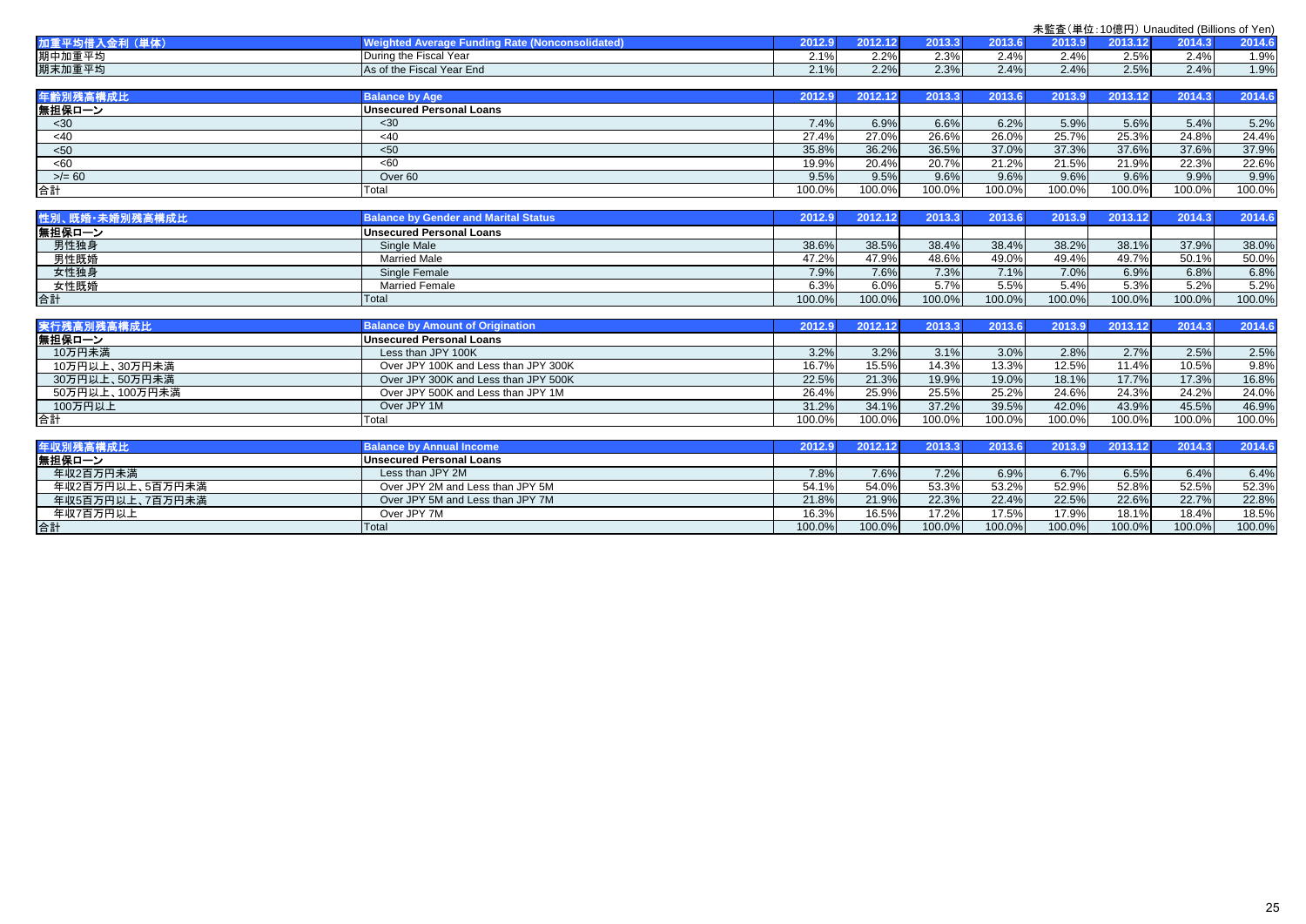未監査（単位：10億円）Unaudited (Billions of Yen)

| 加重平均借入金利（単体） | Weighted Average Funding Rate (Nonconsolidated) | 2012.9 | 2012.12 | 2013.3 | 2013.6 | 2013.9 | 2013.12 | 2014.3 | 2014.6 |
|---|---|---|---|---|---|---|---|---|---|
| 期中加重平均 | During the Fiscal Year | 2.1% | 2.2% | 2.3% | 2.4% | 2.4% | 2.5% | 2.4% | 1.9% |
| 期末加重平均 | As of the Fiscal Year End | 2.1% | 2.2% | 2.3% | 2.4% | 2.4% | 2.5% | 2.4% | 1.9% |

| 年齢別残高構成比 | Balance by Age | 2012.9 | 2012.12 | 2013.3 | 2013.6 | 2013.9 | 2013.12 | 2014.3 | 2014.6 |
|---|---|---|---|---|---|---|---|---|---|
| 無担保ローン | Unsecured Personal Loans | | | | | | | | |
| <30 | <30 | 7.4% | 6.9% | 6.6% | 6.2% | 5.9% | 5.6% | 5.4% | 5.2% |
| <40 | <40 | 27.4% | 27.0% | 26.6% | 26.0% | 25.7% | 25.3% | 24.8% | 24.4% |
| <50 | <50 | 35.8% | 36.2% | 36.5% | 37.0% | 37.3% | 37.6% | 37.6% | 37.9% |
| <60 | <60 | 19.9% | 20.4% | 20.7% | 21.2% | 21.5% | 21.9% | 22.3% | 22.6% |
| >/= 60 | Over 60 | 9.5% | 9.5% | 9.6% | 9.6% | 9.6% | 9.6% | 9.9% | 9.9% |
| 合計 | Total | 100.0% | 100.0% | 100.0% | 100.0% | 100.0% | 100.0% | 100.0% | 100.0% |

| 性別、既婚・未婚別残高構成比 | Balance by Gender and Marital Status | 2012.9 | 2012.12 | 2013.3 | 2013.6 | 2013.9 | 2013.12 | 2014.3 | 2014.6 |
|---|---|---|---|---|---|---|---|---|---|
| 無担保ローン | Unsecured Personal Loans | | | | | | | | |
| 男性独身 | Single Male | 38.6% | 38.5% | 38.4% | 38.4% | 38.2% | 38.1% | 37.9% | 38.0% |
| 男性既婚 | Married Male | 47.2% | 47.9% | 48.6% | 49.0% | 49.4% | 49.7% | 50.1% | 50.0% |
| 女性独身 | Single Female | 7.9% | 7.6% | 7.3% | 7.1% | 7.0% | 6.9% | 6.8% | 6.8% |
| 女性既婚 | Married Female | 6.3% | 6.0% | 5.7% | 5.5% | 5.4% | 5.3% | 5.2% | 5.2% |
| 合計 | Total | 100.0% | 100.0% | 100.0% | 100.0% | 100.0% | 100.0% | 100.0% | 100.0% |

| 実行残高別残高構成比 | Balance by Amount of Origination | 2012.9 | 2012.12 | 2013.3 | 2013.6 | 2013.9 | 2013.12 | 2014.3 | 2014.6 |
|---|---|---|---|---|---|---|---|---|---|
| 無担保ローン | Unsecured Personal Loans | | | | | | | | |
| 10万円未満 | Less than JPY 100K | 3.2% | 3.2% | 3.1% | 3.0% | 2.8% | 2.7% | 2.5% | 2.5% |
| 10万円以上、30万円未満 | Over JPY 100K and Less than JPY 300K | 16.7% | 15.5% | 14.3% | 13.3% | 12.5% | 11.4% | 10.5% | 9.8% |
| 30万円以上、50万円未満 | Over JPY 300K and Less than JPY 500K | 22.5% | 21.3% | 19.9% | 19.0% | 18.1% | 17.7% | 17.3% | 16.8% |
| 50万円以上、100万円未満 | Over JPY 500K and Less than JPY 1M | 26.4% | 25.9% | 25.5% | 25.2% | 24.6% | 24.3% | 24.2% | 24.0% |
| 100万円以上 | Over JPY 1M | 31.2% | 34.1% | 37.2% | 39.5% | 42.0% | 43.9% | 45.5% | 46.9% |
| 合計 | Total | 100.0% | 100.0% | 100.0% | 100.0% | 100.0% | 100.0% | 100.0% | 100.0% |

| 年収別残高構成比 | Balance by Annual Income | 2012.9 | 2012.12 | 2013.3 | 2013.6 | 2013.9 | 2013.12 | 2014.3 | 2014.6 |
|---|---|---|---|---|---|---|---|---|---|
| 無担保ローン | Unsecured Personal Loans | | | | | | | | |
| 年収2百万円未満 | Less than JPY 2M | 7.8% | 7.6% | 7.2% | 6.9% | 6.7% | 6.5% | 6.4% | 6.4% |
| 年収2百万円以上、5百万円未満 | Over JPY 2M and Less than JPY 5M | 54.1% | 54.0% | 53.3% | 53.2% | 52.9% | 52.8% | 52.5% | 52.3% |
| 年収5百万円以上、7百万円未満 | Over JPY 5M and Less than JPY 7M | 21.8% | 21.9% | 22.3% | 22.4% | 22.5% | 22.6% | 22.7% | 22.8% |
| 年収7百万円以上 | Over JPY 7M | 16.3% | 16.5% | 17.2% | 17.5% | 17.9% | 18.1% | 18.4% | 18.5% |
| 合計 | Total | 100.0% | 100.0% | 100.0% | 100.0% | 100.0% | 100.0% | 100.0% | 100.0% |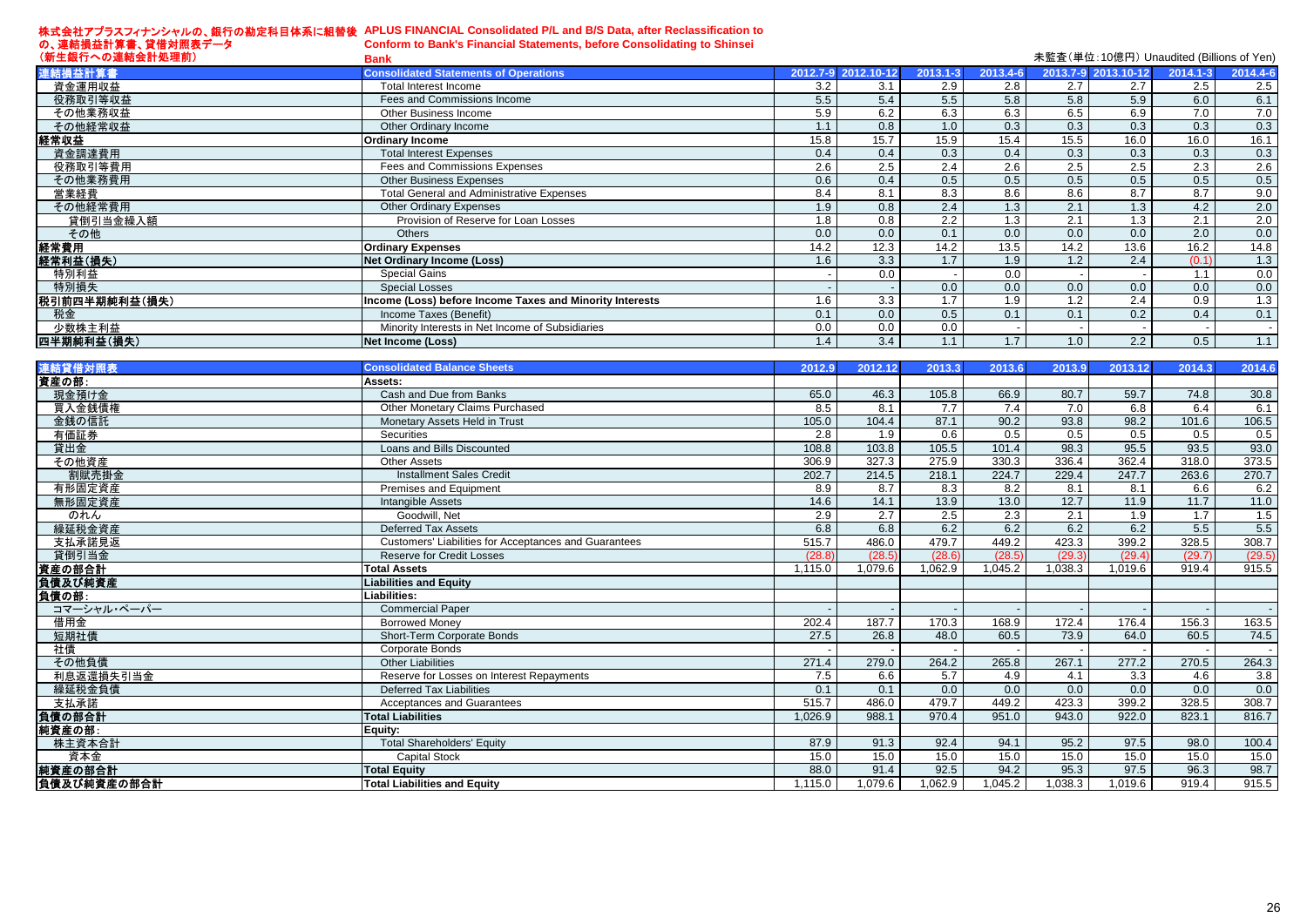# 株式会社アプラスフィナンシャルの、銀行の勘定科目体系に組替後の、連結損益計算書、貸借対照表データ（新生銀行への連結会計処理前）

# APLUS FINANCIAL Consolidated P/L and B/S Data, after Reclassification to Conform to Bank's Financial Statements, before Consolidating to Shinsei Bank

未監査（単位：10億円）Unaudited (Billions of Yen)

| 連結損益計算書 | Consolidated Statements of Operations | 2012.7-9 | 2012.10-12 | 2013.1-3 | 2013.4-6 | 2013.7-9 | 2013.10-12 | 2014.1-3 | 2014.4-6 |
|---|---|---|---|---|---|---|---|---|---|
| 資金運用収益 | Total Interest Income | 3.2 | 3.1 | 2.9 | 2.8 | 2.7 | 2.7 | 2.5 | 2.5 |
| 役務取引等収益 | Fees and Commissions Income | 5.5 | 5.4 | 5.5 | 5.8 | 5.8 | 5.9 | 6.0 | 6.1 |
| その他業務収益 | Other Business Income | 5.9 | 6.2 | 6.3 | 6.3 | 6.5 | 6.9 | 7.0 | 7.0 |
| その他経常収益 | Other Ordinary Income | 1.1 | 0.8 | 1.0 | 0.3 | 0.3 | 0.3 | 0.3 | 0.3 |
| **経常収益** | **Ordinary Income** | 15.8 | 15.7 | 15.9 | 15.4 | 15.5 | 16.0 | 16.0 | 16.1 |
| 資金調達費用 | Total Interest Expenses | 0.4 | 0.4 | 0.3 | 0.4 | 0.3 | 0.3 | 0.3 | 0.3 |
| 役務取引等費用 | Fees and Commissions Expenses | 2.6 | 2.5 | 2.4 | 2.6 | 2.5 | 2.5 | 2.3 | 2.6 |
| その他業務費用 | Other Business Expenses | 0.6 | 0.4 | 0.5 | 0.5 | 0.5 | 0.5 | 0.5 | 0.5 |
| 営業経費 | Total General and Administrative Expenses | 8.4 | 8.1 | 8.3 | 8.6 | 8.6 | 8.7 | 8.7 | 9.0 |
| その他経常費用 | Other Ordinary Expenses | 1.9 | 0.8 | 2.4 | 1.3 | 2.1 | 1.3 | 4.2 | 2.0 |
| 貸倒引当金繰入額 | Provision of Reserve for Loan Losses | 1.8 | 0.8 | 2.2 | 1.3 | 2.1 | 1.3 | 2.1 | 2.0 |
| その他 | Others | 0.0 | 0.0 | 0.1 | 0.0 | 0.0 | 0.0 | 2.0 | 0.0 |
| **経常費用** | **Ordinary Expenses** | 14.2 | 12.3 | 14.2 | 13.5 | 14.2 | 13.6 | 16.2 | 14.8 |
| **経常利益（損失）** | **Net Ordinary Income (Loss)** | 1.6 | 3.3 | 1.7 | 1.9 | 1.2 | 2.4 | (0.1) | 1.3 |
| 特別利益 | Special Gains | - | 0.0 | - | 0.0 | - | - | 1.1 | 0.0 |
| 特別損失 | Special Losses | - | - | 0.0 | 0.0 | 0.0 | 0.0 | 0.0 | 0.0 |
| **税引前四半期純利益（損失）** | **Income (Loss) before Income Taxes and Minority Interests** | 1.6 | 3.3 | 1.7 | 1.9 | 1.2 | 2.4 | 0.9 | 1.3 |
| 税金 | Income Taxes (Benefit) | 0.1 | 0.0 | 0.5 | 0.1 | 0.1 | 0.2 | 0.4 | 0.1 |
| 少数株主利益 | Minority Interests in Net Income of Subsidiaries | 0.0 | 0.0 | 0.0 | - | - | - | - | - |
| **四半期純利益（損失）** | **Net Income (Loss)** | 1.4 | 3.4 | 1.1 | 1.7 | 1.0 | 2.2 | 0.5 | 1.1 |

| 連結貸借対照表 | Consolidated Balance Sheets | 2012.9 | 2012.12 | 2013.3 | 2013.6 | 2013.9 | 2013.12 | 2014.3 | 2014.6 |
|---|---|---|---|---|---|---|---|---|---|
| **資産の部：** | **Assets:** | | | | | | | | |
| 現金預け金 | Cash and Due from Banks | 65.0 | 46.3 | 105.8 | 66.9 | 80.7 | 59.7 | 74.8 | 30.8 |
| 買入金銭債権 | Other Monetary Claims Purchased | 8.5 | 8.1 | 7.7 | 7.4 | 7.0 | 6.8 | 6.4 | 6.1 |
| 金銭の信託 | Monetary Assets Held in Trust | 105.0 | 104.4 | 87.1 | 90.2 | 93.8 | 98.2 | 101.6 | 106.5 |
| 有価証券 | Securities | 2.8 | 1.9 | 0.6 | 0.5 | 0.5 | 0.5 | 0.5 | 0.5 |
| 貸出金 | Loans and Bills Discounted | 108.8 | 103.8 | 105.5 | 101.4 | 98.3 | 95.5 | 93.5 | 93.0 |
| その他資産 | Other Assets | 306.9 | 327.3 | 275.9 | 330.3 | 336.4 | 362.4 | 318.0 | 373.5 |
| 割賦売掛金 | Installment Sales Credit | 202.7 | 214.5 | 218.1 | 224.7 | 229.4 | 247.7 | 263.6 | 270.7 |
| 有形固定資産 | Premises and Equipment | 8.9 | 8.7 | 8.3 | 8.2 | 8.1 | 8.1 | 6.6 | 6.2 |
| 無形固定資産 | Intangible Assets | 14.6 | 14.1 | 13.9 | 13.0 | 12.7 | 11.9 | 11.7 | 11.0 |
| のれん | Goodwill, Net | 2.9 | 2.7 | 2.5 | 2.3 | 2.1 | 1.9 | 1.7 | 1.5 |
| 繰延税金資産 | Deferred Tax Assets | 6.8 | 6.8 | 6.2 | 6.2 | 6.2 | 6.2 | 5.5 | 5.5 |
| 支払承諾見返 | Customers' Liabilities for Acceptances and Guarantees | 515.7 | 486.0 | 479.7 | 449.2 | 423.3 | 399.2 | 328.5 | 308.7 |
| 貸倒引当金 | Reserve for Credit Losses | (28.8) | (28.5) | (28.6) | (28.5) | (29.3) | (29.4) | (29.7) | (29.5) |
| **資産の部合計** | **Total Assets** | 1,115.0 | 1,079.6 | 1,062.9 | 1,045.2 | 1,038.3 | 1,019.6 | 919.4 | 915.5 |
| **負債及び純資産** | **Liabilities and Equity** | | | | | | | | |
| **負債の部：** | **Liabilities:** | | | | | | | | |
| コマーシャル・ペーパー | Commercial Paper | - | - | - | - | - | - | - | - |
| 借用金 | Borrowed Money | 202.4 | 187.7 | 170.3 | 168.9 | 172.4 | 176.4 | 156.3 | 163.5 |
| 短期社債 | Short-Term Corporate Bonds | 27.5 | 26.8 | 48.0 | 60.5 | 73.9 | 64.0 | 60.5 | 74.5 |
| 社債 | Corporate Bonds | - | - | - | - | - | - | - | - |
| その他負債 | Other Liabilities | 271.4 | 279.0 | 264.2 | 265.8 | 267.1 | 277.2 | 270.5 | 264.3 |
| 利息返還損失引当金 | Reserve for Losses on Interest Repayments | 7.5 | 6.6 | 5.7 | 4.9 | 4.1 | 3.3 | 4.6 | 3.8 |
| 繰延税金負債 | Deferred Tax Liabilities | 0.1 | 0.1 | 0.0 | 0.0 | 0.0 | 0.0 | 0.0 | 0.0 |
| 支払承諾 | Acceptances and Guarantees | 515.7 | 486.0 | 479.7 | 449.2 | 423.3 | 399.2 | 328.5 | 308.7 |
| **負債の部合計** | **Total Liabilities** | 1,026.9 | 988.1 | 970.4 | 951.0 | 943.0 | 922.0 | 823.1 | 816.7 |
| **純資産の部：** | **Equity:** | | | | | | | | |
| 株主資本合計 | Total Shareholders' Equity | 87.9 | 91.3 | 92.4 | 94.1 | 95.2 | 97.5 | 98.0 | 100.4 |
| 資本金 | Capital Stock | 15.0 | 15.0 | 15.0 | 15.0 | 15.0 | 15.0 | 15.0 | 15.0 |
| **純資産の部合計** | **Total Equity** | 88.0 | 91.4 | 92.5 | 94.2 | 95.3 | 97.5 | 96.3 | 98.7 |
| **負債及び純資産の部合計** | **Total Liabilities and Equity** | 1,115.0 | 1,079.6 | 1,062.9 | 1,045.2 | 1,038.3 | 1,019.6 | 919.4 | 915.5 |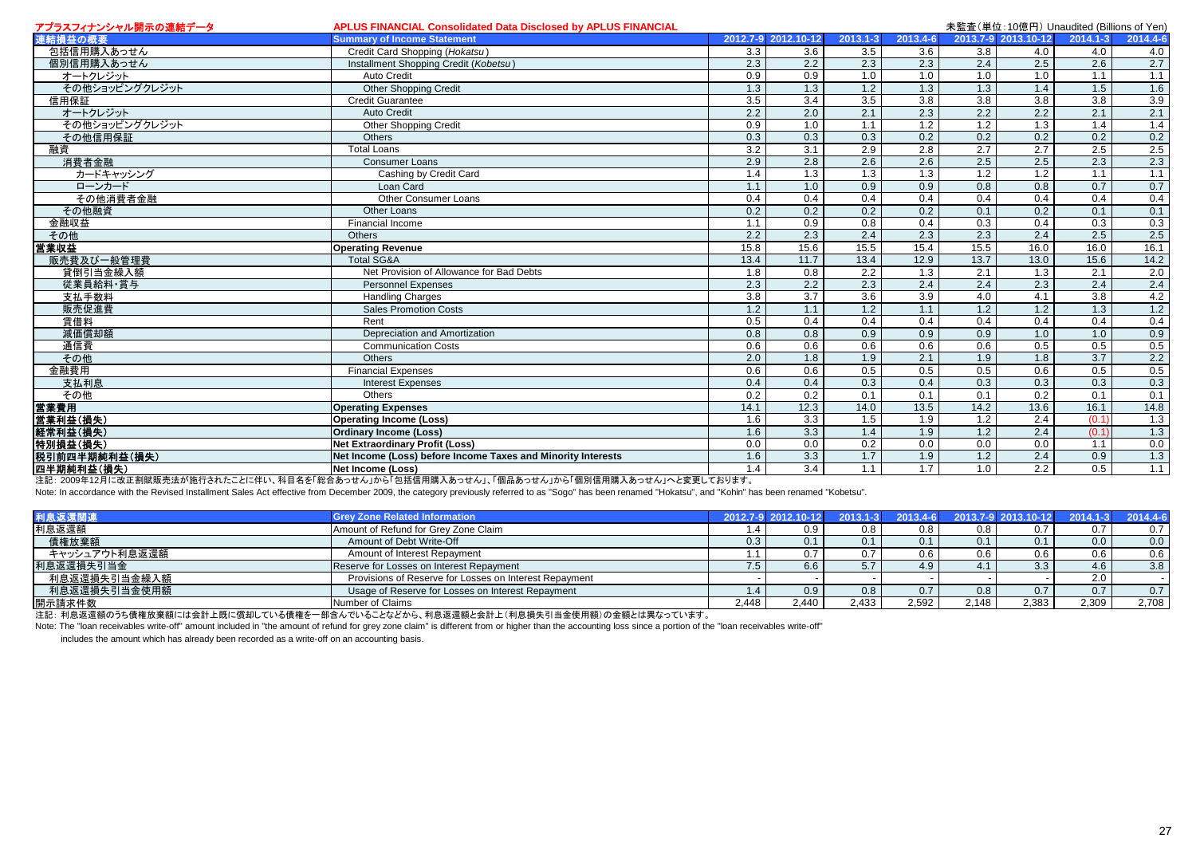アプラスフィナンシャル開示の連結データ　APLUS FINANCIAL Consolidated Data Disclosed by APLUS FINANCIAL

未監査（単位:10億円）Unaudited (Billions of Yen)

| 連結損益の概要 | Summary of Income Statement | 2012.7-9 | 2012.10-12 | 2013.1-3 | 2013.4-6 | 2013.7-9 | 2013.10-12 | 2014.1-3 | 2014.4-6 |
|---|---|---|---|---|---|---|---|---|---|
| 包括信用購入あっせん | Credit Card Shopping (*Hokatsu*) | 3.3 | 3.6 | 3.5 | 3.6 | 3.8 | 4.0 | 4.0 | 4.0 |
| 個別信用購入あっせん | Installment Shopping Credit (*Kobetsu*) | 2.3 | 2.2 | 2.3 | 2.3 | 2.4 | 2.5 | 2.6 | 2.7 |
| オートクレジット | Auto Credit | 0.9 | 0.9 | 1.0 | 1.0 | 1.0 | 1.0 | 1.1 | 1.1 |
| その他ショッピングクレジット | Other Shopping Credit | 1.3 | 1.3 | 1.2 | 1.3 | 1.3 | 1.4 | 1.5 | 1.6 |
| 信用保証 | Credit Guarantee | 3.5 | 3.4 | 3.5 | 3.8 | 3.8 | 3.8 | 3.8 | 3.9 |
| オートクレジット | Auto Credit | 2.2 | 2.0 | 2.1 | 2.3 | 2.2 | 2.2 | 2.1 | 2.1 |
| その他ショッピングクレジット | Other Shopping Credit | 0.9 | 1.0 | 1.1 | 1.2 | 1.2 | 1.3 | 1.4 | 1.4 |
| その他信用保証 | Others | 0.3 | 0.3 | 0.3 | 0.2 | 0.2 | 0.2 | 0.2 | 0.2 |
| 融資 | Total Loans | 3.2 | 3.1 | 2.9 | 2.8 | 2.7 | 2.7 | 2.5 | 2.5 |
| 消費者金融 | Consumer Loans | 2.9 | 2.8 | 2.6 | 2.6 | 2.5 | 2.5 | 2.3 | 2.3 |
| カードキャッシング | Cashing by Credit Card | 1.4 | 1.3 | 1.3 | 1.3 | 1.2 | 1.2 | 1.1 | 1.1 |
| ローンカード | Loan Card | 1.1 | 1.0 | 0.9 | 0.9 | 0.8 | 0.8 | 0.7 | 0.7 |
| その他消費者金融 | Other Consumer Loans | 0.4 | 0.4 | 0.4 | 0.4 | 0.4 | 0.4 | 0.4 | 0.4 |
| その他融資 | Other Loans | 0.2 | 0.2 | 0.2 | 0.2 | 0.1 | 0.2 | 0.1 | 0.1 |
| 金融収益 | Financial Income | 1.1 | 0.9 | 0.8 | 0.4 | 0.3 | 0.4 | 0.3 | 0.3 |
| その他 | Others | 2.2 | 2.3 | 2.4 | 2.3 | 2.3 | 2.4 | 2.5 | 2.5 |
| **営業収益** | **Operating Revenue** | 15.8 | 15.6 | 15.5 | 15.4 | 15.5 | 16.0 | 16.0 | 16.1 |
| 販売費及び一般管理費 | Total SG&A | 13.4 | 11.7 | 13.4 | 12.9 | 13.7 | 13.0 | 15.6 | 14.2 |
| 貸倒引当金繰入額 | Net Provision of Allowance for Bad Debts | 1.8 | 0.8 | 2.2 | 1.3 | 2.1 | 1.3 | 2.1 | 2.0 |
| 従業員給料・賞与 | Personnel Expenses | 2.3 | 2.2 | 2.3 | 2.4 | 2.4 | 2.3 | 2.4 | 2.4 |
| 支払手数料 | Handling Charges | 3.8 | 3.7 | 3.6 | 3.9 | 4.0 | 4.1 | 3.8 | 4.2 |
| 販売促進費 | Sales Promotion Costs | 1.2 | 1.1 | 1.2 | 1.1 | 1.2 | 1.2 | 1.3 | 1.2 |
| 賃借料 | Rent | 0.5 | 0.4 | 0.4 | 0.4 | 0.4 | 0.4 | 0.4 | 0.4 |
| 減価償却額 | Depreciation and Amortization | 0.8 | 0.8 | 0.9 | 0.9 | 0.9 | 1.0 | 1.0 | 0.9 |
| 通信費 | Communication Costs | 0.6 | 0.6 | 0.6 | 0.6 | 0.6 | 0.5 | 0.5 | 0.5 |
| その他 | Others | 2.0 | 1.8 | 1.9 | 2.1 | 1.9 | 1.8 | 3.7 | 2.2 |
| 金融費用 | Financial Expenses | 0.6 | 0.6 | 0.5 | 0.5 | 0.5 | 0.6 | 0.5 | 0.5 |
| 支払利息 | Interest Expenses | 0.4 | 0.4 | 0.3 | 0.4 | 0.3 | 0.3 | 0.3 | 0.3 |
| その他 | Others | 0.2 | 0.2 | 0.1 | 0.1 | 0.1 | 0.2 | 0.1 | 0.1 |
| **営業費用** | **Operating Expenses** | 14.1 | 12.3 | 14.0 | 13.5 | 14.2 | 13.6 | 16.1 | 14.8 |
| **営業利益(損失)** | **Operating Income (Loss)** | 1.6 | 3.3 | 1.5 | 1.9 | 1.2 | 2.4 | (0.1) | 1.3 |
| **経常利益(損失)** | **Ordinary Income (Loss)** | 1.6 | 3.3 | 1.4 | 1.9 | 1.2 | 2.4 | (0.1) | 1.3 |
| **特別損益(損失)** | **Net Extraordinary Profit (Loss)** | 0.0 | 0.0 | 0.2 | 0.0 | 0.0 | 0.0 | 1.1 | 0.0 |
| **税引前四半期純利益(損失)** | **Net Income (Loss) before Income Taxes and Minority Interests** | 1.6 | 3.3 | 1.7 | 1.9 | 1.2 | 2.4 | 0.9 | 1.3 |
| **四半期純利益(損失)** | **Net Income (Loss)** | 1.4 | 3.4 | 1.1 | 1.7 | 1.0 | 2.2 | 0.5 | 1.1 |

注記：2009年12月に改正割賦販売法が施行されたことに伴い、科目名を「総合あっせん」から「包括信用購入あっせん」、「個品あっせん」から「個別信用購入あっせん」へと変更しております。

Note: In accordance with the Revised Installment Sales Act effective from December 2009, the category previously referred to as "Sogo" has been renamed "Hokatsu", and "Kohin" has been renamed "Kobetsu".

| 利息返還関連 | Grey Zone Related Information | 2012.7-9 | 2012.10-12 | 2013.1-3 | 2013.4-6 | 2013.7-9 | 2013.10-12 | 2014.1-3 | 2014.4-6 |
|---|---|---|---|---|---|---|---|---|---|
| 利息返還額 | Amount of Refund for Grey Zone Claim | 1.4 | 0.9 | 0.8 | 0.8 | 0.8 | 0.7 | 0.7 | 0.7 |
| 債権放棄額 | Amount of Debt Write-Off | 0.3 | 0.1 | 0.1 | 0.1 | 0.1 | 0.1 | 0.0 | 0.0 |
| キャッシュアウト利息返還額 | Amount of Interest Repayment | 1.1 | 0.7 | 0.7 | 0.6 | 0.6 | 0.6 | 0.6 | 0.6 |
| 利息返還損失引当金 | Reserve for Losses on Interest Repayment | 7.5 | 6.6 | 5.7 | 4.9 | 4.1 | 3.3 | 4.6 | 3.8 |
| 利息返還損失引当金繰入額 | Provisions of Reserve for Losses on Interest Repayment | - | - | - | - | - | - | 2.0 | - |
| 利息返還損失引当金使用額 | Usage of Reserve for Losses on Interest Repayment | 1.4 | 0.9 | 0.8 | 0.7 | 0.8 | 0.7 | 0.7 | 0.7 |
| 開示請求件数 | Number of Claims | 2,448 | 2,440 | 2,433 | 2,592 | 2,148 | 2,383 | 2,309 | 2,708 |

注記：利息返還額のうち債権放棄額には会計上既に償却している債権を一部含んでいることなどから、利息返還額と会計上（利息損失引当金使用額）の金額とは異なっています。

Note: The "loan receivables write-off" amount included in "the amount of refund for grey zone claim" is different from or higher than the accounting loss since a portion of the "loan receivables write-off" includes the amount which has already been recorded as a write-off on an accounting basis.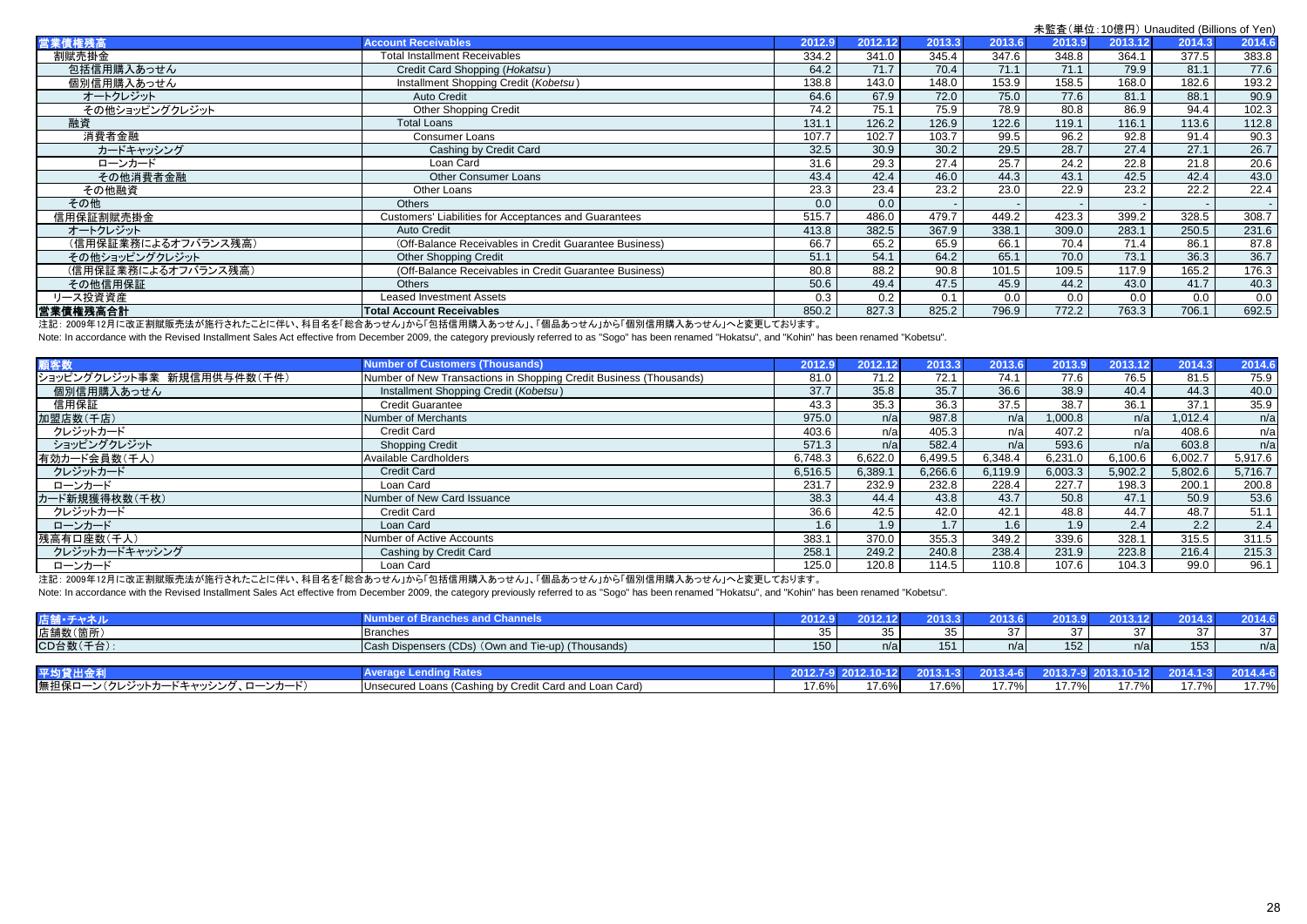未監査(単位:10億円) Unaudited (Billions of Yen)

| 営業債権残高 | Account Receivables | 2012.9 | 2012.12 | 2013.3 | 2013.6 | 2013.9 | 2013.12 | 2014.3 | 2014.6 |
|---|---|---|---|---|---|---|---|---|---|
| 割賦売掛金 | Total Installment Receivables | 334.2 | 341.0 | 345.4 | 347.6 | 348.8 | 364.1 | 377.5 | 383.8 |
| 包括信用購入あっせん | Credit Card Shopping (*Hokatsu*) | 64.2 | 71.7 | 70.4 | 71.1 | 71.1 | 79.9 | 81.1 | 77.6 |
| 個別信用購入あっせん | Installment Shopping Credit (*Kobetsu*) | 138.8 | 143.0 | 148.0 | 153.9 | 158.5 | 168.0 | 182.6 | 193.2 |
| オートクレジット | Auto Credit | 64.6 | 67.9 | 72.0 | 75.0 | 77.6 | 81.1 | 88.1 | 90.9 |
| その他ショッピングクレジット | Other Shopping Credit | 74.2 | 75.1 | 75.9 | 78.9 | 80.8 | 86.9 | 94.4 | 102.3 |
| 融資 | Total Loans | 131.1 | 126.2 | 126.9 | 122.6 | 119.1 | 116.1 | 113.6 | 112.8 |
| 消費者金融 | Consumer Loans | 107.7 | 102.7 | 103.7 | 99.5 | 96.2 | 92.8 | 91.4 | 90.3 |
| カードキャッシング | Cashing by Credit Card | 32.5 | 30.9 | 30.2 | 29.5 | 28.7 | 27.4 | 27.1 | 26.7 |
| ローンカード | Loan Card | 31.6 | 29.3 | 27.4 | 25.7 | 24.2 | 22.8 | 21.8 | 20.6 |
| その他消費者金融 | Other Consumer Loans | 43.4 | 42.4 | 46.0 | 44.3 | 43.1 | 42.5 | 42.4 | 43.0 |
| その他融資 | Other Loans | 23.3 | 23.4 | 23.2 | 23.0 | 22.9 | 23.2 | 22.2 | 22.4 |
| その他 | Others | 0.0 | 0.0 | - | - | - | - | - | - |
| 信用保証割賦売掛金 | Customers' Liabilities for Acceptances and Guarantees | 515.7 | 486.0 | 479.7 | 449.2 | 423.3 | 399.2 | 328.5 | 308.7 |
| オートクレジット | Auto Credit | 413.8 | 382.5 | 367.9 | 338.1 | 309.0 | 283.1 | 250.5 | 231.6 |
| (信用保証業務によるオフバランス残高) | (Off-Balance Receivables in Credit Guarantee Business) | 66.7 | 65.2 | 65.9 | 66.1 | 70.4 | 71.4 | 86.1 | 87.8 |
| その他ショッピングクレジット | Other Shopping Credit | 51.1 | 54.1 | 64.2 | 65.1 | 70.0 | 73.1 | 36.3 | 36.7 |
| (信用保証業務によるオフバランス残高) | (Off-Balance Receivables in Credit Guarantee Business) | 80.8 | 88.2 | 90.8 | 101.5 | 109.5 | 117.9 | 165.2 | 176.3 |
| その他信用保証 | Others | 50.6 | 49.4 | 47.5 | 45.9 | 44.2 | 43.0 | 41.7 | 40.3 |
| リース投資資産 | Leased Investment Assets | 0.3 | 0.2 | 0.1 | 0.0 | 0.0 | 0.0 | 0.0 | 0.0 |
| **営業債権残高合計** | **Total Account Receivables** | 850.2 | 827.3 | 825.2 | 796.9 | 772.2 | 763.3 | 706.1 | 692.5 |

注記: 2009年12月に改正割賦販売法が施行されたことに伴い、科目名を「総合あっせん」から「包括信用購入あっせん」、「個品あっせん」から「個別信用購入あっせん」へと変更しております。

Note: In accordance with the Revised Installment Sales Act effective from December 2009, the category previously referred to as "Sogo" has been renamed "Hokatsu", and "Kohin" has been renamed "Kobetsu".

| 顧客数 | Number of Customers (Thousands) | 2012.9 | 2012.12 | 2013.3 | 2013.6 | 2013.9 | 2013.12 | 2014.3 | 2014.6 |
|---|---|---|---|---|---|---|---|---|---|
| ショッピングクレジット事業 新規信用供与件数(千件) | Number of New Transactions in Shopping Credit Business (Thousands) | 81.0 | 71.2 | 72.1 | 74.1 | 77.6 | 76.5 | 81.5 | 75.9 |
| 個別信用購入あっせん | Installment Shopping Credit (*Kobetsu*) | 37.7 | 35.8 | 35.7 | 36.6 | 38.9 | 40.4 | 44.3 | 40.0 |
| 信用保証 | Credit Guarantee | 43.3 | 35.3 | 36.3 | 37.5 | 38.7 | 36.1 | 37.1 | 35.9 |
| 加盟店数(千店) | Number of Merchants | 975.0 | n/a | 987.8 | n/a | 1,000.8 | n/a | 1,012.4 | n/a |
| クレジットカード | Credit Card | 403.6 | n/a | 405.3 | n/a | 407.2 | n/a | 408.6 | n/a |
| ショッピングクレジット | Shopping Credit | 571.3 | n/a | 582.4 | n/a | 593.6 | n/a | 603.8 | n/a |
| 有効カード会員数(千人) | Available Cardholders | 6,748.3 | 6,622.0 | 6,499.5 | 6,348.4 | 6,231.0 | 6,100.6 | 6,002.7 | 5,917.6 |
| クレジットカード | Credit Card | 6,516.5 | 6,389.1 | 6,266.6 | 6,119.9 | 6,003.3 | 5,902.2 | 5,802.6 | 5,716.7 |
| ローンカード | Loan Card | 231.7 | 232.9 | 232.8 | 228.4 | 227.7 | 198.3 | 200.1 | 200.8 |
| カード新規獲得枚数(千枚) | Number of New Card Issuance | 38.3 | 44.4 | 43.8 | 43.7 | 50.8 | 47.1 | 50.9 | 53.6 |
| クレジットカード | Credit Card | 36.6 | 42.5 | 42.0 | 42.1 | 48.8 | 44.7 | 48.7 | 51.1 |
| ローンカード | Loan Card | 1.6 | 1.9 | 1.7 | 1.6 | 1.9 | 2.4 | 2.2 | 2.4 |
| 残高有口座数(千人) | Number of Active Accounts | 383.1 | 370.0 | 355.3 | 349.2 | 339.6 | 328.1 | 315.5 | 311.5 |
| クレジットカードキャッシング | Cashing by Credit Card | 258.1 | 249.2 | 240.8 | 238.4 | 231.9 | 223.8 | 216.4 | 215.3 |
| ローンカード | Loan Card | 125.0 | 120.8 | 114.5 | 110.8 | 107.6 | 104.3 | 99.0 | 96.1 |

注記: 2009年12月に改正割賦販売法が施行されたことに伴い、科目名を「総合あっせん」から「包括信用購入あっせん」、「個品あっせん」から「個別信用購入あっせん」へと変更しております。

Note: In accordance with the Revised Installment Sales Act effective from December 2009, the category previously referred to as "Sogo" has been renamed "Hokatsu", and "Kohin" has been renamed "Kobetsu".

| 店舗・チャネル | Number of Branches and Channels | 2012.9 | 2012.12 | 2013.3 | 2013.6 | 2013.9 | 2013.12 | 2014.3 | 2014.6 |
|---|---|---|---|---|---|---|---|---|---|
| 店舗数(箇所) | Branches | 35 | 35 | 35 | 37 | 37 | 37 | 37 | 37 |
| CD台数(千台): | Cash Dispensers (CDs) (Own and Tie-up) (Thousands) | 150 | n/a | 151 | n/a | 152 | n/a | 153 | n/a |

| 平均貸出金利 | Average Lending Rates | 2012.7-9 | 2012.10-12 | 2013.1-3 | 2013.4-6 | 2013.7-9 | 2013.10-12 | 2014.1-3 | 2014.4-6 |
|---|---|---|---|---|---|---|---|---|---|
| 無担保ローン(クレジットカードキャッシング、ローンカード) | Unsecured Loans (Cashing by Credit Card and Loan Card) | 17.6% | 17.6% | 17.6% | 17.7% | 17.7% | 17.7% | 17.7% | 17.7% |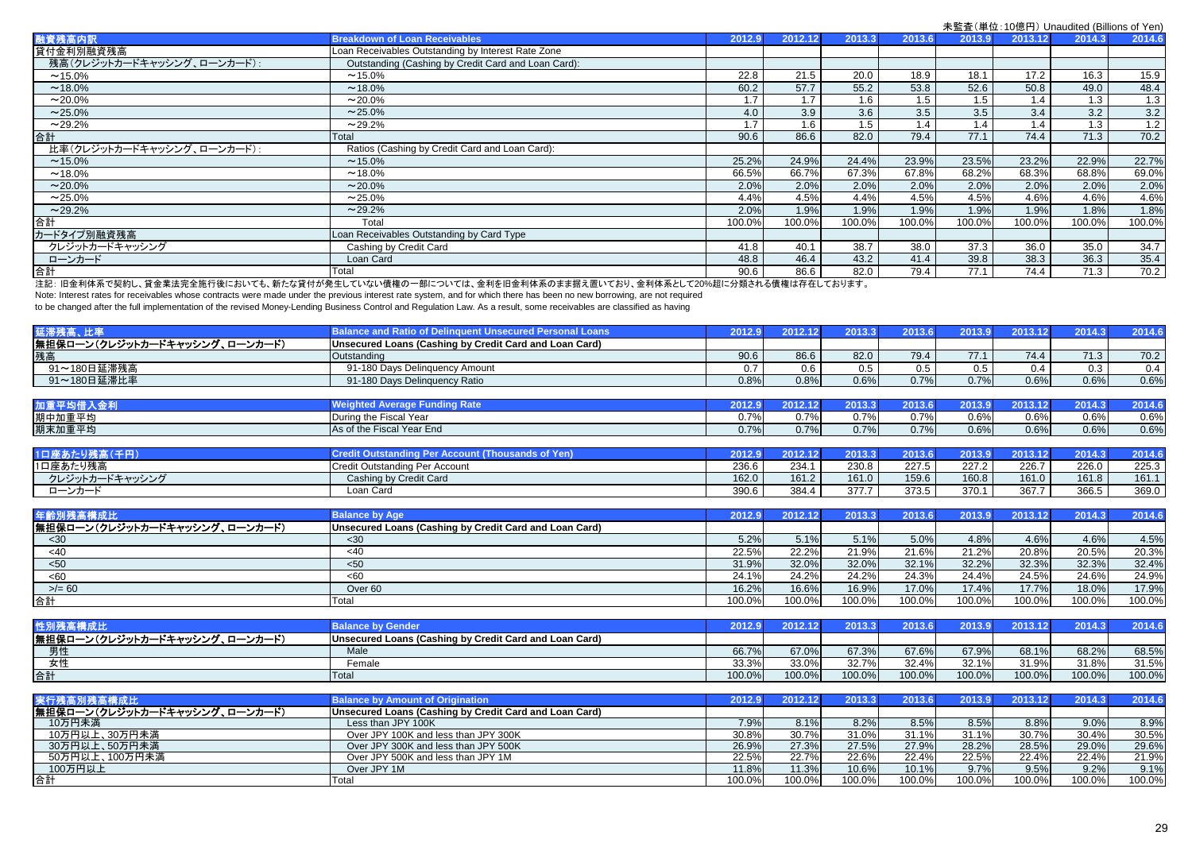未監査（単位：10億円）Unaudited (Billions of Yen)

| 融資残高内訳 | Breakdown of Loan Receivables | 2012.9 | 2012.12 | 2013.3 | 2013.6 | 2013.9 | 2013.12 | 2014.3 | 2014.6 |
|---|---|---|---|---|---|---|---|---|---|
| 貸付金利別融資残高 | Loan Receivables Outstanding by Interest Rate Zone | | | | | | | | |
| 残高（クレジットカードキャッシング、ローンカード）： | Outstanding (Cashing by Credit Card and Loan Card): | | | | | | | | |
| ～15.0% | ～15.0% | 22.8 | 21.5 | 20.0 | 18.9 | 18.1 | 17.2 | 16.3 | 15.9 |
| ～18.0% | ～18.0% | 60.2 | 57.7 | 55.2 | 53.8 | 52.6 | 50.8 | 49.0 | 48.4 |
| ～20.0% | ～20.0% | 1.7 | 1.7 | 1.6 | 1.5 | 1.5 | 1.4 | 1.3 | 1.3 |
| ～25.0% | ～25.0% | 4.0 | 3.9 | 3.6 | 3.5 | 3.5 | 3.4 | 3.2 | 3.2 |
| ～29.2% | ～29.2% | 1.7 | 1.6 | 1.5 | 1.4 | 1.4 | 1.4 | 1.3 | 1.2 |
| 合計 | Total | 90.6 | 86.6 | 82.0 | 79.4 | 77.1 | 74.4 | 71.3 | 70.2 |
| 比率（クレジットカードキャッシング、ローンカード）： | Ratios (Cashing by Credit Card and Loan Card): | | | | | | | | |
| ～15.0% | ～15.0% | 25.2% | 24.9% | 24.4% | 23.9% | 23.5% | 23.2% | 22.9% | 22.7% |
| ～18.0% | ～18.0% | 66.5% | 66.7% | 67.3% | 67.8% | 68.2% | 68.3% | 68.8% | 69.0% |
| ～20.0% | ～20.0% | 2.0% | 2.0% | 2.0% | 2.0% | 2.0% | 2.0% | 2.0% | 2.0% |
| ～25.0% | ～25.0% | 4.4% | 4.5% | 4.4% | 4.5% | 4.5% | 4.6% | 4.6% | 4.6% |
| ～29.2% | ～29.2% | 2.0% | 1.9% | 1.9% | 1.9% | 1.9% | 1.9% | 1.8% | 1.8% |
| 合計 | Total | 100.0% | 100.0% | 100.0% | 100.0% | 100.0% | 100.0% | 100.0% | 100.0% |
| カードタイプ別融資残高 | Loan Receivables Outstanding by Card Type | | | | | | | | |
| クレジットカードキャッシング | Cashing by Credit Card | 41.8 | 40.1 | 38.7 | 38.0 | 37.3 | 36.0 | 35.0 | 34.7 |
| ローンカード | Loan Card | 48.8 | 46.4 | 43.2 | 41.4 | 39.8 | 38.3 | 36.3 | 35.4 |
| 合計 | Total | 90.6 | 86.6 | 82.0 | 79.4 | 77.1 | 74.4 | 71.3 | 70.2 |

注記：旧金利体系で契約し、貸金業法完全施行後においても、新たな貸付が発生していない債権の一部については、金利を旧金利体系のまま据え置いており、金利体系として20%超に分類される債権は存在しております。
Note: Interest rates for receivables whose contracts were made under the previous interest rate system, and for which there has been no new borrowing, are not required to be changed after the full implementation of the revised Money-Lending Business Control and Regulation Law. As a result, some receivables are classified as having

| 延滞残高、比率 | Balance and Ratio of Delinquent Unsecured Personal Loans | 2012.9 | 2012.12 | 2013.3 | 2013.6 | 2013.9 | 2013.12 | 2014.3 | 2014.6 |
|---|---|---|---|---|---|---|---|---|---|
| 無担保ローン（クレジットカードキャッシング、ローンカード） | Unsecured Loans (Cashing by Credit Card and Loan Card) | | | | | | | | |
| 残高 | Outstanding | 90.6 | 86.6 | 82.0 | 79.4 | 77.1 | 74.4 | 71.3 | 70.2 |
| 91～180日延滞残高 | 91-180 Days Delinquency Amount | 0.7 | 0.6 | 0.5 | 0.5 | 0.5 | 0.4 | 0.3 | 0.4 |
| 91～180日延滞比率 | 91-180 Days Delinquency Ratio | 0.8% | 0.8% | 0.6% | 0.7% | 0.7% | 0.6% | 0.6% | 0.6% |

| 加重平均借入金利 | Weighted Average Funding Rate | 2012.9 | 2012.12 | 2013.3 | 2013.6 | 2013.9 | 2013.12 | 2014.3 | 2014.6 |
|---|---|---|---|---|---|---|---|---|---|
| 期中加重平均 | During the Fiscal Year | 0.7% | 0.7% | 0.7% | 0.7% | 0.6% | 0.6% | 0.6% | 0.6% |
| 期末加重平均 | As of the Fiscal Year End | 0.7% | 0.7% | 0.7% | 0.7% | 0.6% | 0.6% | 0.6% | 0.6% |

| 1口座あたり残高（千円） | Credit Outstanding Per Account (Thousands of Yen) | 2012.9 | 2012.12 | 2013.3 | 2013.6 | 2013.9 | 2013.12 | 2014.3 | 2014.6 |
|---|---|---|---|---|---|---|---|---|---|
| 1口座あたり残高 | Credit Outstanding Per Account | 236.6 | 234.1 | 230.8 | 227.5 | 227.2 | 226.7 | 226.0 | 225.3 |
| クレジットカードキャッシング | Cashing by Credit Card | 162.0 | 161.2 | 161.0 | 159.6 | 160.8 | 161.0 | 161.8 | 161.1 |
| ローンカード | Loan Card | 390.6 | 384.4 | 377.7 | 373.5 | 370.1 | 367.7 | 366.5 | 369.0 |

| 年齢別残高構成比 | Balance by Age | 2012.9 | 2012.12 | 2013.3 | 2013.6 | 2013.9 | 2013.12 | 2014.3 | 2014.6 |
|---|---|---|---|---|---|---|---|---|---|
| 無担保ローン（クレジットカードキャッシング、ローンカード） | Unsecured Loans (Cashing by Credit Card and Loan Card) | | | | | | | | |
| <30 | <30 | 5.2% | 5.1% | 5.1% | 5.0% | 4.8% | 4.6% | 4.6% | 4.5% |
| <40 | <40 | 22.5% | 22.2% | 21.9% | 21.6% | 21.2% | 20.8% | 20.5% | 20.3% |
| <50 | <50 | 31.9% | 32.0% | 32.0% | 32.1% | 32.2% | 32.3% | 32.3% | 32.4% |
| <60 | <60 | 24.1% | 24.2% | 24.2% | 24.3% | 24.4% | 24.5% | 24.6% | 24.9% |
| >/= 60 | Over 60 | 16.2% | 16.6% | 16.9% | 17.0% | 17.4% | 17.7% | 18.0% | 17.9% |
| 合計 | Total | 100.0% | 100.0% | 100.0% | 100.0% | 100.0% | 100.0% | 100.0% | 100.0% |

| 性別残高構成比 | Balance by Gender | 2012.9 | 2012.12 | 2013.3 | 2013.6 | 2013.9 | 2013.12 | 2014.3 | 2014.6 |
|---|---|---|---|---|---|---|---|---|---|
| 無担保ローン（クレジットカードキャッシング、ローンカード） | Unsecured Loans (Cashing by Credit Card and Loan Card) | | | | | | | | |
| 男性 | Male | 66.7% | 67.0% | 67.3% | 67.6% | 67.9% | 68.1% | 68.2% | 68.5% |
| 女性 | Female | 33.3% | 33.0% | 32.7% | 32.4% | 32.1% | 31.9% | 31.8% | 31.5% |
| 合計 | Total | 100.0% | 100.0% | 100.0% | 100.0% | 100.0% | 100.0% | 100.0% | 100.0% |

| 実行残高別残高構成比 | Balance by Amount of Origination | 2012.9 | 2012.12 | 2013.3 | 2013.6 | 2013.9 | 2013.12 | 2014.3 | 2014.6 |
|---|---|---|---|---|---|---|---|---|---|
| 無担保ローン（クレジットカードキャッシング、ローンカード） | Unsecured Loans (Cashing by Credit Card and Loan Card) | | | | | | | | |
| 10万円未満 | Less than JPY 100K | 7.9% | 8.1% | 8.2% | 8.5% | 8.5% | 8.8% | 9.0% | 8.9% |
| 10万円以上、30万円未満 | Over JPY 100K and less than JPY 300K | 30.8% | 30.7% | 31.0% | 31.1% | 31.1% | 30.7% | 30.4% | 30.5% |
| 30万円以上、50万円未満 | Over JPY 300K and less than JPY 500K | 26.9% | 27.3% | 27.5% | 27.9% | 28.2% | 28.5% | 29.0% | 29.6% |
| 50万円以上、100万円未満 | Over JPY 500K and less than JPY 1M | 22.5% | 22.7% | 22.6% | 22.4% | 22.5% | 22.4% | 22.4% | 21.9% |
| 100万円以上 | Over JPY 1M | 11.8% | 11.3% | 10.6% | 10.1% | 9.7% | 9.5% | 9.2% | 9.1% |
| 合計 | Total | 100.0% | 100.0% | 100.0% | 100.0% | 100.0% | 100.0% | 100.0% | 100.0% |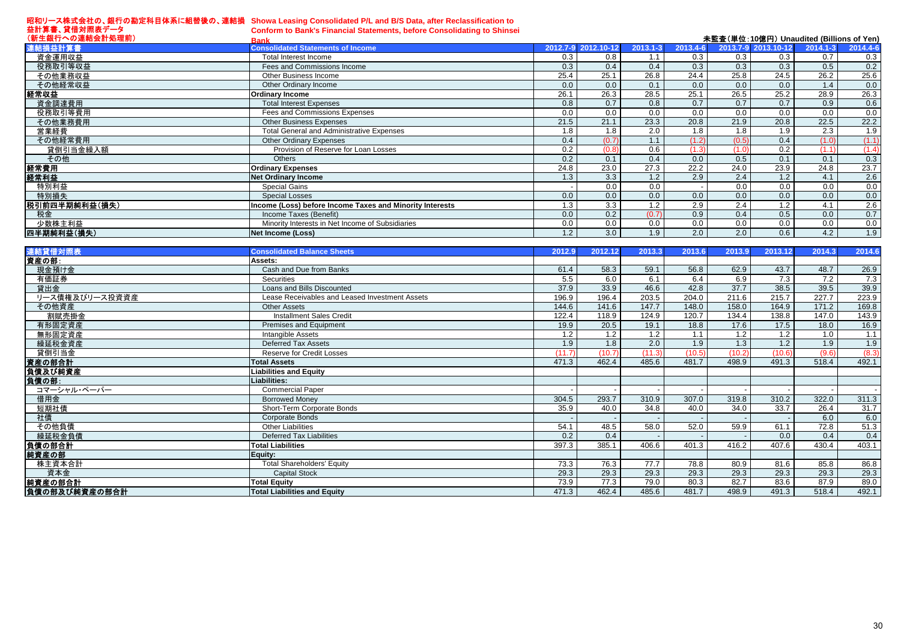**昭和リース株式会社の、銀行の勘定科目体系に組替後の、連結損益計算書、貸借対照表データ（新生銀行への連結会計処理前）**

**Showa Leasing Consolidated P/L and B/S Data, after Reclassification to Conform to Bank's Financial Statements, before Consolidating to Shinsei Bank**

未監査（単位：10億円） Unaudited (Billions of Yen)

| 連結損益計算書 | Consolidated Statements of Income | 2012.7-9 | 2012.10-12 | 2013.1-3 | 2013.4-6 | 2013.7-9 | 2013.10-12 | 2014.1-3 | 2014.4-6 |
|---|---|---|---|---|---|---|---|---|---|
| 資金運用収益 | Total Interest Income | 0.3 | 0.8 | 1.1 | 0.3 | 0.3 | 0.3 | 0.7 | 0.3 |
| 役務取引等収益 | Fees and Commissions Income | 0.3 | 0.4 | 0.4 | 0.3 | 0.3 | 0.3 | 0.5 | 0.2 |
| その他業務収益 | Other Business Income | 25.4 | 25.1 | 26.8 | 24.4 | 25.8 | 24.5 | 26.2 | 25.6 |
| その他経常収益 | Other Ordinary Income | 0.0 | 0.0 | 0.1 | 0.0 | 0.0 | 0.0 | 1.4 | 0.0 |
| 経常収益 | Ordinary Income | 26.1 | 26.3 | 28.5 | 25.1 | 26.5 | 25.2 | 28.9 | 26.3 |
| 資金調達費用 | Total Interest Expenses | 0.8 | 0.7 | 0.8 | 0.7 | 0.7 | 0.7 | 0.9 | 0.6 |
| 役務取引等費用 | Fees and Commissions Expenses | 0.0 | 0.0 | 0.0 | 0.0 | 0.0 | 0.0 | 0.0 | 0.0 |
| その他業務費用 | Other Business Expenses | 21.5 | 21.1 | 23.3 | 20.8 | 21.9 | 20.8 | 22.5 | 22.2 |
| 営業経費 | Total General and Administrative Expenses | 1.8 | 1.8 | 2.0 | 1.8 | 1.8 | 1.9 | 2.3 | 1.9 |
| その他経常費用 | Other Ordinary Expenses | 0.4 | (0.7) | 1.1 | (1.2) | (0.5) | 0.4 | (1.0) | (1.1) |
| 貸倒引当金繰入額 | Provision of Reserve for Loan Losses | 0.2 | (0.8) | 0.6 | (1.3) | (1.0) | 0.2 | (1.1) | (1.4) |
| その他 | Others | 0.2 | 0.1 | 0.4 | 0.0 | 0.5 | 0.1 | 0.1 | 0.3 |
| 経常費用 | Ordinary Expenses | 24.8 | 23.0 | 27.3 | 22.2 | 24.0 | 23.9 | 24.8 | 23.7 |
| 経常利益 | Net Ordinary Income | 1.3 | 3.3 | 1.2 | 2.9 | 2.4 | 1.2 | 4.1 | 2.6 |
| 特別利益 | Special Gains | - | 0.0 | 0.0 | - | 0.0 | 0.0 | 0.0 | 0.0 |
| 特別損失 | Special Losses | 0.0 | 0.0 | 0.0 | 0.0 | 0.0 | 0.0 | 0.0 | 0.0 |
| 税引前四半期純利益（損失） | Income (Loss) before Income Taxes and Minority Interests | 1.3 | 3.3 | 1.2 | 2.9 | 2.4 | 1.2 | 4.1 | 2.6 |
| 税金 | Income Taxes (Benefit) | 0.0 | 0.2 | (0.7) | 0.9 | 0.4 | 0.5 | 0.0 | 0.7 |
| 少数株主利益 | Minority Interests in Net Income of Subsidiaries | 0.0 | 0.0 | 0.0 | 0.0 | 0.0 | 0.0 | 0.0 | 0.0 |
| 四半期純利益（損失） | Net Income (Loss) | 1.2 | 3.0 | 1.9 | 2.0 | 2.0 | 0.6 | 4.2 | 1.9 |

| 連結貸借対照表 | Consolidated Balance Sheets | 2012.9 | 2012.12 | 2013.3 | 2013.6 | 2013.9 | 2013.12 | 2014.3 | 2014.6 |
|---|---|---|---|---|---|---|---|---|---|
| 資産の部： | Assets: | | | | | | | | |
| 現金預け金 | Cash and Due from Banks | 61.4 | 58.3 | 59.1 | 56.8 | 62.9 | 43.7 | 48.7 | 26.9 |
| 有価証券 | Securities | 5.5 | 6.0 | 6.1 | 6.4 | 6.9 | 7.3 | 7.2 | 7.3 |
| 貸出金 | Loans and Bills Discounted | 37.9 | 33.9 | 46.6 | 42.8 | 37.7 | 38.5 | 39.5 | 39.9 |
| リース債権及びリース投資資産 | Lease Receivables and Leased Investment Assets | 196.9 | 196.4 | 203.5 | 204.0 | 211.6 | 215.7 | 227.7 | 223.9 |
| その他資産 | Other Assets | 144.6 | 141.6 | 147.7 | 148.0 | 158.0 | 164.9 | 171.2 | 169.8 |
| 割賦売掛金 | Installment Sales Credit | 122.4 | 118.9 | 124.9 | 120.7 | 134.4 | 138.8 | 147.0 | 143.9 |
| 有形固定資産 | Premises and Equipment | 19.9 | 20.5 | 19.1 | 18.8 | 17.6 | 17.5 | 18.0 | 16.9 |
| 無形固定資産 | Intangible Assets | 1.2 | 1.2 | 1.2 | 1.1 | 1.2 | 1.2 | 1.0 | 1.1 |
| 繰延税金資産 | Deferred Tax Assets | 1.9 | 1.8 | 2.0 | 1.9 | 1.3 | 1.2 | 1.9 | 1.9 |
| 貸倒引当金 | Reserve for Credit Losses | (11.7) | (10.7) | (11.3) | (10.5) | (10.2) | (10.6) | (9.6) | (8.3) |
| 資産の部合計 | Total Assets | 471.3 | 462.4 | 485.6 | 481.7 | 498.9 | 491.3 | 518.4 | 492.1 |
| 負債及び純資産 | Liabilities and Equity | | | | | | | | |
| 負債の部： | Liabilities: | | | | | | | | |
| コマーシャル・ペーパー | Commercial Paper | - | - | - | - | - | - | - | - |
| 借用金 | Borrowed Money | 304.5 | 293.7 | 310.9 | 307.0 | 319.8 | 310.2 | 322.0 | 311.3 |
| 短期社債 | Short-Term Corporate Bonds | 35.9 | 40.0 | 34.8 | 40.0 | 34.0 | 33.7 | 26.4 | 31.7 |
| 社債 | Corporate Bonds | - | - | - | - | - | - | 6.0 | 6.0 |
| その他負債 | Other Liabilities | 54.1 | 48.5 | 58.0 | 52.0 | 59.9 | 61.1 | 72.8 | 51.3 |
| 繰延税金負債 | Deferred Tax Liabilities | 0.2 | 0.4 | - | - | - | 0.0 | 0.4 | 0.4 |
| 負債の部合計 | Total Liabilities | 397.3 | 385.1 | 406.6 | 401.3 | 416.2 | 407.6 | 430.4 | 403.1 |
| 純資産の部 | Equity: | | | | | | | | |
| 株主資本合計 | Total Shareholders' Equity | 73.3 | 76.3 | 77.7 | 78.8 | 80.9 | 81.6 | 85.8 | 86.8 |
| 資本金 | Capital Stock | 29.3 | 29.3 | 29.3 | 29.3 | 29.3 | 29.3 | 29.3 | 29.3 |
| 純資産の部合計 | Total Equity | 73.9 | 77.3 | 79.0 | 80.3 | 82.7 | 83.6 | 87.9 | 89.0 |
| 負債の部及び純資産の部合計 | Total Liabilities and Equity | 471.3 | 462.4 | 485.6 | 481.7 | 498.9 | 491.3 | 518.4 | 492.1 |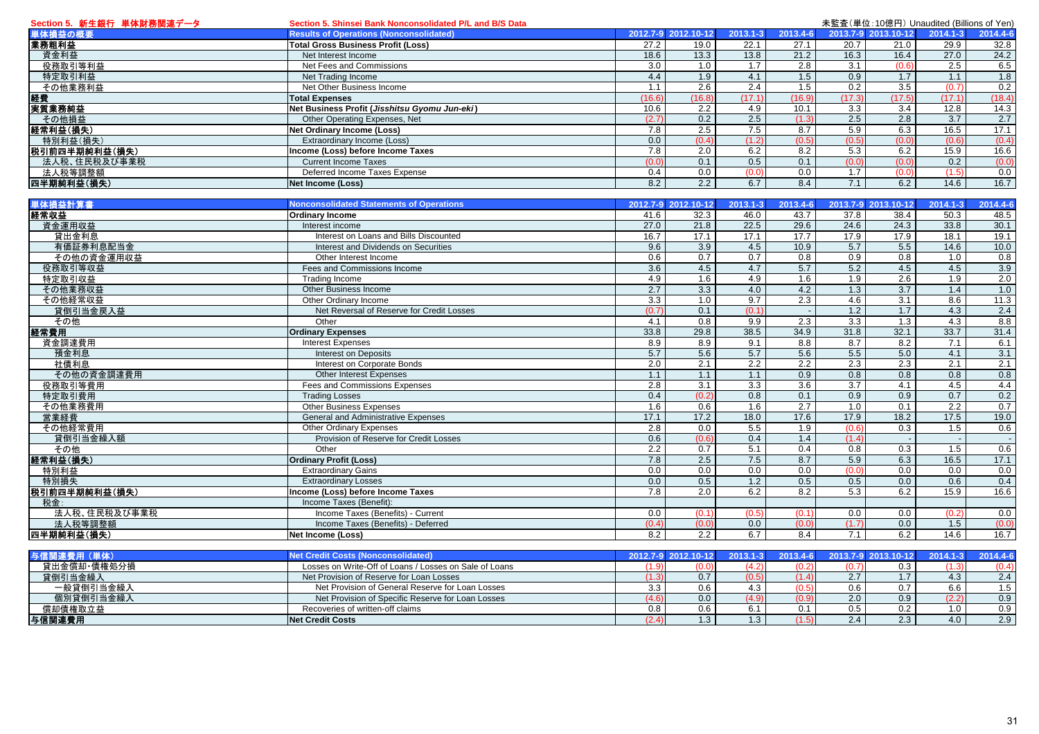## Section 5. 新生銀行 単体財務関連データ

## Section 5. Shinsei Bank Nonconsolidated P/L and B/S Data

未監査(単位:10億円) Unaudited (Billions of Yen)

| 単体損益の概要 | Results of Operations (Nonconsolidated) | 2012.7-9 | 2012.10-12 | 2013.1-3 | 2013.4-6 | 2013.7-9 | 2013.10-12 | 2014.1-3 | 2014.4-6 |
|---|---|---|---|---|---|---|---|---|---|
| **業務粗利益** | **Total Gross Business Profit (Loss)** | 27.2 | 19.0 | 22.1 | 27.1 | 20.7 | 21.0 | 29.9 | 32.8 |
| 資金利益 | Net Interest Income | 18.6 | 13.3 | 13.8 | 21.2 | 16.3 | 16.4 | 27.0 | 24.2 |
| 役務取引等利益 | Net Fees and Commissions | 3.0 | 1.0 | 1.7 | 2.8 | 3.1 | (0.6) | 2.5 | 6.5 |
| 特定取引利益 | Net Trading Income | 4.4 | 1.9 | 4.1 | 1.5 | 0.9 | 1.7 | 1.1 | 1.8 |
| その他業務利益 | Net Other Business Income | 1.1 | 2.6 | 2.4 | 1.5 | 0.2 | 3.5 | (0.7) | 0.2 |
| **経費** | **Total Expenses** | (16.6) | (16.8) | (17.1) | (16.9) | (17.3) | (17.5) | (17.1) | (18.4) |
| **実質業務純益** | **Net Business Profit (*Jisshitsu Gyomu Jun-eki*)** | 10.6 | 2.2 | 4.9 | 10.1 | 3.3 | 3.4 | 12.8 | 14.3 |
| その他損益 | Other Operating Expenses, Net | (2.7) | 0.2 | 2.5 | (1.3) | 2.5 | 2.8 | 3.7 | 2.7 |
| **経常利益(損失)** | **Net Ordinary Income (Loss)** | 7.8 | 2.5 | 7.5 | 8.7 | 5.9 | 6.3 | 16.5 | 17.1 |
| 特別利益(損失) | Extraordinary Income (Loss) | 0.0 | (0.4) | (1.2) | (0.5) | (0.5) | (0.0) | (0.6) | (0.4) |
| **税引前四半期純利益(損失)** | **Income (Loss) before Income Taxes** | 7.8 | 2.0 | 6.2 | 8.2 | 5.3 | 6.2 | 15.9 | 16.6 |
| 法人税、住民税及び事業税 | Current Income Taxes | (0.0) | 0.1 | 0.5 | 0.1 | (0.0) | (0.0) | 0.2 | (0.0) |
| 法人税等調整額 | Deferred Income Taxes Expense | 0.4 | 0.0 | (0.0) | 0.0 | 1.7 | (0.0) | (1.5) | 0.0 |
| **四半期純利益(損失)** | **Net Income (Loss)** | 8.2 | 2.2 | 6.7 | 8.4 | 7.1 | 6.2 | 14.6 | 16.7 |

| 単体損益計算書 | Nonconsolidated Statements of Operations | 2012.7-9 | 2012.10-12 | 2013.1-3 | 2013.4-6 | 2013.7-9 | 2013.10-12 | 2014.1-3 | 2014.4-6 |
|---|---|---|---|---|---|---|---|---|---|
| **経常収益** | **Ordinary Income** | 41.6 | 32.3 | 46.0 | 43.7 | 37.8 | 38.4 | 50.3 | 48.5 |
| 資金運用収益 | Interest income | 27.0 | 21.8 | 22.5 | 29.6 | 24.6 | 24.3 | 33.8 | 30.1 |
| 貸出金利息 | Interest on Loans and Bills Discounted | 16.7 | 17.1 | 17.1 | 17.7 | 17.9 | 17.9 | 18.1 | 19.1 |
| 有価証券利息配当金 | Interest and Dividends on Securities | 9.6 | 3.9 | 4.5 | 10.9 | 5.7 | 5.5 | 14.6 | 10.0 |
| その他の資金運用収益 | Other Interest Income | 0.6 | 0.7 | 0.7 | 0.8 | 0.9 | 0.8 | 1.0 | 0.8 |
| 役務取引等収益 | Fees and Commissions Income | 3.6 | 4.5 | 4.7 | 5.7 | 5.2 | 4.5 | 4.5 | 3.9 |
| 特定取引収益 | Trading Income | 4.9 | 1.6 | 4.9 | 1.6 | 1.9 | 2.6 | 1.9 | 2.0 |
| その他業務収益 | Other Business Income | 2.7 | 3.3 | 4.0 | 4.2 | 1.3 | 3.7 | 1.4 | 1.0 |
| その他経常収益 | Other Ordinary Income | 3.3 | 1.0 | 9.7 | 2.3 | 4.6 | 3.1 | 8.6 | 11.3 |
| 貸倒引当金戻入益 | Net Reversal of Reserve for Credit Losses | (0.7) | 0.1 | (0.1) | - | 1.2 | 1.7 | 4.3 | 2.4 |
| その他 | Other | 4.1 | 0.8 | 9.9 | 2.3 | 3.3 | 1.3 | 4.3 | 8.8 |
| **経常費用** | **Ordinary Expenses** | 33.8 | 29.8 | 38.5 | 34.9 | 31.8 | 32.1 | 33.7 | 31.4 |
| 資金調達費用 | Interest Expenses | 8.9 | 8.9 | 9.1 | 8.8 | 8.7 | 8.2 | 7.1 | 6.1 |
| 預金利息 | Interest on Deposits | 5.7 | 5.6 | 5.7 | 5.6 | 5.5 | 5.0 | 4.1 | 3.1 |
| 社債利息 | Interest on Corporate Bonds | 2.0 | 2.1 | 2.2 | 2.2 | 2.3 | 2.3 | 2.1 | 2.1 |
| その他の資金調達費用 | Other Interest Expenses | 1.1 | 1.1 | 1.1 | 0.9 | 0.8 | 0.8 | 0.8 | 0.8 |
| 役務取引等費用 | Fees and Commissions Expenses | 2.8 | 3.1 | 3.3 | 3.6 | 3.7 | 4.1 | 4.5 | 4.4 |
| 特定取引費用 | Trading Losses | 0.4 | (0.2) | 0.8 | 0.1 | 0.9 | 0.9 | 0.7 | 0.2 |
| その他業務費用 | Other Business Expenses | 1.6 | 0.6 | 1.6 | 2.7 | 1.0 | 0.1 | 2.2 | 0.7 |
| 営業経費 | General and Administrative Expenses | 17.1 | 17.2 | 18.0 | 17.6 | 17.9 | 18.2 | 17.5 | 19.0 |
| その他経常費用 | Other Ordinary Expenses | 2.8 | 0.0 | 5.5 | 1.9 | (0.6) | 0.3 | 1.5 | 0.6 |
| 貸倒引当金繰入額 | Provision of Reserve for Credit Losses | 0.6 | (0.6) | 0.4 | 1.4 | (1.4) | - | - | - |
| その他 | Other | 2.2 | 0.7 | 5.1 | 0.4 | 0.8 | 0.3 | 1.5 | 0.6 |
| **経常利益(損失)** | **Ordinary Profit (Loss)** | 7.8 | 2.5 | 7.5 | 8.7 | 5.9 | 6.3 | 16.5 | 17.1 |
| 特別利益 | Extraordinary Gains | 0.0 | 0.0 | 0.0 | 0.0 | (0.0) | 0.0 | 0.0 | 0.0 |
| 特別損失 | Extraordinary Losses | 0.0 | 0.5 | 1.2 | 0.5 | 0.5 | 0.0 | 0.6 | 0.4 |
| **税引前四半期純利益(損失)** | **Income (Loss) before Income Taxes** | 7.8 | 2.0 | 6.2 | 8.2 | 5.3 | 6.2 | 15.9 | 16.6 |
| 税金: | Income Taxes (Benefit): | | | | | | | | |
| 法人税、住民税及び事業税 | Income Taxes (Benefits) - Current | 0.0 | (0.1) | (0.5) | (0.1) | 0.0 | 0.0 | (0.2) | 0.0 |
| 法人税等調整額 | Income Taxes (Benefits) - Deferred | (0.4) | (0.0) | 0.0 | (0.0) | (1.7) | 0.0 | 1.5 | (0.0) |
| **四半期純利益(損失)** | **Net Income (Loss)** | 8.2 | 2.2 | 6.7 | 8.4 | 7.1 | 6.2 | 14.6 | 16.7 |

| 与信関連費用(単体) | Net Credit Costs (Nonconsolidated) | 2012.7-9 | 2012.10-12 | 2013.1-3 | 2013.4-6 | 2013.7-9 | 2013.10-12 | 2014.1-3 | 2014.4-6 |
|---|---|---|---|---|---|---|---|---|---|
| 貸出金償却・債権処分損 | Losses on Write-Off of Loans / Losses on Sale of Loans | (1.9) | (0.0) | (4.2) | (0.2) | (0.7) | 0.3 | (1.3) | (0.4) |
| 貸倒引当金繰入 | Net Provision of Reserve for Loan Losses | (1.3) | 0.7 | (0.5) | (1.4) | 2.7 | 1.7 | 4.3 | 2.4 |
| 一般貸倒引当金繰入 | Net Provision of General Reserve for Loan Losses | 3.3 | 0.6 | 4.3 | (0.5) | 0.6 | 0.7 | 6.6 | 1.5 |
| 個別貸倒引当金繰入 | Net Provision of Specific Reserve for Loan Losses | (4.6) | 0.0 | (4.9) | (0.9) | 2.0 | 0.9 | (2.2) | 0.9 |
| 償却債権取立益 | Recoveries of written-off claims | 0.8 | 0.6 | 6.1 | 0.1 | 0.5 | 0.2 | 1.0 | 0.9 |
| **与信関連費用** | **Net Credit Costs** | (2.4) | 1.3 | 1.3 | (1.5) | 2.4 | 2.3 | 4.0 | 2.9 |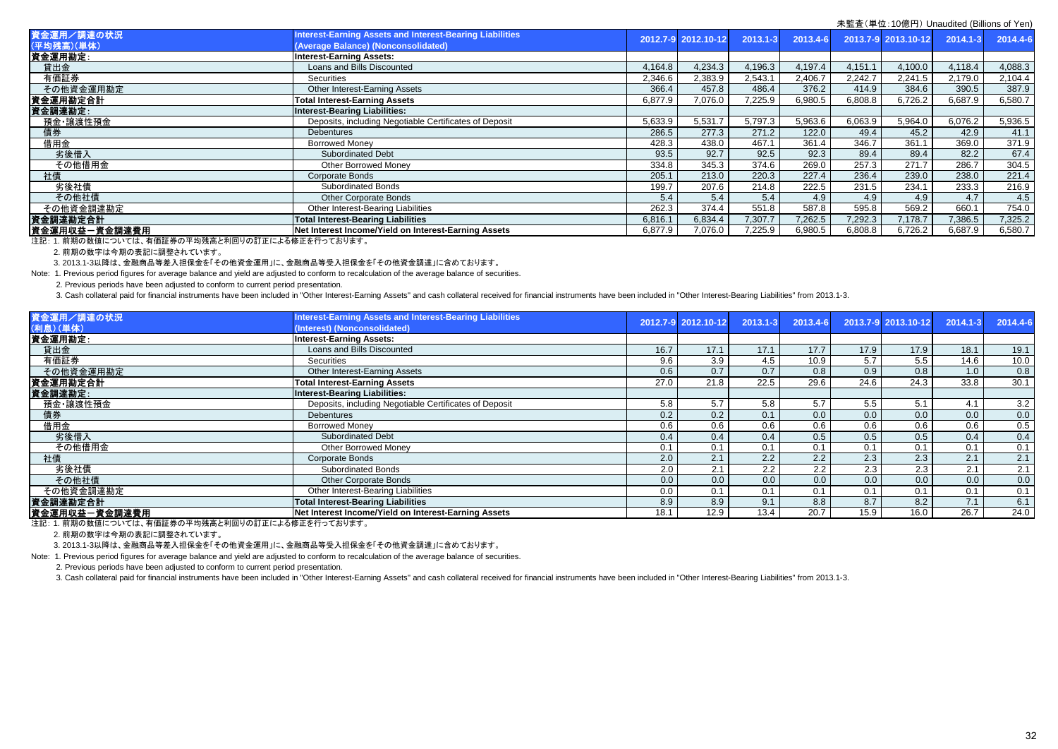未監査(単位:10億円) Unaudited (Billions of Yen)

| 資金運用／調達の状況 (平均残高)(単体) | Interest-Earning Assets and Interest-Bearing Liabilities (Average Balance) (Nonconsolidated) | 2012.7-9 | 2012.10-12 | 2013.1-3 | 2013.4-6 | 2013.7-9 | 2013.10-12 | 2014.1-3 | 2014.4-6 |
|---|---|---|---|---|---|---|---|---|---|
| **資金運用勘定:** | **Interest-Earning Assets:** | | | | | | | | |
| 貸出金 | Loans and Bills Discounted | 4,164.8 | 4,234.3 | 4,196.3 | 4,197.4 | 4,151.1 | 4,100.0 | 4,118.4 | 4,088.3 |
| 有価証券 | Securities | 2,346.6 | 2,383.9 | 2,543.1 | 2,406.7 | 2,242.7 | 2,241.5 | 2,179.0 | 2,104.4 |
| その他資金運用勘定 | Other Interest-Earning Assets | 366.4 | 457.8 | 486.4 | 376.2 | 414.9 | 384.6 | 390.5 | 387.9 |
| **資金運用勘定合計** | **Total Interest-Earning Assets** | 6,877.9 | 7,076.0 | 7,225.9 | 6,980.5 | 6,808.8 | 6,726.2 | 6,687.9 | 6,580.7 |
| **資金調達勘定:** | **Interest-Bearing Liabilities:** | | | | | | | | |
| 預金・譲渡性預金 | Deposits, including Negotiable Certificates of Deposit | 5,633.9 | 5,531.7 | 5,797.3 | 5,963.6 | 6,063.9 | 5,964.0 | 6,076.2 | 5,936.5 |
| 債券 | Debentures | 286.5 | 277.3 | 271.2 | 122.0 | 49.4 | 45.2 | 42.9 | 41.1 |
| 借用金 | Borrowed Money | 428.3 | 438.0 | 467.1 | 361.4 | 346.7 | 361.1 | 369.0 | 371.9 |
| 劣後借入 | Subordinated Debt | 93.5 | 92.7 | 92.5 | 92.3 | 89.4 | 89.4 | 82.2 | 67.4 |
| その他借用金 | Other Borrowed Money | 334.8 | 345.3 | 374.6 | 269.0 | 257.3 | 271.7 | 286.7 | 304.5 |
| 社債 | Corporate Bonds | 205.1 | 213.0 | 220.3 | 227.4 | 236.4 | 239.0 | 238.0 | 221.4 |
| 劣後社債 | Subordinated Bonds | 199.7 | 207.6 | 214.8 | 222.5 | 231.5 | 234.1 | 233.3 | 216.9 |
| その他社債 | Other Corporate Bonds | 5.4 | 5.4 | 5.4 | 4.9 | 4.9 | 4.9 | 4.7 | 4.5 |
| その他資金調達勘定 | Other Interest-Bearing Liabilities | 262.3 | 374.4 | 551.8 | 587.8 | 595.8 | 569.2 | 660.1 | 754.0 |
| **資金調達勘定合計** | **Total Interest-Bearing Liabilities** | 6,816.1 | 6,834.4 | 7,307.7 | 7,262.5 | 7,292.3 | 7,178.7 | 7,386.5 | 7,325.2 |
| **資金運用収益－資金調達費用** | **Net Interest Income/Yield on Interest-Earning Assets** | 6,877.9 | 7,076.0 | 7,225.9 | 6,980.5 | 6,808.8 | 6,726.2 | 6,687.9 | 6,580.7 |

注記: 1. 前期の数値については、有価証券の平均残高と利回りの訂正による修正を行っております。

2. 前期の数字は今期の表記に調整されています。

3. 2013.1-3以降は、金融商品等差入担保金を「その他資金運用」に、金融商品等受入担保金を「その他資金調達」に含めております。

Note: 1. Previous period figures for average balance and yield are adjusted to conform to recalculation of the average balance of securities.

2. Previous periods have been adjusted to conform to current period presentation.

3. Cash collateral paid for financial instruments have been included in "Other Interest-Earning Assets" and cash collateral received for financial instruments have been included in "Other Interest-Bearing Liabilities" from 2013.1-3.

| 資金運用／調達の状況 (利息)(単体) | Interest-Earning Assets and Interest-Bearing Liabilities (Interest) (Nonconsolidated) | 2012.7-9 | 2012.10-12 | 2013.1-3 | 2013.4-6 | 2013.7-9 | 2013.10-12 | 2014.1-3 | 2014.4-6 |
|---|---|---|---|---|---|---|---|---|---|
| **資金運用勘定:** | **Interest-Earning Assets:** | | | | | | | | |
| 貸出金 | Loans and Bills Discounted | 16.7 | 17.1 | 17.1 | 17.7 | 17.9 | 17.9 | 18.1 | 19.1 |
| 有価証券 | Securities | 9.6 | 3.9 | 4.5 | 10.9 | 5.7 | 5.5 | 14.6 | 10.0 |
| その他資金運用勘定 | Other Interest-Earning Assets | 0.6 | 0.7 | 0.7 | 0.8 | 0.9 | 0.8 | 1.0 | 0.8 |
| **資金運用勘定合計** | **Total Interest-Earning Assets** | 27.0 | 21.8 | 22.5 | 29.6 | 24.6 | 24.3 | 33.8 | 30.1 |
| **資金調達勘定:** | **Interest-Bearing Liabilities:** | | | | | | | | |
| 預金・譲渡性預金 | Deposits, including Negotiable Certificates of Deposit | 5.8 | 5.7 | 5.8 | 5.7 | 5.5 | 5.1 | 4.1 | 3.2 |
| 債券 | Debentures | 0.2 | 0.2 | 0.1 | 0.0 | 0.0 | 0.0 | 0.0 | 0.0 |
| 借用金 | Borrowed Money | 0.6 | 0.6 | 0.6 | 0.6 | 0.6 | 0.6 | 0.6 | 0.5 |
| 劣後借入 | Subordinated Debt | 0.4 | 0.4 | 0.4 | 0.5 | 0.5 | 0.5 | 0.4 | 0.4 |
| その他借用金 | Other Borrowed Money | 0.1 | 0.1 | 0.1 | 0.1 | 0.1 | 0.1 | 0.1 | 0.1 |
| 社債 | Corporate Bonds | 2.0 | 2.1 | 2.2 | 2.2 | 2.3 | 2.3 | 2.1 | 2.1 |
| 劣後社債 | Subordinated Bonds | 2.0 | 2.1 | 2.2 | 2.2 | 2.3 | 2.3 | 2.1 | 2.1 |
| その他社債 | Other Corporate Bonds | 0.0 | 0.0 | 0.0 | 0.0 | 0.0 | 0.0 | 0.0 | 0.0 |
| その他資金調達勘定 | Other Interest-Bearing Liabilities | 0.0 | 0.1 | 0.1 | 0.1 | 0.1 | 0.1 | 0.1 | 0.1 |
| **資金調達勘定合計** | **Total Interest-Bearing Liabilities** | 8.9 | 8.9 | 9.1 | 8.8 | 8.7 | 8.2 | 7.1 | 6.1 |
| **資金運用収益－資金調達費用** | **Net Interest Income/Yield on Interest-Earning Assets** | 18.1 | 12.9 | 13.4 | 20.7 | 15.9 | 16.0 | 26.7 | 24.0 |

注記: 1. 前期の数値については、有価証券の平均残高と利回りの訂正による修正を行っております。

2. 前期の数字は今期の表記に調整されています。

3. 2013.1-3以降は、金融商品等差入担保金を「その他資金運用」に、金融商品等受入担保金を「その他資金調達」に含めております。

Note: 1. Previous period figures for average balance and yield are adjusted to conform to recalculation of the average balance of securities.

2. Previous periods have been adjusted to conform to current period presentation.

3. Cash collateral paid for financial instruments have been included in "Other Interest-Earning Assets" and cash collateral received for financial instruments have been included in "Other Interest-Bearing Liabilities" from 2013.1-3.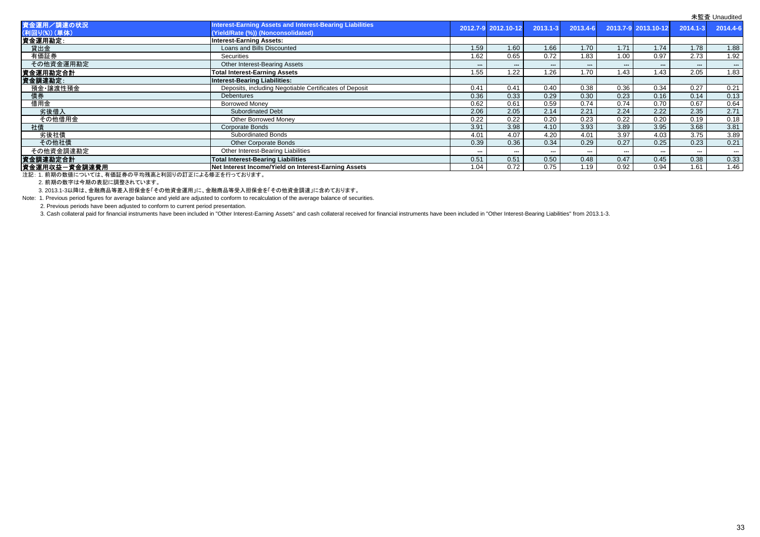未監査 Unaudited

| 資金運用／調達の状況 (利回り(%)) (単体) | Interest-Earning Assets and Interest-Bearing Liabilities (Yield/Rate (%)) (Nonconsolidated) | 2012.7-9 | 2012.10-12 | 2013.1-3 | 2013.4-6 | 2013.7-9 | 2013.10-12 | 2014.1-3 | 2014.4-6 |
|---|---|---|---|---|---|---|---|---|---|
| **資金運用勘定:** | **Interest-Earning Assets:** | | | | | | | | |
| 貸出金 | Loans and Bills Discounted | 1.59 | 1.60 | 1.66 | 1.70 | 1.71 | 1.74 | 1.78 | 1.88 |
| 有価証券 | Securities | 1.62 | 0.65 | 0.72 | 1.83 | 1.00 | 0.97 | 2.73 | 1.92 |
| その他資金運用勘定 | Other Interest-Bearing Assets | *** | *** | *** | *** | *** | *** | *** | *** |
| **資金運用勘定合計** | **Total Interest-Earning Assets** | 1.55 | 1.22 | 1.26 | 1.70 | 1.43 | 1.43 | 2.05 | 1.83 |
| **資金調達勘定:** | **Interest-Bearing Liabilities:** | | | | | | | | |
| 預金･譲渡性預金 | Deposits, including Negotiable Certificates of Deposit | 0.41 | 0.41 | 0.40 | 0.38 | 0.36 | 0.34 | 0.27 | 0.21 |
| 債券 | Debentures | 0.36 | 0.33 | 0.29 | 0.30 | 0.23 | 0.16 | 0.14 | 0.13 |
| 借用金 | Borrowed Money | 0.62 | 0.61 | 0.59 | 0.74 | 0.74 | 0.70 | 0.67 | 0.64 |
| 劣後借入 | Subordinated Debt | 2.06 | 2.05 | 2.14 | 2.21 | 2.24 | 2.22 | 2.35 | 2.71 |
| その他借用金 | Other Borrowed Money | 0.22 | 0.22 | 0.20 | 0.23 | 0.22 | 0.20 | 0.19 | 0.18 |
| 社債 | Corporate Bonds | 3.91 | 3.98 | 4.10 | 3.93 | 3.89 | 3.95 | 3.68 | 3.81 |
| 劣後社債 | Subordinated Bonds | 4.01 | 4.07 | 4.20 | 4.01 | 3.97 | 4.03 | 3.75 | 3.89 |
| その他社債 | Other Corporate Bonds | 0.39 | 0.36 | 0.34 | 0.29 | 0.27 | 0.25 | 0.23 | 0.21 |
| その他資金調達勘定 | Other Interest-Bearing Liabilities | *** | *** | *** | *** | *** | *** | *** | *** |
| **資金調達勘定合計** | **Total Interest-Bearing Liabilities** | 0.51 | 0.51 | 0.50 | 0.48 | 0.47 | 0.45 | 0.38 | 0.33 |
| **資金運用収益－資金調達費用** | **Net Interest Income/Yield on Interest-Earning Assets** | 1.04 | 0.72 | 0.75 | 1.19 | 0.92 | 0.94 | 1.61 | 1.46 |

注記: 1. 前期の数値については、有価証券の平均残高と利回りの訂正による修正を行っております。

2. 前期の数字は今期の表記に調整されています。

3. 2013.1-3以降は、金融商品等差入担保金を｢その他資金運用｣に、金融商品等受入担保金を｢その他資金調達｣に含めております。

Note: 1. Previous period figures for average balance and yield are adjusted to conform to recalculation of the average balance of securities.

2. Previous periods have been adjusted to conform to current period presentation.

3. Cash collateral paid for financial instruments have been included in "Other Interest-Earning Assets" and cash collateral received for financial instruments have been included in "Other Interest-Bearing Liabilities" from 2013.1-3.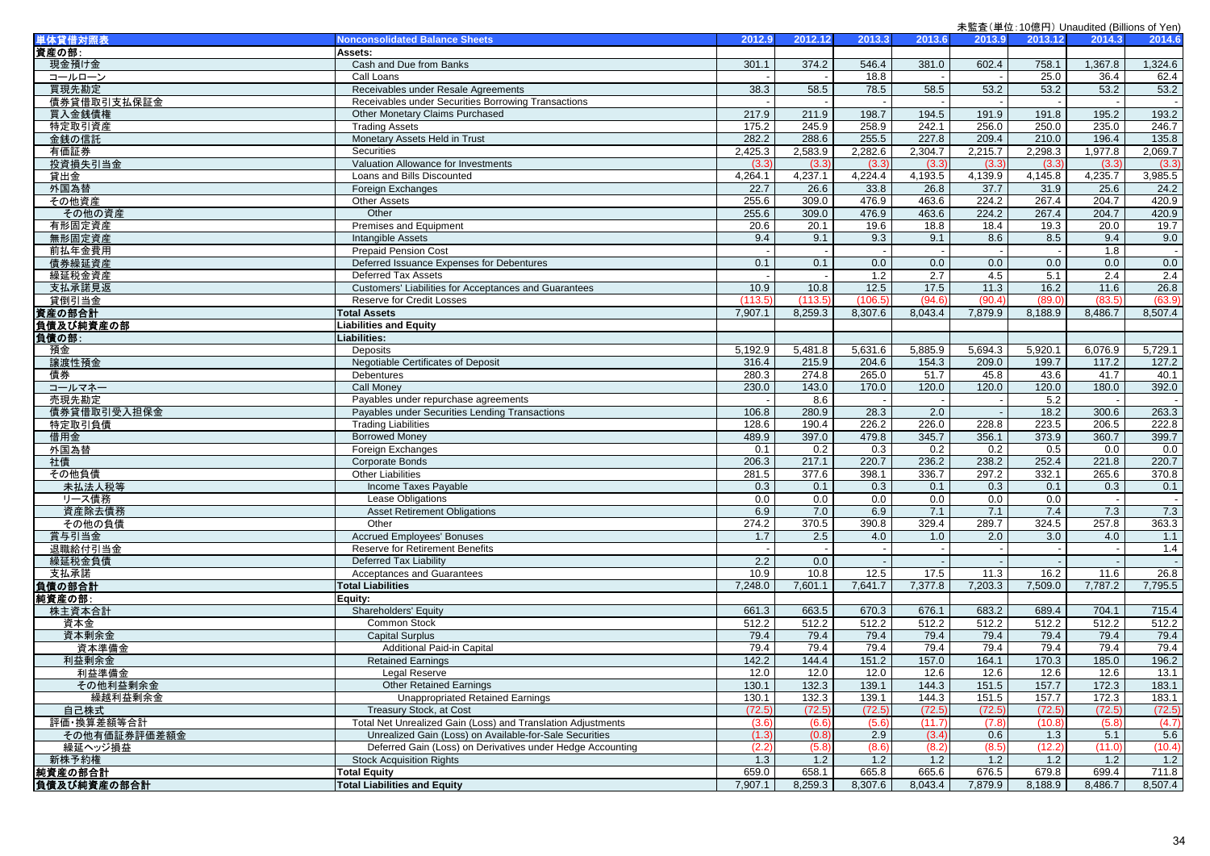未監査（単位：10億円）Unaudited (Billions of Yen)

| 単体貸借対照表 | Nonconsolidated Balance Sheets | 2012.9 | 2012.12 | 2013.3 | 2013.6 | 2013.9 | 2013.12 | 2014.3 | 2014.6 |
|---|---|---|---|---|---|---|---|---|---|
| 資産の部: | Assets: | | | | | | | | |
| 現金預け金 | Cash and Due from Banks | 301.1 | 374.2 | 546.4 | 381.0 | 602.4 | 758.1 | 1,367.8 | 1,324.6 |
| コールローン | Call Loans | - | - | 18.8 | - | - | 25.0 | 36.4 | 62.4 |
| 買現先勘定 | Receivables under Resale Agreements | 38.3 | 58.5 | 78.5 | 58.5 | 53.2 | 53.2 | 53.2 | 53.2 |
| 債券貸借取引支払保証金 | Receivables under Securities Borrowing Transactions | - | - | - | - | - | - | - | - |
| 買入金銭債権 | Other Monetary Claims Purchased | 217.9 | 211.9 | 198.7 | 194.5 | 191.9 | 191.8 | 195.2 | 193.2 |
| 特定取引資産 | Trading Assets | 175.2 | 245.9 | 258.9 | 242.1 | 256.0 | 250.0 | 235.0 | 246.7 |
| 金銭の信託 | Monetary Assets Held in Trust | 282.2 | 288.6 | 255.5 | 227.8 | 209.4 | 210.0 | 196.4 | 135.8 |
| 有価証券 | Securities | 2,425.3 | 2,583.9 | 2,282.6 | 2,304.7 | 2,215.7 | 2,298.3 | 1,977.8 | 2,069.7 |
| 投資損失引当金 | Valuation Allowance for Investments | (3.3) | (3.3) | (3.3) | (3.3) | (3.3) | (3.3) | (3.3) | (3.3) |
| 貸出金 | Loans and Bills Discounted | 4,264.1 | 4,237.1 | 4,224.4 | 4,193.5 | 4,139.9 | 4,145.8 | 4,235.7 | 3,985.5 |
| 外国為替 | Foreign Exchanges | 22.7 | 26.6 | 33.8 | 26.8 | 37.7 | 31.9 | 25.6 | 24.2 |
| その他資産 | Other Assets | 255.6 | 309.0 | 476.9 | 463.6 | 224.2 | 267.4 | 204.7 | 420.9 |
| その他の資産 | Other | 255.6 | 309.0 | 476.9 | 463.6 | 224.2 | 267.4 | 204.7 | 420.9 |
| 有形固定資産 | Premises and Equipment | 20.6 | 20.1 | 19.6 | 18.8 | 18.4 | 19.3 | 20.0 | 19.7 |
| 無形固定資産 | Intangible Assets | 9.4 | 9.1 | 9.3 | 9.1 | 8.6 | 8.5 | 9.4 | 9.0 |
| 前払年金費用 | Prepaid Pension Cost | - | - | - | - | - | - | 1.8 | - |
| 債券繰延資産 | Deferred Issuance Expenses for Debentures | 0.1 | 0.1 | 0.0 | 0.0 | 0.0 | 0.0 | 0.0 | 0.0 |
| 繰延税金資産 | Deferred Tax Assets | - | - | 1.2 | 2.7 | 4.5 | 5.1 | 2.4 | 2.4 |
| 支払承諾見返 | Customers' Liabilities for Acceptances and Guarantees | 10.9 | 10.8 | 12.5 | 17.5 | 11.3 | 16.2 | 11.6 | 26.8 |
| 貸倒引当金 | Reserve for Credit Losses | (113.5) | (113.5) | (106.5) | (94.6) | (90.4) | (89.0) | (83.5) | (63.9) |
| 資産の部合計 | Total Assets | 7,907.1 | 8,259.3 | 8,307.6 | 8,043.4 | 7,879.9 | 8,188.9 | 8,486.7 | 8,507.4 |
| 負債及び純資産の部 | Liabilities and Equity | | | | | | | | |
| 負債の部: | Liabilities: | | | | | | | | |
| 預金 | Deposits | 5,192.9 | 5,481.8 | 5,631.6 | 5,885.9 | 5,694.3 | 5,920.1 | 6,076.9 | 5,729.1 |
| 譲渡性預金 | Negotiable Certificates of Deposit | 316.4 | 215.9 | 204.6 | 154.3 | 209.0 | 199.7 | 117.2 | 127.2 |
| 債券 | Debentures | 280.3 | 274.8 | 265.0 | 51.7 | 45.8 | 43.6 | 41.7 | 40.1 |
| コールマネー | Call Money | 230.0 | 143.0 | 170.0 | 120.0 | 120.0 | 120.0 | 180.0 | 392.0 |
| 売現先勘定 | Payables under repurchase agreements | - | 8.6 | - | - | - | 5.2 | - | - |
| 債券貸借取引受入担保金 | Payables under Securities Lending Transactions | 106.8 | 280.9 | 28.3 | 2.0 | - | 18.2 | 300.6 | 263.3 |
| 特定取引負債 | Trading Liabilities | 128.6 | 190.4 | 226.2 | 226.0 | 228.8 | 223.5 | 206.5 | 222.8 |
| 借用金 | Borrowed Money | 489.9 | 397.0 | 479.8 | 345.7 | 356.1 | 373.9 | 360.7 | 399.7 |
| 外国為替 | Foreign Exchanges | 0.1 | 0.2 | 0.3 | 0.2 | 0.2 | 0.5 | 0.0 | 0.0 |
| 社債 | Corporate Bonds | 206.3 | 217.1 | 220.7 | 236.2 | 238.2 | 252.4 | 221.8 | 220.7 |
| その他負債 | Other Liabilities | 281.5 | 377.6 | 398.1 | 336.7 | 297.2 | 332.1 | 265.6 | 370.8 |
| 未払法人税等 | Income Taxes Payable | 0.3 | 0.1 | 0.3 | 0.1 | 0.3 | 0.1 | 0.3 | 0.1 |
| リース債務 | Lease Obligations | 0.0 | 0.0 | 0.0 | 0.0 | 0.0 | 0.0 | - | - |
| 資産除去債務 | Asset Retirement Obligations | 6.9 | 7.0 | 6.9 | 7.1 | 7.1 | 7.4 | 7.3 | 7.3 |
| その他の負債 | Other | 274.2 | 370.5 | 390.8 | 329.4 | 289.7 | 324.5 | 257.8 | 363.3 |
| 賞与引当金 | Accrued Employees' Bonuses | 1.7 | 2.5 | 4.0 | 1.0 | 2.0 | 3.0 | 4.0 | 1.1 |
| 退職給付引当金 | Reserve for Retirement Benefits | - | - | - | - | - | - | - | 1.4 |
| 繰延税金負債 | Deferred Tax Liability | 2.2 | 0.0 | - | - | - | - | - | - |
| 支払承諾 | Acceptances and Guarantees | 10.9 | 10.8 | 12.5 | 17.5 | 11.3 | 16.2 | 11.6 | 26.8 |
| 負債の部合計 | Total Liabilities | 7,248.0 | 7,601.1 | 7,641.7 | 7,377.8 | 7,203.3 | 7,509.0 | 7,787.2 | 7,795.5 |
| 純資産の部: | Equity: | | | | | | | | |
| 株主資本合計 | Shareholders' Equity | 661.3 | 663.5 | 670.3 | 676.1 | 683.2 | 689.4 | 704.1 | 715.4 |
| 資本金 | Common Stock | 512.2 | 512.2 | 512.2 | 512.2 | 512.2 | 512.2 | 512.2 | 512.2 |
| 資本剰余金 | Capital Surplus | 79.4 | 79.4 | 79.4 | 79.4 | 79.4 | 79.4 | 79.4 | 79.4 |
| 資本準備金 | Additional Paid-in Capital | 79.4 | 79.4 | 79.4 | 79.4 | 79.4 | 79.4 | 79.4 | 79.4 |
| 利益剰余金 | Retained Earnings | 142.2 | 144.4 | 151.2 | 157.0 | 164.1 | 170.3 | 185.0 | 196.2 |
| 利益準備金 | Legal Reserve | 12.0 | 12.0 | 12.0 | 12.6 | 12.6 | 12.6 | 12.6 | 13.1 |
| その他利益剰余金 | Other Retained Earnings | 130.1 | 132.3 | 139.1 | 144.3 | 151.5 | 157.7 | 172.3 | 183.1 |
| 繰越利益剰余金 | Unappropriated Retained Earnings | 130.1 | 132.3 | 139.1 | 144.3 | 151.5 | 157.7 | 172.3 | 183.1 |
| 自己株式 | Treasury Stock, at Cost | (72.5) | (72.5) | (72.5) | (72.5) | (72.5) | (72.5) | (72.5) | (72.5) |
| 評価・換算差額等合計 | Total Net Unrealized Gain (Loss) and Translation Adjustments | (3.6) | (6.6) | (5.6) | (11.7) | (7.8) | (10.8) | (5.8) | (4.7) |
| その他有価証券評価差額金 | Unrealized Gain (Loss) on Available-for-Sale Securities | (1.3) | (0.8) | 2.9 | (3.4) | 0.6 | 1.3 | 5.1 | 5.6 |
| 繰延ヘッジ損益 | Deferred Gain (Loss) on Derivatives under Hedge Accounting | (2.2) | (5.8) | (8.6) | (8.2) | (8.5) | (12.2) | (11.0) | (10.4) |
| 新株予約権 | Stock Acquisition Rights | 1.3 | 1.2 | 1.2 | 1.2 | 1.2 | 1.2 | 1.2 | 1.2 |
| 純資産の部合計 | Total Equity | 659.0 | 658.1 | 665.8 | 665.6 | 676.5 | 679.8 | 699.4 | 711.8 |
| 負債及び純資産の部合計 | Total Liabilities and Equity | 7,907.1 | 8,259.3 | 8,307.6 | 8,043.4 | 7,879.9 | 8,188.9 | 8,486.7 | 8,507.4 |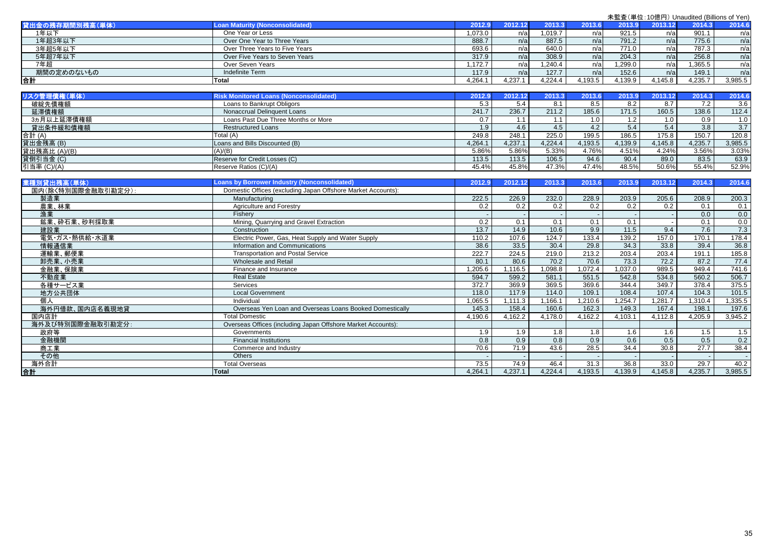未監査（単位：10億円）Unaudited (Billions of Yen)

| 貸出金の残存期間別残高（単体） | Loan Maturity (Nonconsolidated) | 2012.9 | 2012.12 | 2013.3 | 2013.6 | 2013.9 | 2013.12 | 2014.3 | 2014.6 |
|---|---|---|---|---|---|---|---|---|---|
| 1年以下 | One Year or Less | 1,073.0 | n/a | 1,019.7 | n/a | 921.5 | n/a | 901.1 | n/a |
| 1年超3年以下 | Over One Year to Three Years | 888.7 | n/a | 887.5 | n/a | 791.2 | n/a | 775.6 | n/a |
| 3年超5年以下 | Over Three Years to Five Years | 693.6 | n/a | 640.0 | n/a | 771.0 | n/a | 787.3 | n/a |
| 5年超7年以下 | Over Five Years to Seven Years | 317.9 | n/a | 308.9 | n/a | 204.3 | n/a | 256.8 | n/a |
| 7年超 | Over Seven Years | 1,172.7 | n/a | 1,240.4 | n/a | 1,299.0 | n/a | 1,365.5 | n/a |
| 期間の定めのないもの | Indefinite Term | 117.9 | n/a | 127.7 | n/a | 152.6 | n/a | 149.1 | n/a |
| 合計 | Total | 4,264.1 | 4,237.1 | 4,224.4 | 4,193.5 | 4,139.9 | 4,145.8 | 4,235.7 | 3,985.5 |

| リスク管理債権（単体） | Risk Monitored Loans (Nonconsolidated) | 2012.9 | 2012.12 | 2013.3 | 2013.6 | 2013.9 | 2013.12 | 2014.3 | 2014.6 |
|---|---|---|---|---|---|---|---|---|---|
| 破綻先債権額 | Loans to Bankrupt Obligors | 5.3 | 5.4 | 8.1 | 8.5 | 8.2 | 8.7 | 7.2 | 3.6 |
| 延滞債権額 | Nonaccrual Delinquent Loans | 241.7 | 236.7 | 211.2 | 185.6 | 171.5 | 160.5 | 138.6 | 112.4 |
| 3ヵ月以上延滞債権額 | Loans Past Due Three Months or More | 0.7 | 1.1 | 1.1 | 1.0 | 1.2 | 1.0 | 0.9 | 1.0 |
| 貸出条件緩和債権額 | Restructured Loans | 1.9 | 4.6 | 4.5 | 4.2 | 5.4 | 5.4 | 3.8 | 3.7 |
| 合計 (A) | Total (A) | 249.8 | 248.1 | 225.0 | 199.5 | 186.5 | 175.8 | 150.7 | 120.8 |
| 貸出金残高 (B) | Loans and Bills Discounted (B) | 4,264.1 | 4,237.1 | 4,224.4 | 4,193.5 | 4,139.9 | 4,145.8 | 4,235.7 | 3,985.5 |
| 貸出残高比 (A)/(B) | (A)/(B) | 5.86% | 5.86% | 5.33% | 4.76% | 4.51% | 4.24% | 3.56% | 3.03% |
| 貸倒引当金 (C) | Reserve for Credit Losses (C) | 113.5 | 113.5 | 106.5 | 94.6 | 90.4 | 89.0 | 83.5 | 63.9 |
| 引当率 (C)/(A) | Reserve Ratios (C)/(A) | 45.4% | 45.8% | 47.3% | 47.4% | 48.5% | 50.6% | 55.4% | 52.9% |

| 業種別貸出残高（単体） | Loans by Borrower Industry (Nonconsolidated) | 2012.9 | 2012.12 | 2013.3 | 2013.6 | 2013.9 | 2013.12 | 2014.3 | 2014.6 |
|---|---|---|---|---|---|---|---|---|---|
| 国内（除く特別国際金融取引勘定分）: | Domestic Offices (excluding Japan Offshore Market Accounts): | | | | | | | | |
| 製造業 | Manufacturing | 222.5 | 226.9 | 232.0 | 228.9 | 203.9 | 205.6 | 208.9 | 200.3 |
| 農業、林業 | Agriculture and Forestry | 0.2 | 0.2 | 0.2 | 0.2 | 0.2 | 0.2 | 0.1 | 0.1 |
| 漁業 | Fishery | - | - | - | - | - | - | 0.0 | 0.0 |
| 鉱業、砕石業、砂利採取業 | Mining, Quarrying and Gravel Extraction | 0.2 | 0.1 | 0.1 | 0.1 | 0.1 | - | 0.1 | 0.0 |
| 建設業 | Construction | 13.7 | 14.9 | 10.6 | 9.9 | 11.5 | 9.4 | 7.6 | 7.3 |
| 電気・ガス・熱供給・水道業 | Electric Power, Gas, Heat Supply and Water Supply | 110.2 | 107.6 | 124.7 | 133.4 | 139.2 | 157.0 | 170.1 | 178.4 |
| 情報通信業 | Information and Communications | 38.6 | 33.5 | 30.4 | 29.8 | 34.3 | 33.8 | 39.4 | 36.8 |
| 運輸業、郵便業 | Transportation and Postal Service | 222.7 | 224.5 | 219.0 | 213.2 | 203.4 | 203.4 | 191.1 | 185.8 |
| 卸売業、小売業 | Wholesale and Retail | 80.1 | 80.6 | 70.2 | 70.6 | 73.3 | 72.2 | 87.2 | 77.4 |
| 金融業、保険業 | Finance and Insurance | 1,205.6 | 1,116.5 | 1,098.8 | 1,072.4 | 1,037.0 | 989.5 | 949.4 | 741.6 |
| 不動産業 | Real Estate | 594.7 | 599.2 | 581.1 | 551.5 | 542.8 | 534.8 | 560.2 | 506.7 |
| 各種サービス業 | Services | 372.7 | 369.9 | 369.5 | 369.6 | 344.4 | 349.7 | 378.4 | 375.5 |
| 地方公共団体 | Local Government | 118.0 | 117.9 | 114.0 | 109.1 | 108.4 | 107.4 | 104.3 | 101.5 |
| 個人 | Individual | 1,065.5 | 1,111.3 | 1,166.1 | 1,210.6 | 1,254.7 | 1,281.7 | 1,310.4 | 1,335.5 |
| 海外円借款、国内店名義現地貸 | Overseas Yen Loan and Overseas Loans Booked Domestically | 145.3 | 158.4 | 160.6 | 162.3 | 149.3 | 167.4 | 198.1 | 197.6 |
| 国内店計 | Total Domestic | 4,190.6 | 4,162.2 | 4,178.0 | 4,162.2 | 4,103.1 | 4,112.8 | 4,205.9 | 3,945.2 |
| 海外及び特別国際金融取引勘定分: | Overseas Offices (including Japan Offshore Market Accounts): | | | | | | | | |
| 政府等 | Governments | 1.9 | 1.9 | 1.8 | 1.8 | 1.6 | 1.6 | 1.5 | 1.5 |
| 金融機関 | Financial Institutions | 0.8 | 0.9 | 0.8 | 0.9 | 0.6 | 0.5 | 0.5 | 0.2 |
| 商工業 | Commerce and Industry | 70.6 | 71.9 | 43.6 | 28.5 | 34.4 | 30.8 | 27.7 | 38.4 |
| その他 | Others | - | - | - | - | - | - | - | - |
| 海外合計 | Total Overseas | 73.5 | 74.9 | 46.4 | 31.3 | 36.8 | 33.0 | 29.7 | 40.2 |
| 合計 | Total | 4,264.1 | 4,237.1 | 4,224.4 | 4,193.5 | 4,139.9 | 4,145.8 | 4,235.7 | 3,985.5 |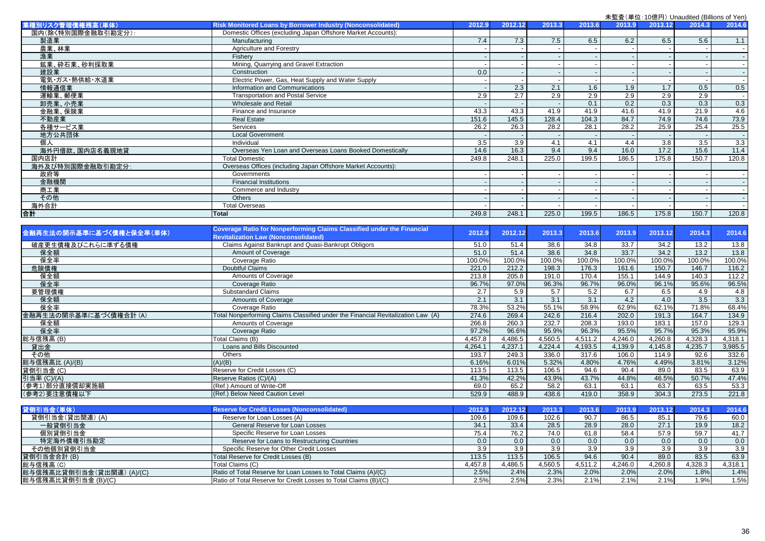未監査(単位:10億円) Unaudited (Billions of Yen)

| 業種別リスク管理債権残高(単体) | Risk Monitored Loans by Borrower Industry (Nonconsolidated) | 2012.9 | 2012.12 | 2013.3 | 2013.6 | 2013.9 | 2013.12 | 2014.3 | 2014.6 |
|---|---|---|---|---|---|---|---|---|---|
| 国内(除く特別国際金融取引勘定分): | Domestic Offices (excluding Japan Offshore Market Accounts): | | | | | | | | |
| 製造業 | Manufacturing | 7.4 | 7.3 | 7.5 | 6.5 | 6.2 | 6.5 | 5.6 | 1.1 |
| 農業、林業 | Agriculture and Forestry | - | - | - | - | - | - | - | - |
| 漁業 | Fishery | - | - | - | - | - | - | - | - |
| 鉱業、砕石業、砂利採取業 | Mining, Quarrying and Gravel Extraction | - | - | - | - | - | - | - | - |
| 建設業 | Construction | 0.0 | - | - | - | - | - | - | - |
| 電気・ガス・熱供給・水道業 | Electric Power, Gas, Heat Supply and Water Supply | - | - | - | - | - | - | - | - |
| 情報通信業 | Information and Communications | - | 2.3 | 2.1 | 1.6 | 1.9 | 1.7 | 0.5 | 0.5 |
| 運輸業、郵便業 | Transportation and Postal Service | 2.9 | 2.7 | 2.9 | 2.9 | 2.9 | 2.9 | 2.9 | - |
| 卸売業、小売業 | Wholesale and Retail | - | - | - | 0.1 | 0.2 | 0.3 | 0.3 | 0.3 |
| 金融業、保険業 | Finance and Insurance | 43.3 | 43.3 | 41.9 | 41.9 | 41.6 | 41.9 | 21.9 | 4.6 |
| 不動産業 | Real Estate | 151.6 | 145.5 | 128.4 | 104.3 | 84.7 | 74.9 | 74.6 | 73.9 |
| 各種サービス業 | Services | 26.2 | 26.3 | 28.2 | 28.1 | 28.2 | 25.9 | 25.4 | 25.5 |
| 地方公共団体 | Local Government | - | - | - | - | - | - | - | - |
| 個人 | Individual | 3.5 | 3.9 | 4.1 | 4.1 | 4.4 | 3.8 | 3.5 | 3.3 |
| 海外円借款、国内店名義現地貸 | Overseas Yen Loan and Overseas Loans Booked Domestically | 14.6 | 16.3 | 9.4 | 9.4 | 16.0 | 17.2 | 15.6 | 11.4 |
| 国内店計 | Total Domestic | 249.8 | 248.1 | 225.0 | 199.5 | 186.5 | 175.8 | 150.7 | 120.8 |
| 海外及び特別国際金融取引勘定分: | Overseas Offices (including Japan Offshore Market Accounts): | | | | | | | | |
| 政府等 | Governments | - | - | - | - | - | - | - | - |
| 金融機関 | Financial Institutions | - | - | - | - | - | - | - | - |
| 商工業 | Commerce and Industry | - | - | - | - | - | - | - | - |
| その他 | Others | - | - | - | - | - | - | - | - |
| 海外合計 | Total Overseas | - | - | - | - | - | - | - | - |
| 合計 | Total | 249.8 | 248.1 | 225.0 | 199.5 | 186.5 | 175.8 | 150.7 | 120.8 |

| 金融再生法の開示基準に基づく債権と保全率(単体) | Coverage Ratio for Nonperforming Claims Classified under the Financial Revitalization Law (Nonconsolidated) | 2012.9 | 2012.12 | 2013.3 | 2013.6 | 2013.9 | 2013.12 | 2014.3 | 2014.6 |
|---|---|---|---|---|---|---|---|---|---|
| 破産更生債権及びこれらに準ずる債権 | Claims Against Bankrupt and Quasi-Bankrupt Obligors | 51.0 | 51.4 | 38.6 | 34.8 | 33.7 | 34.2 | 13.2 | 13.8 |
| 保全額 | Amount of Coverage | 51.0 | 51.4 | 38.6 | 34.8 | 33.7 | 34.2 | 13.2 | 13.8 |
| 保全率 | Coverage Ratio | 100.0% | 100.0% | 100.0% | 100.0% | 100.0% | 100.0% | 100.0% | 100.0% |
| 危険債権 | Doubtful Claims | 221.0 | 212.2 | 198.3 | 176.3 | 161.6 | 150.7 | 146.7 | 116.2 |
| 保全額 | Amounts of Coverage | 213.8 | 205.8 | 191.0 | 170.4 | 155.1 | 144.9 | 140.3 | 112.2 |
| 保全率 | Coverage Ratio | 96.7% | 97.0% | 96.3% | 96.7% | 96.0% | 96.1% | 95.6% | 96.5% |
| 要管理債権 | Substandard Claims | 2.7 | 5.9 | 5.7 | 5.2 | 6.7 | 6.5 | 4.9 | 4.8 |
| 保全額 | Amounts of Coverage | 2.1 | 3.1 | 3.1 | 3.1 | 4.2 | 4.0 | 3.5 | 3.3 |
| 保全率 | Coverage Ratio | 78.3% | 53.2% | 55.1% | 58.9% | 62.9% | 62.1% | 71.8% | 68.4% |
| 金融再生法の開示基準に基づく債権合計 (A) | Total Nonperforming Claims Classified under the Financial Revitalization Law (A) | 274.6 | 269.4 | 242.6 | 216.4 | 202.0 | 191.3 | 164.7 | 134.9 |
| 保全額 | Amounts of Coverage | 266.8 | 260.3 | 232.7 | 208.3 | 193.0 | 183.1 | 157.0 | 129.3 |
| 保全率 | Coverage Ratio | 97.2% | 96.6% | 95.9% | 96.3% | 95.5% | 95.7% | 95.3% | 95.9% |
| 総与信残高 (B) | Total Claims (B) | 4,457.8 | 4,486.5 | 4,560.5 | 4,511.2 | 4,246.0 | 4,260.8 | 4,328.3 | 4,318.1 |
| 貸出金 | Loans and Bills Discounted | 4,264.1 | 4,237.1 | 4,224.4 | 4,193.5 | 4,139.9 | 4,145.8 | 4,235.7 | 3,985.5 |
| その他 | Others | 193.7 | 249.3 | 336.0 | 317.6 | 106.0 | 114.9 | 92.6 | 332.6 |
| 総与信残高比 (A)/(B) | (A)/(B) | 6.16% | 6.01% | 5.32% | 4.80% | 4.76% | 4.49% | 3.81% | 3.12% |
| 貸倒引当金 (C) | Reserve for Credit Losses (C) | 113.5 | 113.5 | 106.5 | 94.6 | 90.4 | 89.0 | 83.5 | 63.9 |
| 引当率 (C)/(A) | Reserve Ratios (C)/(A) | 41.3% | 42.2% | 43.9% | 43.7% | 44.8% | 46.5% | 50.7% | 47.4% |
| (参考1)部分直接償却実施額 | (Ref.) Amount of Write-Off | 69.0 | 65.2 | 58.2 | 63.1 | 63.1 | 63.7 | 63.5 | 53.3 |
| (参考2)要注意債権以下 | (Ref.) Below Need Caution Level | 529.9 | 488.9 | 438.6 | 419.0 | 358.9 | 304.3 | 273.5 | 221.8 |

| 貸倒引当金(単体) | Reserve for Credit Losses (Nonconsolidated) | 2012.9 | 2012.12 | 2013.3 | 2013.6 | 2013.9 | 2013.12 | 2014.3 | 2014.6 |
|---|---|---|---|---|---|---|---|---|---|
| 貸倒引当金(貸出関連) (A) | Reserve for Loan Losses (A) | 109.6 | 109.6 | 102.6 | 90.7 | 86.5 | 85.1 | 79.6 | 60.0 |
| 一般貸倒引当金 | General Reserve for Loan Losses | 34.1 | 33.4 | 28.5 | 28.9 | 28.0 | 27.1 | 19.9 | 18.2 |
| 個別貸倒引当金 | Specific Reserve for Loan Losses | 75.4 | 76.2 | 74.0 | 61.8 | 58.4 | 57.9 | 59.7 | 41.7 |
| 特定海外債権引当勘定 | Reserve for Loans to Restructuring Countries | 0.0 | 0.0 | 0.0 | 0.0 | 0.0 | 0.0 | 0.0 | 0.0 |
| その他個別貸倒引当金 | Specific Reserve for Other Credit Losses | 3.9 | 3.9 | 3.9 | 3.9 | 3.9 | 3.9 | 3.9 | 3.9 |
| 貸倒引当金合計 (B) | Total Reserve for Credit Losses (B) | 113.5 | 113.5 | 106.5 | 94.6 | 90.4 | 89.0 | 83.5 | 63.9 |
| 総与信残高 (C) | Total Claims (C) | 4,457.8 | 4,486.5 | 4,560.5 | 4,511.2 | 4,246.0 | 4,260.8 | 4,328.3 | 4,318.1 |
| 総与信残高比貸倒引当金(貸出関連) (A)/(C) | Ratio of Total Reserve for Loan Losses to Total Claims (A)/(C) | 2.5% | 2.4% | 2.3% | 2.0% | 2.0% | 2.0% | 1.8% | 1.4% |
| 総与信残高比貸倒引当金 (B)/(C) | Ratio of Total Reserve for Credit Losses to Total Claims (B)/(C) | 2.5% | 2.5% | 2.3% | 2.1% | 2.1% | 2.1% | 1.9% | 1.5% |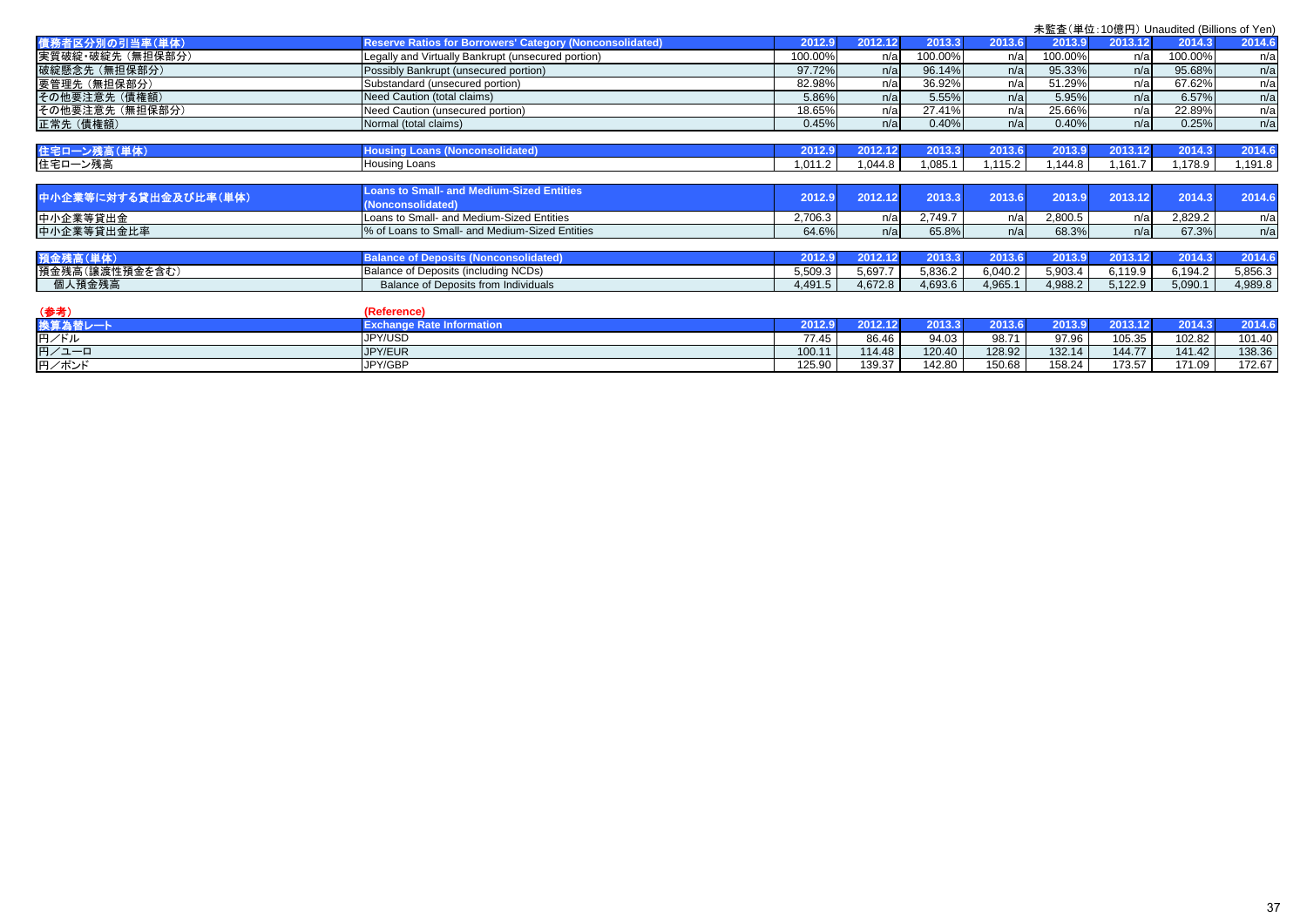未監査（単位:10億円）Unaudited (Billions of Yen)

| 債務者区分別の引当率(単体) | Reserve Ratios for Borrowers' Category (Nonconsolidated) | 2012.9 | 2012.12 | 2013.3 | 2013.6 | 2013.9 | 2013.12 | 2014.3 | 2014.6 |
|---|---|---|---|---|---|---|---|---|---|
| 実質破綻・破綻先（無担保部分） | Legally and Virtually Bankrupt (unsecured portion) | 100.00% | n/a | 100.00% | n/a | 100.00% | n/a | 100.00% | n/a |
| 破綻懸念先（無担保部分） | Possibly Bankrupt (unsecured portion) | 97.72% | n/a | 96.14% | n/a | 95.33% | n/a | 95.68% | n/a |
| 要管理先（無担保部分） | Substandard (unsecured portion) | 82.98% | n/a | 36.92% | n/a | 51.29% | n/a | 67.62% | n/a |
| その他要注意先（債権額） | Need Caution (total claims) | 5.86% | n/a | 5.55% | n/a | 5.95% | n/a | 6.57% | n/a |
| その他要注意先（無担保部分） | Need Caution (unsecured portion) | 18.65% | n/a | 27.41% | n/a | 25.66% | n/a | 22.89% | n/a |
| 正常先（債権額） | Normal (total claims) | 0.45% | n/a | 0.40% | n/a | 0.40% | n/a | 0.25% | n/a |

| 住宅ローン残高(単体) | Housing Loans (Nonconsolidated) | 2012.9 | 2012.12 | 2013.3 | 2013.6 | 2013.9 | 2013.12 | 2014.3 | 2014.6 |
|---|---|---|---|---|---|---|---|---|---|
| 住宅ローン残高 | Housing Loans | 1,011.2 | 1,044.8 | 1,085.1 | 1,115.2 | 1,144.8 | 1,161.7 | 1,178.9 | 1,191.8 |

| 中小企業等に対する貸出金及び比率(単体) | Loans to Small- and Medium-Sized Entities (Nonconsolidated) | 2012.9 | 2012.12 | 2013.3 | 2013.6 | 2013.9 | 2013.12 | 2014.3 | 2014.6 |
|---|---|---|---|---|---|---|---|---|---|
| 中小企業等貸出金 | Loans to Small- and Medium-Sized Entities | 2,706.3 | n/a | 2,749.7 | n/a | 2,800.5 | n/a | 2,829.2 | n/a |
| 中小企業等貸出金比率 | % of Loans to Small- and Medium-Sized Entities | 64.6% | n/a | 65.8% | n/a | 68.3% | n/a | 67.3% | n/a |

| 預金残高(単体) | Balance of Deposits (Nonconsolidated) | 2012.9 | 2012.12 | 2013.3 | 2013.6 | 2013.9 | 2013.12 | 2014.3 | 2014.6 |
|---|---|---|---|---|---|---|---|---|---|
| 預金残高(譲渡性預金を含む) | Balance of Deposits (including NCDs) | 5,509.3 | 5,697.7 | 5,836.2 | 6,040.2 | 5,903.4 | 6,119.9 | 6,194.2 | 5,856.3 |
| 個人預金残高 | Balance of Deposits from Individuals | 4,491.5 | 4,672.8 | 4,693.6 | 4,965.1 | 4,988.2 | 5,122.9 | 5,090.1 | 4,989.8 |

（参考） (Reference)

| 換算為替レート | Exchange Rate Information | 2012.9 | 2012.12 | 2013.3 | 2013.6 | 2013.9 | 2013.12 | 2014.3 | 2014.6 |
|---|---|---|---|---|---|---|---|---|---|
| 円／ドル | JPY/USD | 77.45 | 86.46 | 94.03 | 98.71 | 97.96 | 105.35 | 102.82 | 101.40 |
| 円／ユーロ | JPY/EUR | 100.11 | 114.48 | 120.40 | 128.92 | 132.14 | 144.77 | 141.42 | 138.36 |
| 円／ポンド | JPY/GBP | 125.90 | 139.37 | 142.80 | 150.68 | 158.24 | 173.57 | 171.09 | 172.67 |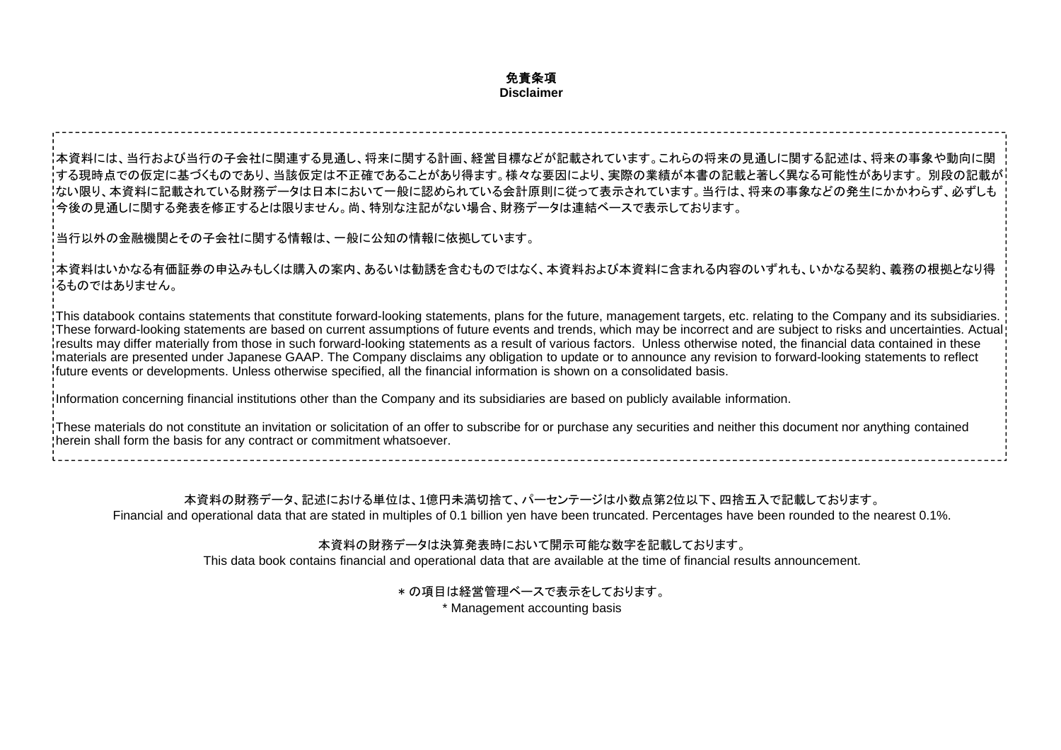# 免責条項
# Disclaimer

本資料には、当行および当行の子会社に関連する見通し、将来に関する計画、経営目標などが記載されています。これらの将来の見通しに関する記述は、将来の事象や動向に関する現時点での仮定に基づくものであり、当該仮定は不正確であることがあり得ます。様々な要因により、実際の業績が本書の記載と著しく異なる可能性があります。 別段の記載がない限り、本資料に記載されている財務データは日本において一般に認められている会計原則に従って表示されています。当行は、将来の事象などの発生にかかわらず、必ずしも今後の見通しに関する発表を修正するとは限りません。尚、特別な注記がない場合、財務データは連結ベースで表示しております。

当行以外の金融機関とその子会社に関する情報は、一般に公知の情報に依拠しています。

本資料はいかなる有価証券の申込みもしくは購入の案内、あるいは勧誘を含むものではなく、本資料および本資料に含まれる内容のいずれも、いかなる契約、義務の根拠となり得るものではありません。

This databook contains statements that constitute forward-looking statements, plans for the future, management targets, etc. relating to the Company and its subsidiaries. These forward-looking statements are based on current assumptions of future events and trends, which may be incorrect and are subject to risks and uncertainties. Actual results may differ materially from those in such forward-looking statements as a result of various factors. Unless otherwise noted, the financial data contained in these materials are presented under Japanese GAAP. The Company disclaims any obligation to update or to announce any revision to forward-looking statements to reflect future events or developments. Unless otherwise specified, all the financial information is shown on a consolidated basis.

Information concerning financial institutions other than the Company and its subsidiaries are based on publicly available information.

These materials do not constitute an invitation or solicitation of an offer to subscribe for or purchase any securities and neither this document nor anything contained herein shall form the basis for any contract or commitment whatsoever.

本資料の財務データ、記述における単位は、1億円未満切捨て、パーセンテージは小数点第2位以下、四捨五入で記載しております。
Financial and operational data that are stated in multiples of 0.1 billion yen have been truncated. Percentages have been rounded to the nearest 0.1%.

本資料の財務データは決算発表時において開示可能な数字を記載しております。
This data book contains financial and operational data that are available at the time of financial results announcement.

＊の項目は経営管理ベースで表示をしております。
* Management accounting basis